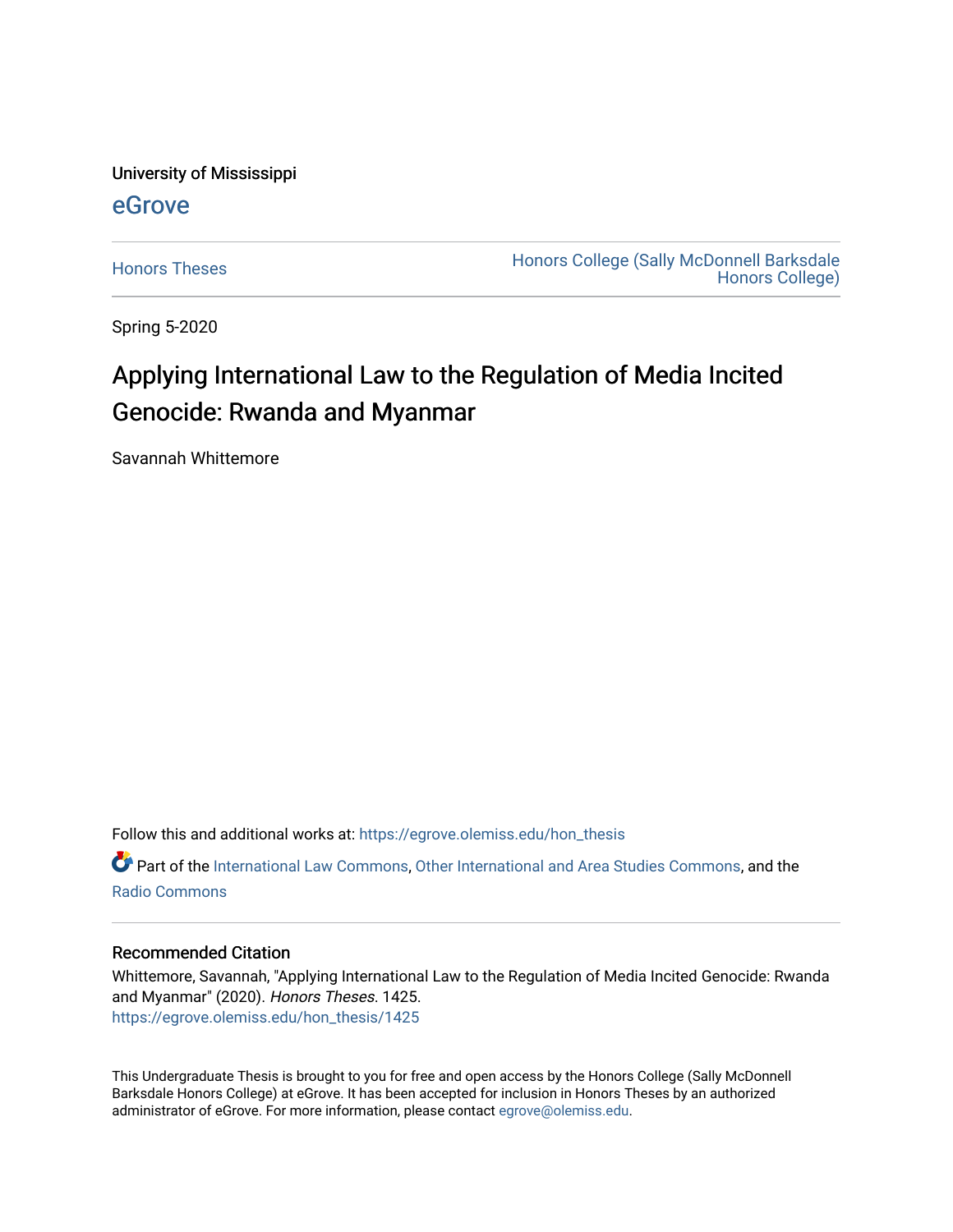University of Mississippi

eGrove

Honors Theses

Honors College (Sally McDonnell Barksdale Honors College)

Spring 5-2020

# Applying International Law to the Regulation of Media Incited Genocide: Rwanda and Myanmar

Savannah Whittemore

Follow this and additional works at: https://egrove.olemiss.edu/hon_thesis

Part of the International Law Commons, Other International and Area Studies Commons, and the Radio Commons

## Recommended Citation

Whittemore, Savannah, "Applying International Law to the Regulation of Media Incited Genocide: Rwanda and Myanmar" (2020). *Honors Theses*. 1425.
https://egrove.olemiss.edu/hon_thesis/1425

This Undergraduate Thesis is brought to you for free and open access by the Honors College (Sally McDonnell Barksdale Honors College) at eGrove. It has been accepted for inclusion in Honors Theses by an authorized administrator of eGrove. For more information, please contact egrove@olemiss.edu.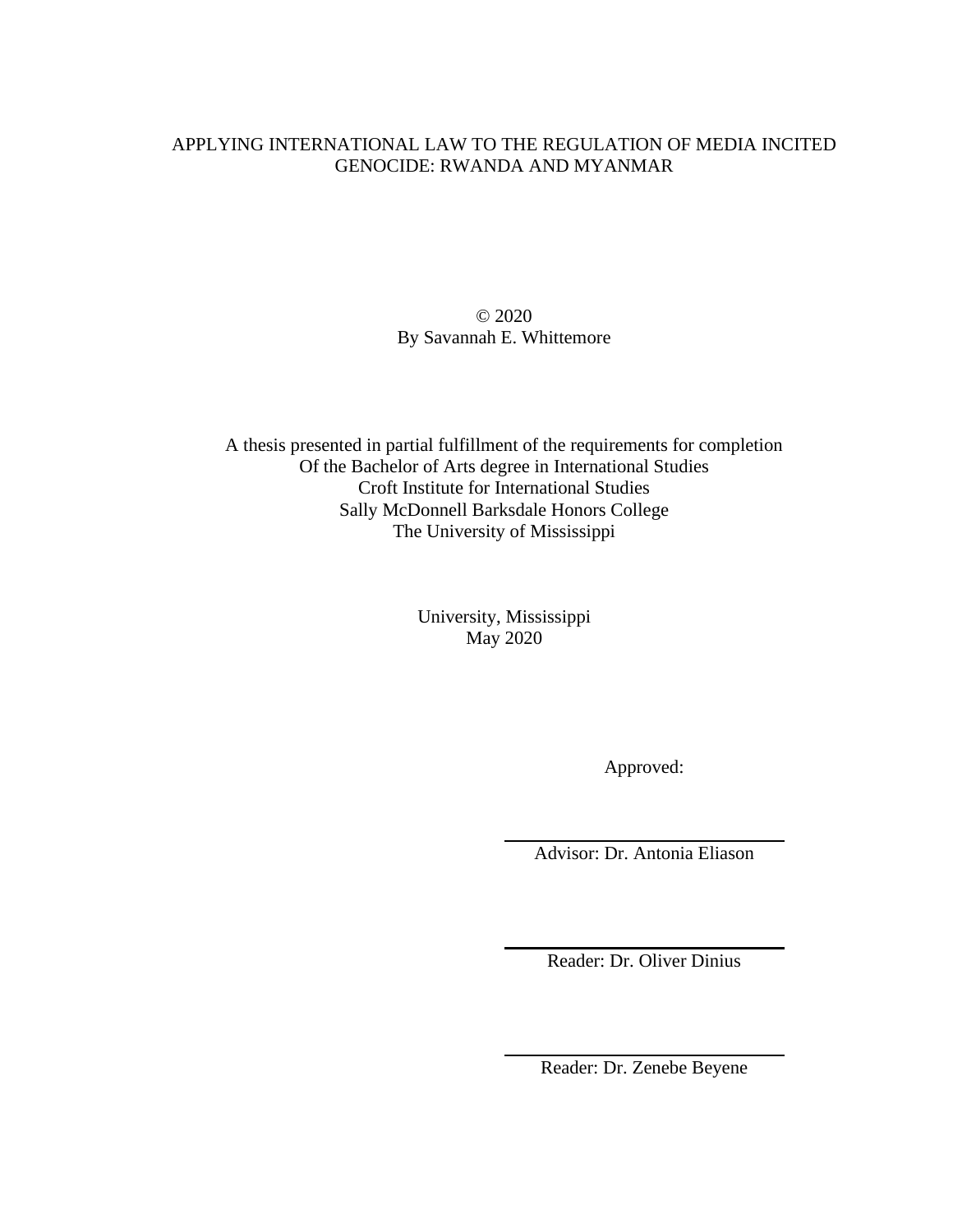APPLYING INTERNATIONAL LAW TO THE REGULATION OF MEDIA INCITED GENOCIDE: RWANDA AND MYANMAR

© 2020
By Savannah E. Whittemore

A thesis presented in partial fulfillment of the requirements for completion
Of the Bachelor of Arts degree in International Studies
Croft Institute for International Studies
Sally McDonnell Barksdale Honors College
The University of Mississippi

University, Mississippi
May 2020

Approved:

Advisor: Dr. Antonia Eliason

Reader: Dr. Oliver Dinius

Reader: Dr. Zenebe Beyene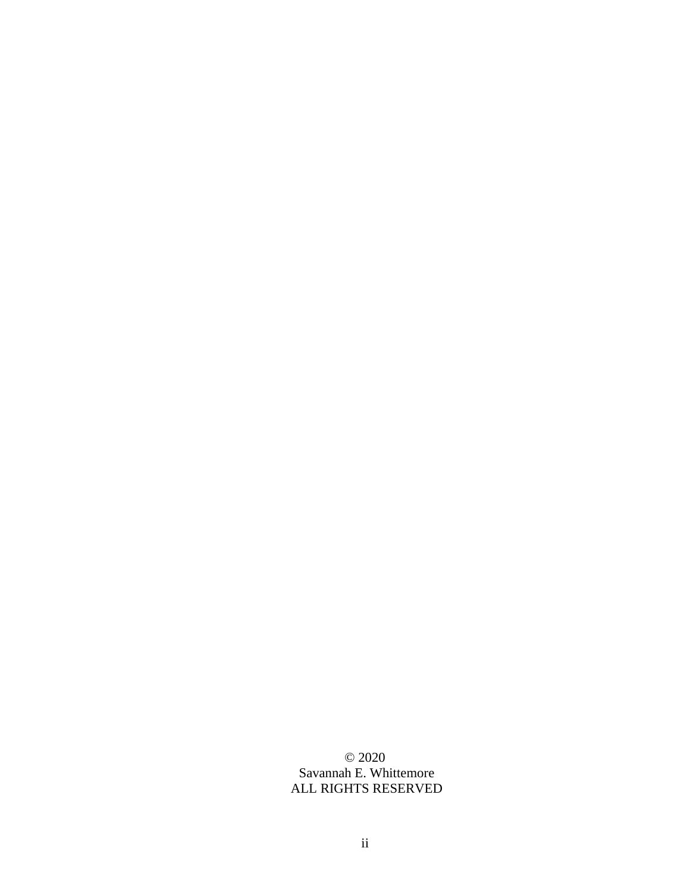© 2020
Savannah E. Whittemore
ALL RIGHTS RESERVED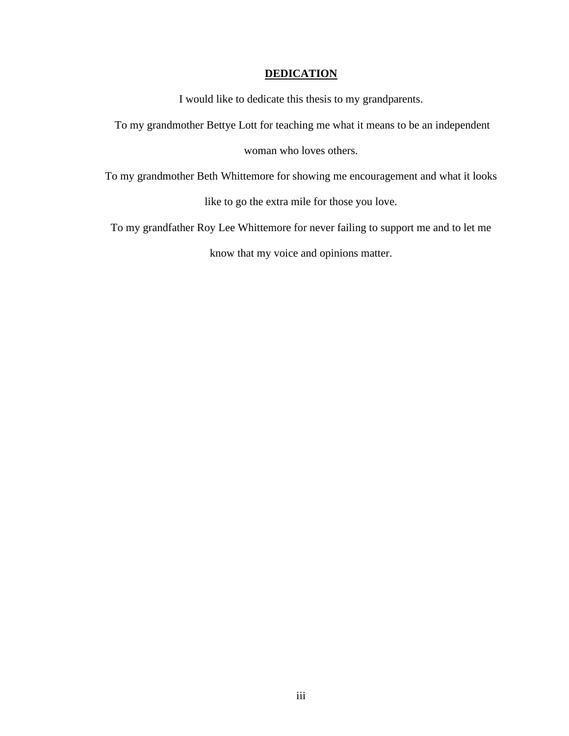# DEDICATION

I would like to dedicate this thesis to my grandparents.

To my grandmother Bettye Lott for teaching me what it means to be an independent woman who loves others.

To my grandmother Beth Whittemore for showing me encouragement and what it looks like to go the extra mile for those you love.

To my grandfather Roy Lee Whittemore for never failing to support me and to let me know that my voice and opinions matter.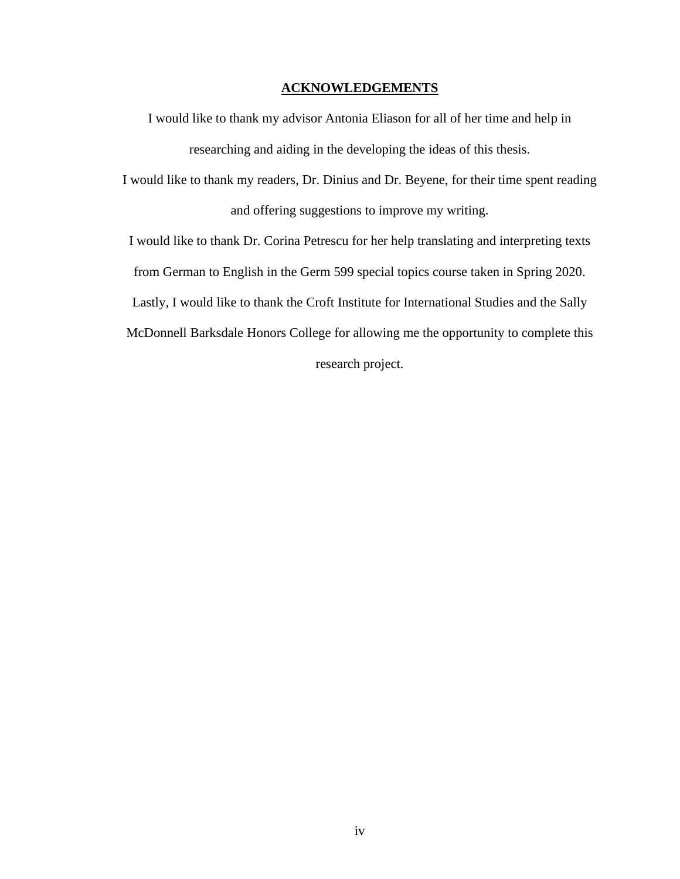## ACKNOWLEDGEMENTS

I would like to thank my advisor Antonia Eliason for all of her time and help in researching and aiding in the developing the ideas of this thesis.

I would like to thank my readers, Dr. Dinius and Dr. Beyene, for their time spent reading and offering suggestions to improve my writing.

I would like to thank Dr. Corina Petrescu for her help translating and interpreting texts from German to English in the Germ 599 special topics course taken in Spring 2020.

Lastly, I would like to thank the Croft Institute for International Studies and the Sally McDonnell Barksdale Honors College for allowing me the opportunity to complete this research project.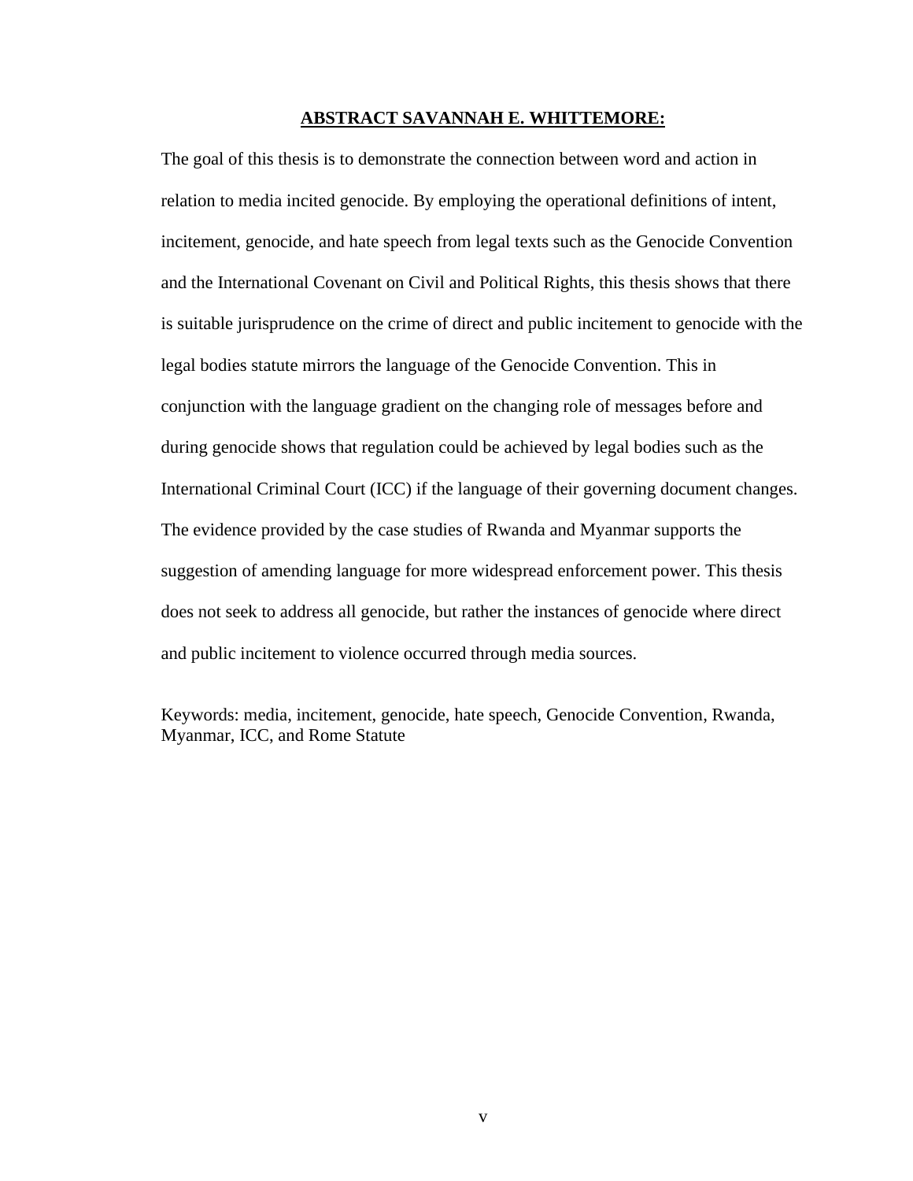## ABSTRACT SAVANNAH E. WHITTEMORE:

The goal of this thesis is to demonstrate the connection between word and action in relation to media incited genocide. By employing the operational definitions of intent, incitement, genocide, and hate speech from legal texts such as the Genocide Convention and the International Covenant on Civil and Political Rights, this thesis shows that there is suitable jurisprudence on the crime of direct and public incitement to genocide with the legal bodies statute mirrors the language of the Genocide Convention. This in conjunction with the language gradient on the changing role of messages before and during genocide shows that regulation could be achieved by legal bodies such as the International Criminal Court (ICC) if the language of their governing document changes. The evidence provided by the case studies of Rwanda and Myanmar supports the suggestion of amending language for more widespread enforcement power. This thesis does not seek to address all genocide, but rather the instances of genocide where direct and public incitement to violence occurred through media sources.

Keywords: media, incitement, genocide, hate speech, Genocide Convention, Rwanda, Myanmar, ICC, and Rome Statute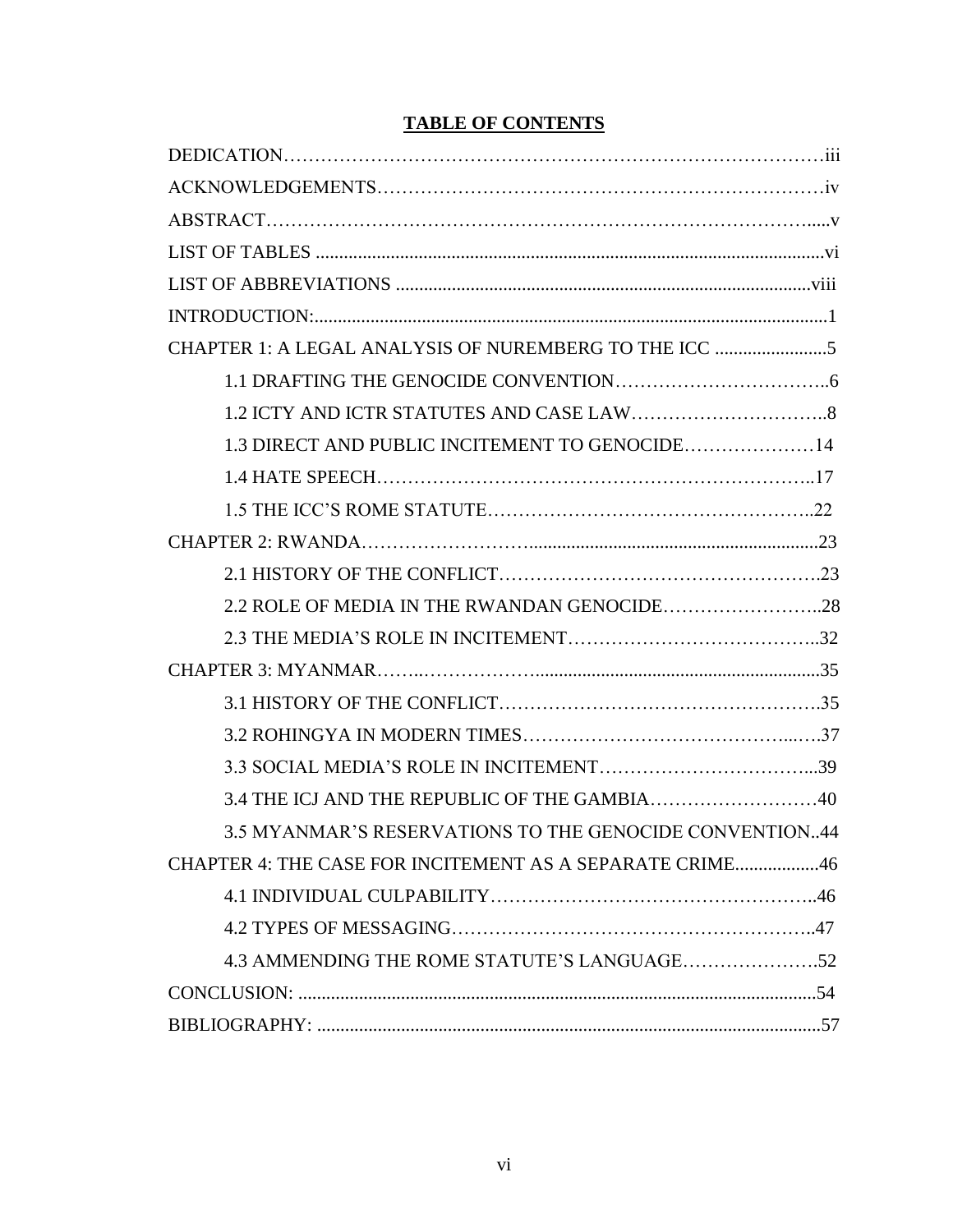# TABLE OF CONTENTS

DEDICATION…………………………………………………………………………iii

ACKNOWLEDGEMENTS……………………………………………………………iv

ABSTRACT……………………………………………………………………….....v

LIST OF TABLES ..........................................................................................................vi

LIST OF ABBREVIATIONS .......................................................................................viii

INTRODUCTION:..............................................................................................................1

CHAPTER 1: A LEGAL ANALYSIS OF NUREMBERG TO THE ICC ........................5

- 1.1 DRAFTING THE GENOCIDE CONVENTION……………………………..6
- 1.2 ICTY AND ICTR STATUTES AND CASE LAW…………………………..8
- 1.3 DIRECT AND PUBLIC INCITEMENT TO GENOCIDE…………………14
- 1.4 HATE SPEECH…………………………………………………………..17
- 1.5 THE ICC'S ROME STATUTE……………………………………………..22

CHAPTER 2: RWANDA……………………...........................................................23

- 2.1 HISTORY OF THE CONFLICT…………………………………………….23
- 2.2 ROLE OF MEDIA IN THE RWANDAN GENOCIDE……………………..28
- 2.3 THE MEDIA'S ROLE IN INCITEMENT…………………………………..32

CHAPTER 3: MYANMAR……..………………...........................................................35

- 3.1 HISTORY OF THE CONFLICT…………………………………………….35
- 3.2 ROHINGYA IN MODERN TIMES…………………………………..…37
- 3.3 SOCIAL MEDIA'S ROLE IN INCITEMENT……………………………...39
- 3.4 THE ICJ AND THE REPUBLIC OF THE GAMBIA………………………40
- 3.5 MYANMAR'S RESERVATIONS TO THE GENOCIDE CONVENTION..44

CHAPTER 4: THE CASE FOR INCITEMENT AS A SEPARATE CRIME..................46

- 4.1 INDIVIDUAL CULPABILITY……………………………………………..46
- 4.2 TYPES OF MESSAGING…………………………………………………..47
- 4.3 AMMENDING THE ROME STATUTE'S LANGUAGE………………….52

CONCLUSION: ................................................................................................................54

BIBLIOGRAPHY: ............................................................................................................57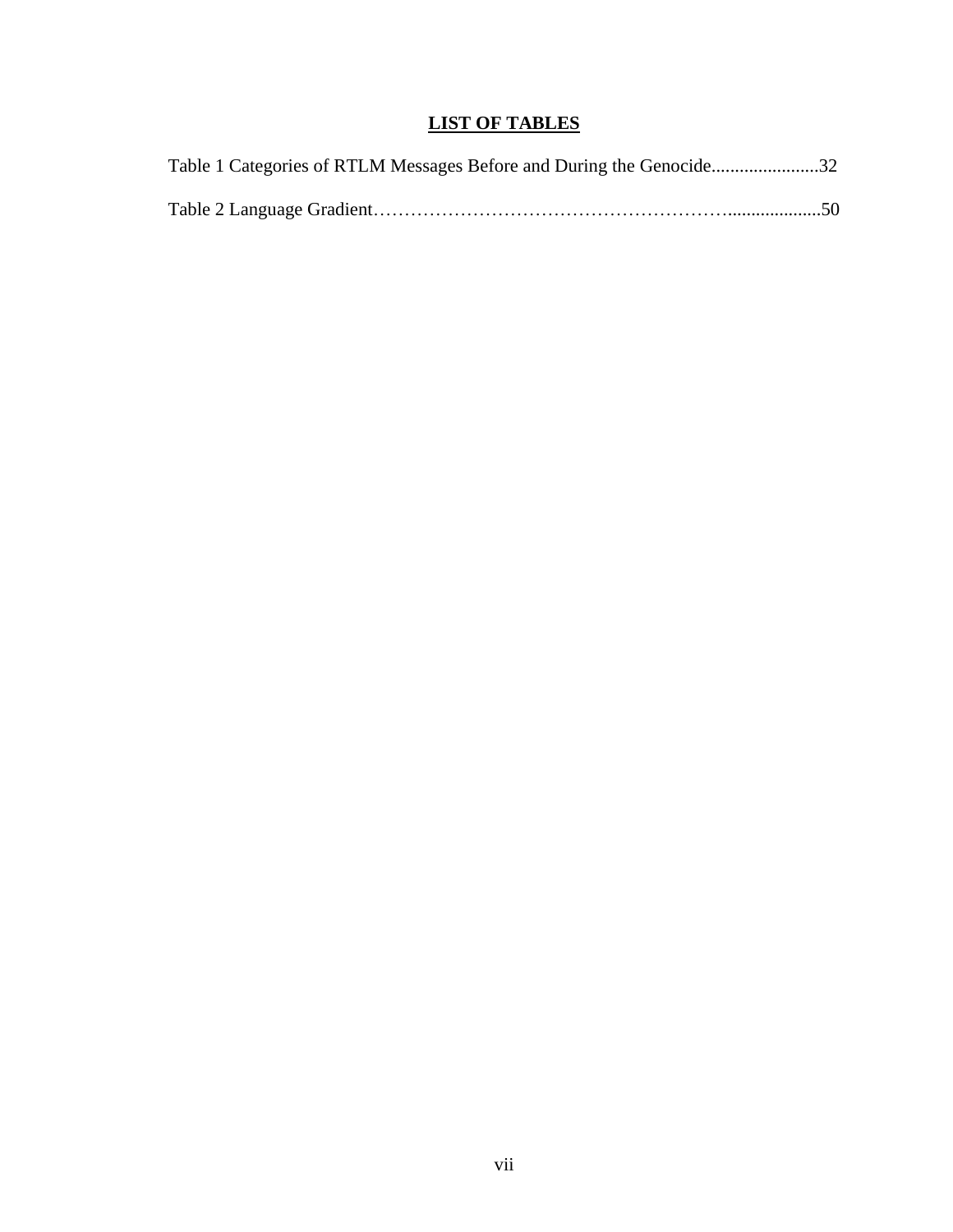# LIST OF TABLES

Table 1 Categories of RTLM Messages Before and During the Genocide.......................32

Table 2 Language Gradient……………………………………………………....................50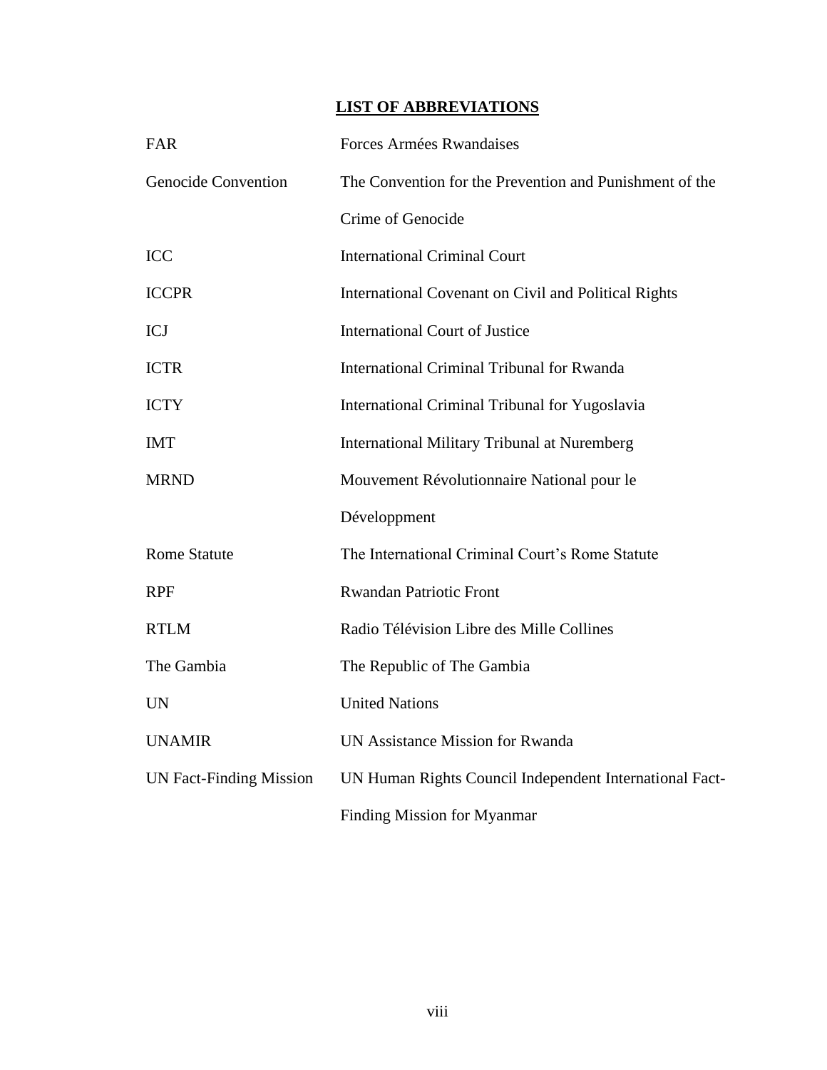## LIST OF ABBREVIATIONS

| | |
|---|---|
| FAR | Forces Armées Rwandaises |
| Genocide Convention | The Convention for the Prevention and Punishment of the Crime of Genocide |
| ICC | International Criminal Court |
| ICCPR | International Covenant on Civil and Political Rights |
| ICJ | International Court of Justice |
| ICTR | International Criminal Tribunal for Rwanda |
| ICTY | International Criminal Tribunal for Yugoslavia |
| IMT | International Military Tribunal at Nuremberg |
| MRND | Mouvement Révolutionnaire National pour le Développment |
| Rome Statute | The International Criminal Court's Rome Statute |
| RPF | Rwandan Patriotic Front |
| RTLM | Radio Télévision Libre des Mille Collines |
| The Gambia | The Republic of The Gambia |
| UN | United Nations |
| UNAMIR | UN Assistance Mission for Rwanda |
| UN Fact-Finding Mission | UN Human Rights Council Independent International Fact-Finding Mission for Myanmar |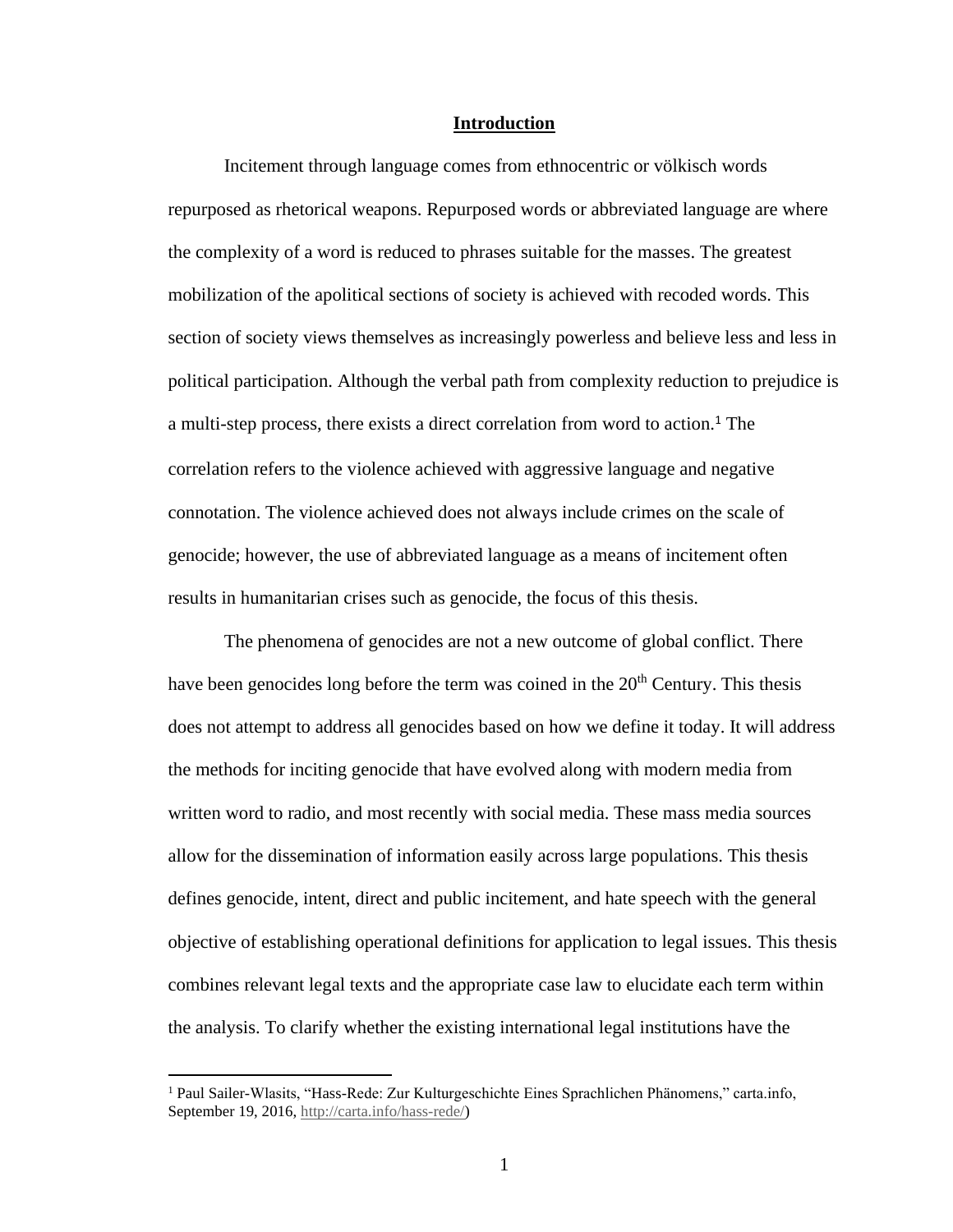# Introduction

Incitement through language comes from ethnocentric or völkisch words repurposed as rhetorical weapons. Repurposed words or abbreviated language are where the complexity of a word is reduced to phrases suitable for the masses. The greatest mobilization of the apolitical sections of society is achieved with recoded words. This section of society views themselves as increasingly powerless and believe less and less in political participation. Although the verbal path from complexity reduction to prejudice is a multi-step process, there exists a direct correlation from word to action.[1] The correlation refers to the violence achieved with aggressive language and negative connotation. The violence achieved does not always include crimes on the scale of genocide; however, the use of abbreviated language as a means of incitement often results in humanitarian crises such as genocide, the focus of this thesis.

The phenomena of genocides are not a new outcome of global conflict. There have been genocides long before the term was coined in the 20th Century. This thesis does not attempt to address all genocides based on how we define it today. It will address the methods for inciting genocide that have evolved along with modern media from written word to radio, and most recently with social media. These mass media sources allow for the dissemination of information easily across large populations. This thesis defines genocide, intent, direct and public incitement, and hate speech with the general objective of establishing operational definitions for application to legal issues. This thesis combines relevant legal texts and the appropriate case law to elucidate each term within the analysis. To clarify whether the existing international legal institutions have the

[1] Paul Sailer-Wlasits, "Hass-Rede: Zur Kulturgeschichte Eines Sprachlichen Phänomens," carta.info, September 19, 2016, http://carta.info/hass-rede/)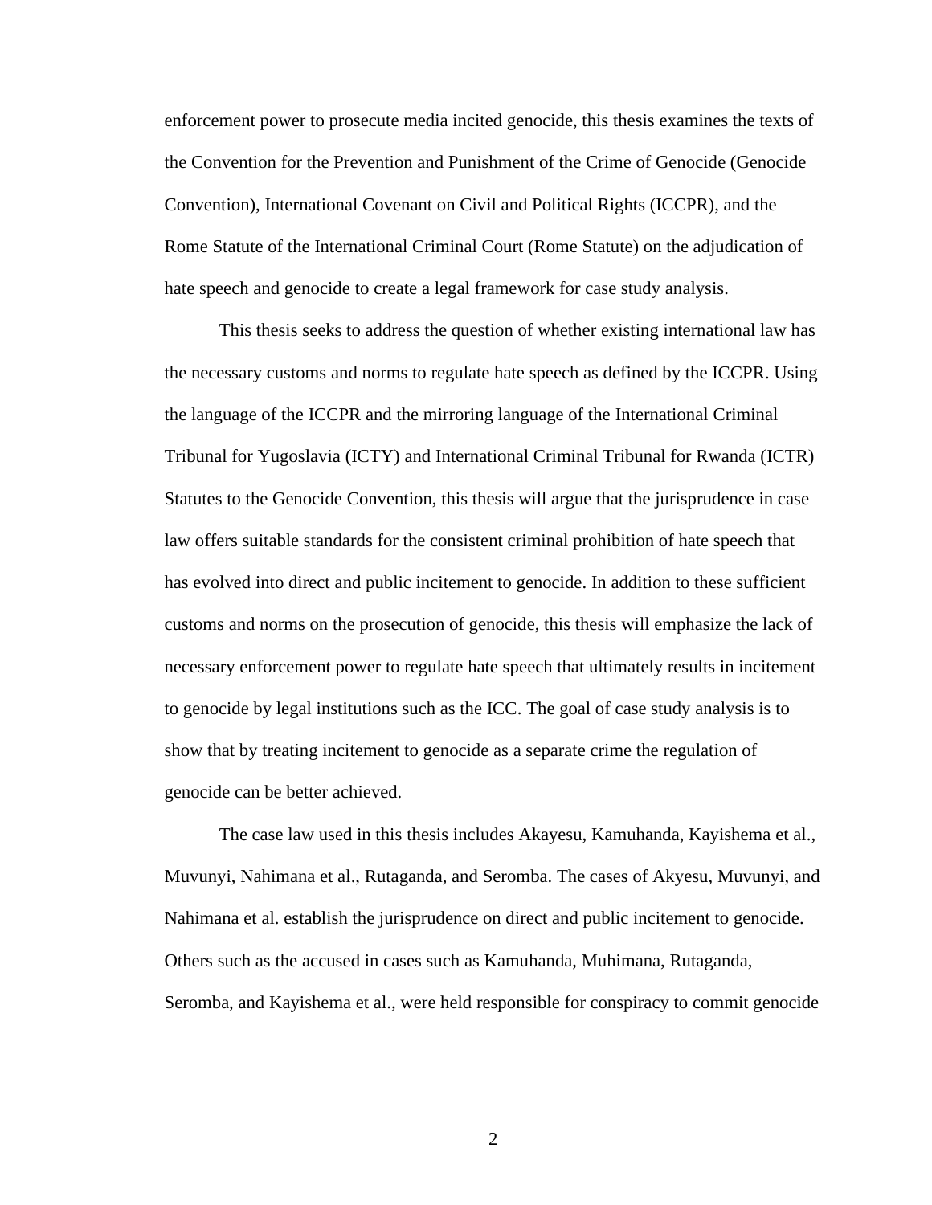enforcement power to prosecute media incited genocide, this thesis examines the texts of the Convention for the Prevention and Punishment of the Crime of Genocide (Genocide Convention), International Covenant on Civil and Political Rights (ICCPR), and the Rome Statute of the International Criminal Court (Rome Statute) on the adjudication of hate speech and genocide to create a legal framework for case study analysis.

This thesis seeks to address the question of whether existing international law has the necessary customs and norms to regulate hate speech as defined by the ICCPR. Using the language of the ICCPR and the mirroring language of the International Criminal Tribunal for Yugoslavia (ICTY) and International Criminal Tribunal for Rwanda (ICTR) Statutes to the Genocide Convention, this thesis will argue that the jurisprudence in case law offers suitable standards for the consistent criminal prohibition of hate speech that has evolved into direct and public incitement to genocide. In addition to these sufficient customs and norms on the prosecution of genocide, this thesis will emphasize the lack of necessary enforcement power to regulate hate speech that ultimately results in incitement to genocide by legal institutions such as the ICC. The goal of case study analysis is to show that by treating incitement to genocide as a separate crime the regulation of genocide can be better achieved.

The case law used in this thesis includes Akayesu, Kamuhanda, Kayishema et al., Muvunyi, Nahimana et al., Rutaganda, and Seromba. The cases of Akyesu, Muvunyi, and Nahimana et al. establish the jurisprudence on direct and public incitement to genocide. Others such as the accused in cases such as Kamuhanda, Muhimana, Rutaganda, Seromba, and Kayishema et al., were held responsible for conspiracy to commit genocide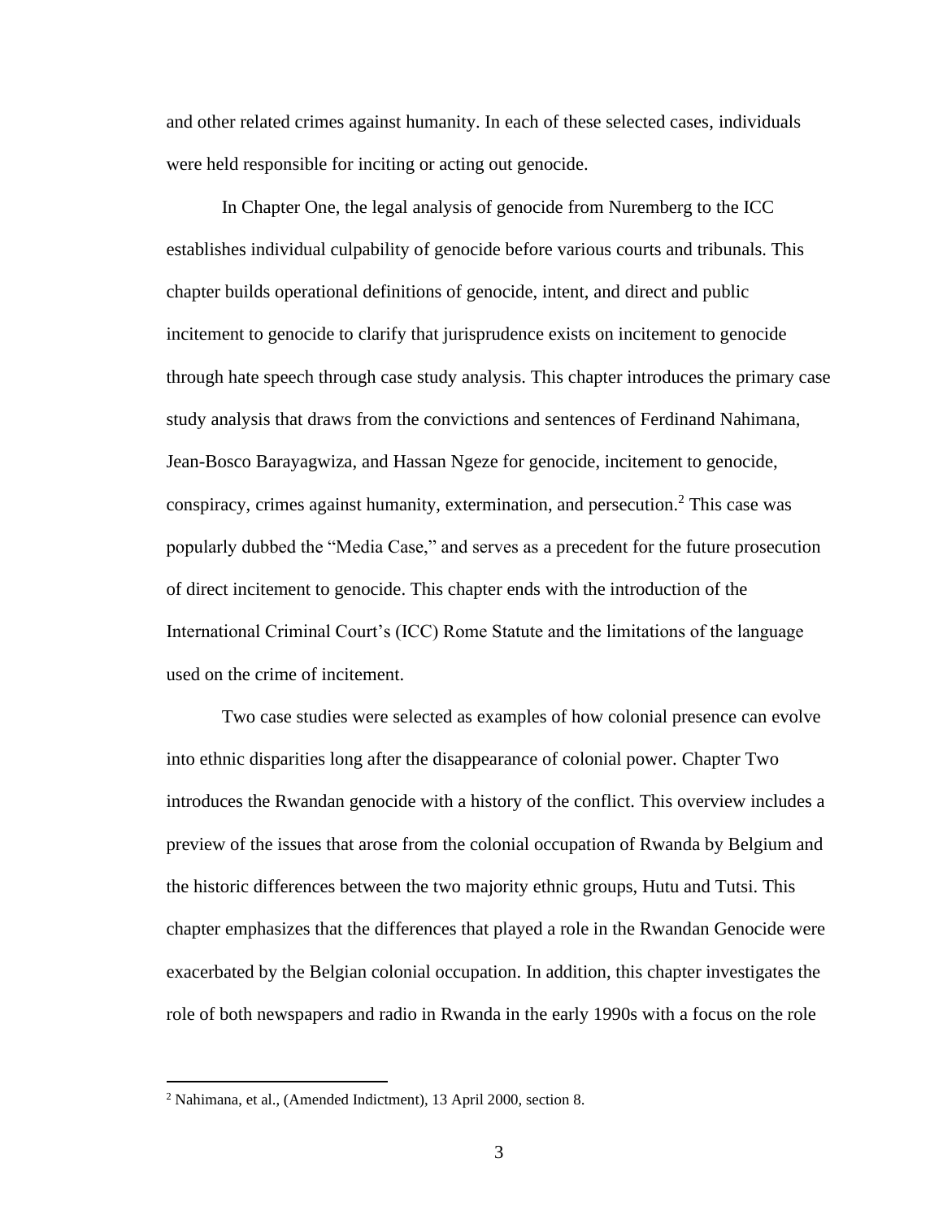and other related crimes against humanity. In each of these selected cases, individuals were held responsible for inciting or acting out genocide.

In Chapter One, the legal analysis of genocide from Nuremberg to the ICC establishes individual culpability of genocide before various courts and tribunals. This chapter builds operational definitions of genocide, intent, and direct and public incitement to genocide to clarify that jurisprudence exists on incitement to genocide through hate speech through case study analysis. This chapter introduces the primary case study analysis that draws from the convictions and sentences of Ferdinand Nahimana, Jean-Bosco Barayagwiza, and Hassan Ngeze for genocide, incitement to genocide, conspiracy, crimes against humanity, extermination, and persecution.[2] This case was popularly dubbed the "Media Case," and serves as a precedent for the future prosecution of direct incitement to genocide. This chapter ends with the introduction of the International Criminal Court's (ICC) Rome Statute and the limitations of the language used on the crime of incitement.

Two case studies were selected as examples of how colonial presence can evolve into ethnic disparities long after the disappearance of colonial power. Chapter Two introduces the Rwandan genocide with a history of the conflict. This overview includes a preview of the issues that arose from the colonial occupation of Rwanda by Belgium and the historic differences between the two majority ethnic groups, Hutu and Tutsi. This chapter emphasizes that the differences that played a role in the Rwandan Genocide were exacerbated by the Belgian colonial occupation. In addition, this chapter investigates the role of both newspapers and radio in Rwanda in the early 1990s with a focus on the role

[2] Nahimana, et al., (Amended Indictment), 13 April 2000, section 8.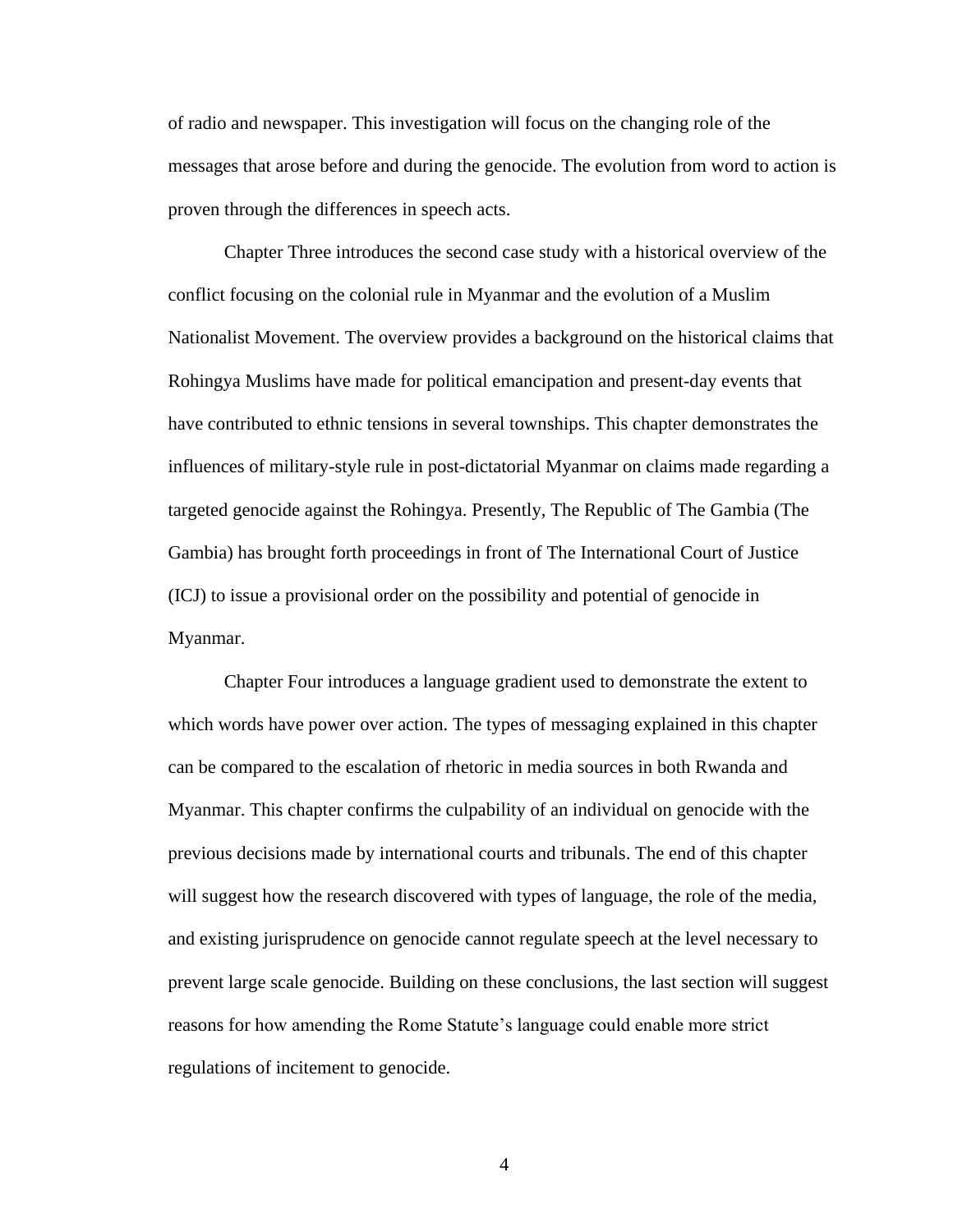of radio and newspaper. This investigation will focus on the changing role of the messages that arose before and during the genocide. The evolution from word to action is proven through the differences in speech acts.

Chapter Three introduces the second case study with a historical overview of the conflict focusing on the colonial rule in Myanmar and the evolution of a Muslim Nationalist Movement. The overview provides a background on the historical claims that Rohingya Muslims have made for political emancipation and present-day events that have contributed to ethnic tensions in several townships. This chapter demonstrates the influences of military-style rule in post-dictatorial Myanmar on claims made regarding a targeted genocide against the Rohingya. Presently, The Republic of The Gambia (The Gambia) has brought forth proceedings in front of The International Court of Justice (ICJ) to issue a provisional order on the possibility and potential of genocide in Myanmar.

Chapter Four introduces a language gradient used to demonstrate the extent to which words have power over action. The types of messaging explained in this chapter can be compared to the escalation of rhetoric in media sources in both Rwanda and Myanmar. This chapter confirms the culpability of an individual on genocide with the previous decisions made by international courts and tribunals. The end of this chapter will suggest how the research discovered with types of language, the role of the media, and existing jurisprudence on genocide cannot regulate speech at the level necessary to prevent large scale genocide. Building on these conclusions, the last section will suggest reasons for how amending the Rome Statute's language could enable more strict regulations of incitement to genocide.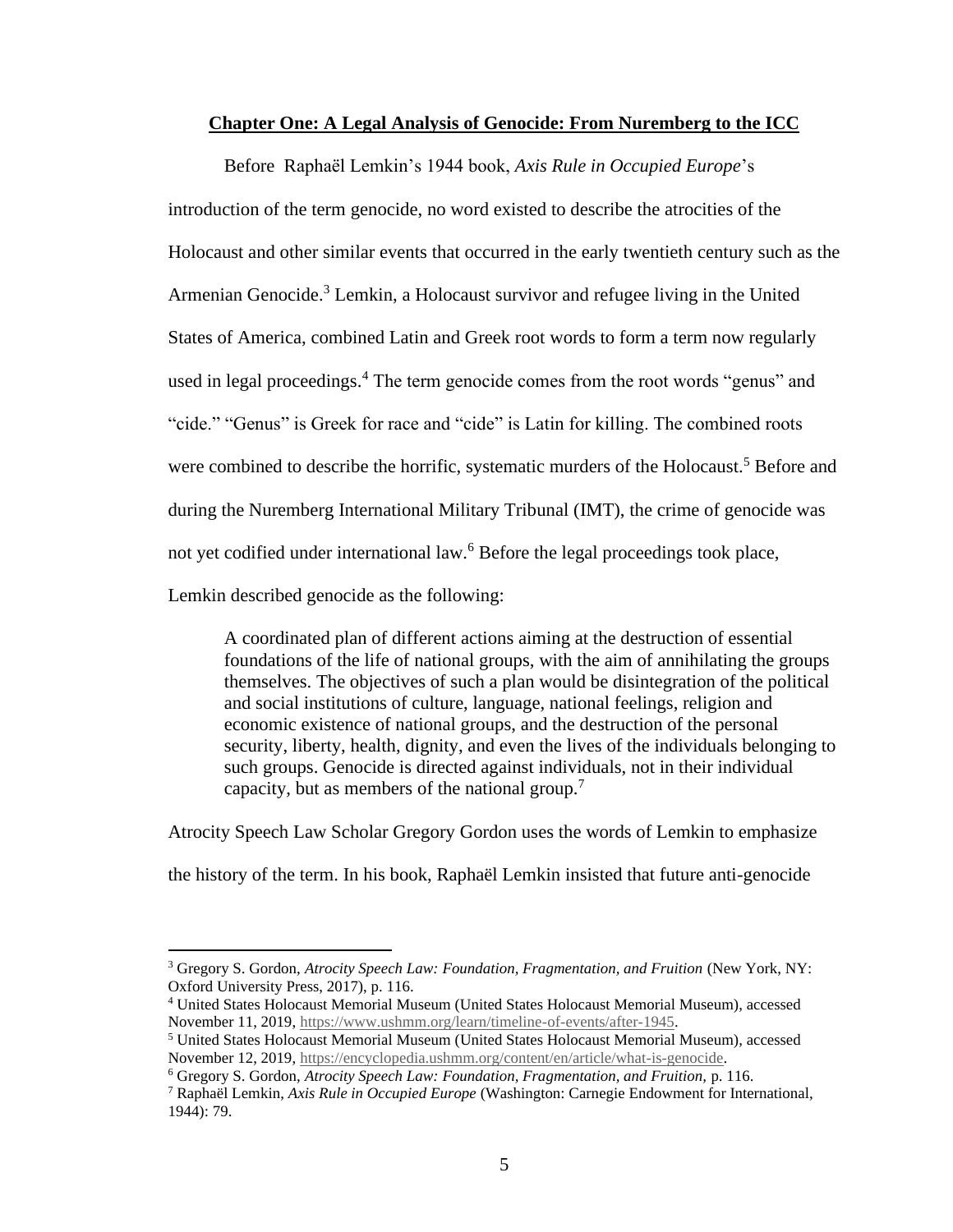## Chapter One: A Legal Analysis of Genocide: From Nuremberg to the ICC

Before  Raphaël Lemkin's 1944 book, *Axis Rule in Occupied Europe*'s introduction of the term genocide, no word existed to describe the atrocities of the Holocaust and other similar events that occurred in the early twentieth century such as the Armenian Genocide.[3] Lemkin, a Holocaust survivor and refugee living in the United States of America, combined Latin and Greek root words to form a term now regularly used in legal proceedings.[4] The term genocide comes from the root words "genus" and "cide." "Genus" is Greek for race and "cide" is Latin for killing. The combined roots were combined to describe the horrific, systematic murders of the Holocaust.[5] Before and during the Nuremberg International Military Tribunal (IMT), the crime of genocide was not yet codified under international law.[6] Before the legal proceedings took place, Lemkin described genocide as the following:

> A coordinated plan of different actions aiming at the destruction of essential foundations of the life of national groups, with the aim of annihilating the groups themselves. The objectives of such a plan would be disintegration of the political and social institutions of culture, language, national feelings, religion and economic existence of national groups, and the destruction of the personal security, liberty, health, dignity, and even the lives of the individuals belonging to such groups. Genocide is directed against individuals, not in their individual capacity, but as members of the national group.[7]

Atrocity Speech Law Scholar Gregory Gordon uses the words of Lemkin to emphasize the history of the term. In his book, Raphaël Lemkin insisted that future anti-genocide

---

[3] Gregory S. Gordon, *Atrocity Speech Law: Foundation, Fragmentation, and Fruition* (New York, NY: Oxford University Press, 2017), p. 116.

[4] United States Holocaust Memorial Museum (United States Holocaust Memorial Museum), accessed November 11, 2019, https://www.ushmm.org/learn/timeline-of-events/after-1945.

[5] United States Holocaust Memorial Museum (United States Holocaust Memorial Museum), accessed November 12, 2019, https://encyclopedia.ushmm.org/content/en/article/what-is-genocide.

[6] Gregory S. Gordon, *Atrocity Speech Law: Foundation, Fragmentation, and Fruition,* p. 116.

[7] Raphaël Lemkin, *Axis Rule in Occupied Europe* (Washington: Carnegie Endowment for International, 1944): 79.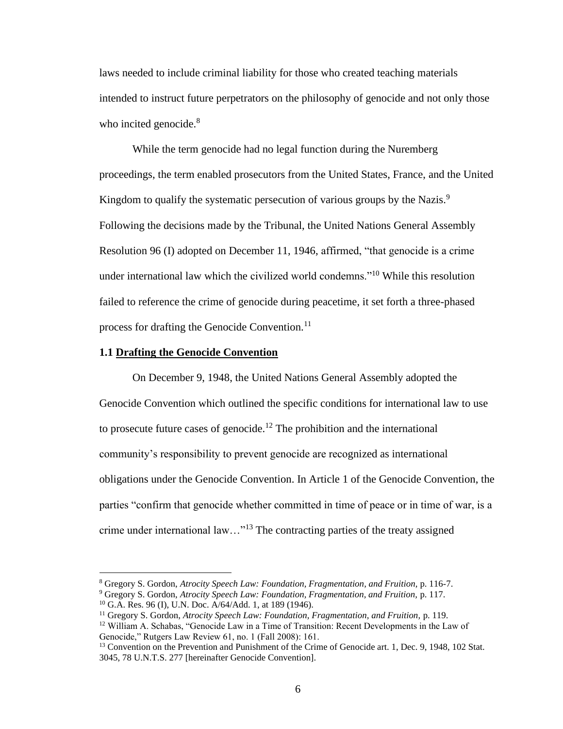laws needed to include criminal liability for those who created teaching materials intended to instruct future perpetrators on the philosophy of genocide and not only those who incited genocide.[8]

While the term genocide had no legal function during the Nuremberg proceedings, the term enabled prosecutors from the United States, France, and the United Kingdom to qualify the systematic persecution of various groups by the Nazis.[9] Following the decisions made by the Tribunal, the United Nations General Assembly Resolution 96 (I) adopted on December 11, 1946, affirmed, "that genocide is a crime under international law which the civilized world condemns."[10] While this resolution failed to reference the crime of genocide during peacetime, it set forth a three-phased process for drafting the Genocide Convention.[11]

### 1.1 <u>Drafting the Genocide Convention</u>

On December 9, 1948, the United Nations General Assembly adopted the Genocide Convention which outlined the specific conditions for international law to use to prosecute future cases of genocide.[12] The prohibition and the international community's responsibility to prevent genocide are recognized as international obligations under the Genocide Convention. In Article 1 of the Genocide Convention, the parties "confirm that genocide whether committed in time of peace or in time of war, is a crime under international law…"[13] The contracting parties of the treaty assigned

---

[8] Gregory S. Gordon, *Atrocity Speech Law: Foundation, Fragmentation, and Fruition,* p. 116-7.

[9] Gregory S. Gordon, *Atrocity Speech Law: Foundation, Fragmentation, and Fruition,* p. 117.

[10] G.A. Res. 96 (I), U.N. Doc. A/64/Add. 1, at 189 (1946).

[11] Gregory S. Gordon, *Atrocity Speech Law: Foundation, Fragmentation, and Fruition,* p. 119.

[12] William A. Schabas, "Genocide Law in a Time of Transition: Recent Developments in the Law of Genocide," Rutgers Law Review 61, no. 1 (Fall 2008): 161.

[13] Convention on the Prevention and Punishment of the Crime of Genocide art. 1, Dec. 9, 1948, 102 Stat. 3045, 78 U.N.T.S. 277 [hereinafter Genocide Convention].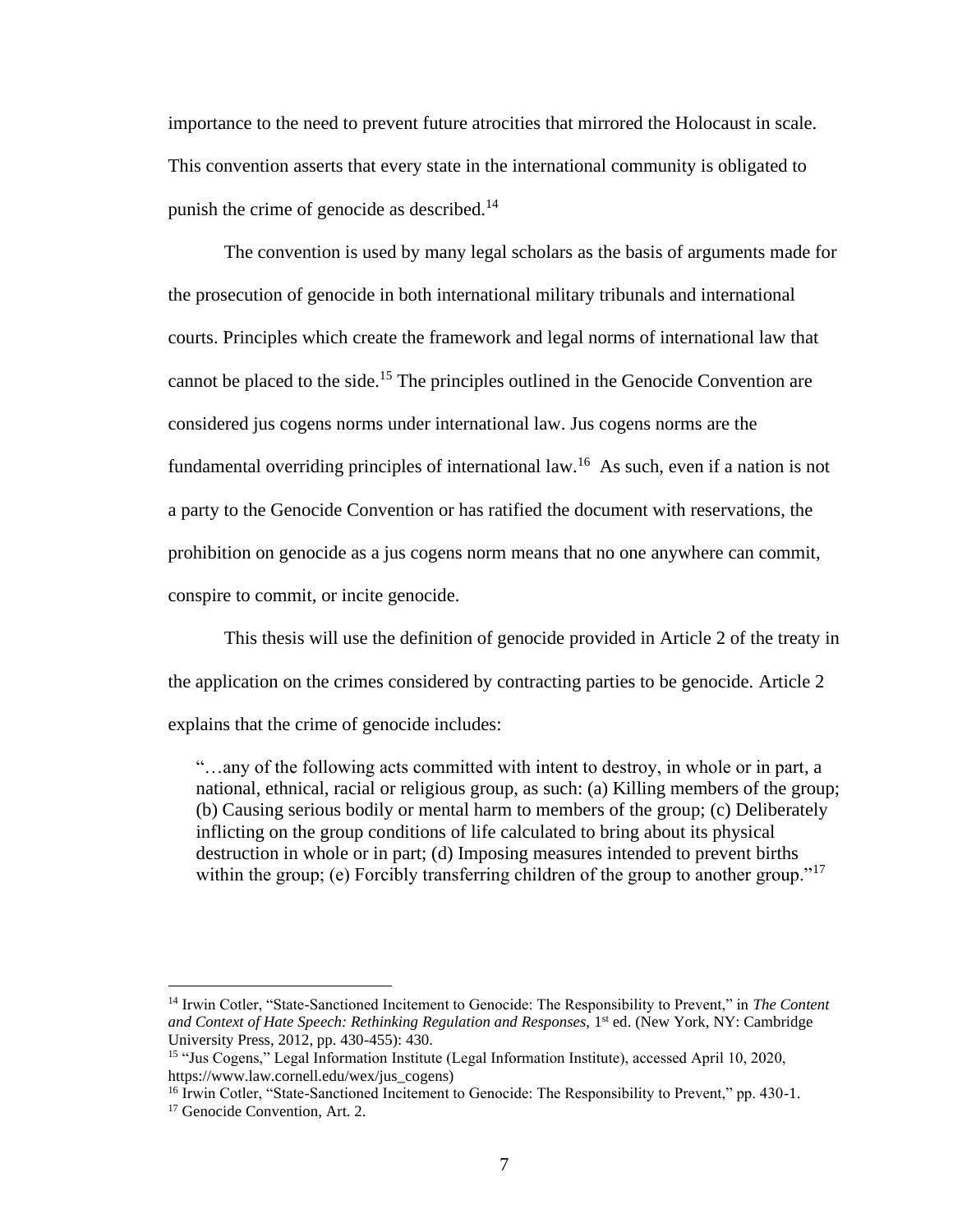importance to the need to prevent future atrocities that mirrored the Holocaust in scale. This convention asserts that every state in the international community is obligated to punish the crime of genocide as described.[14]

The convention is used by many legal scholars as the basis of arguments made for the prosecution of genocide in both international military tribunals and international courts. Principles which create the framework and legal norms of international law that cannot be placed to the side.[15] The principles outlined in the Genocide Convention are considered jus cogens norms under international law. Jus cogens norms are the fundamental overriding principles of international law.[16] As such, even if a nation is not a party to the Genocide Convention or has ratified the document with reservations, the prohibition on genocide as a jus cogens norm means that no one anywhere can commit, conspire to commit, or incite genocide.

This thesis will use the definition of genocide provided in Article 2 of the treaty in the application on the crimes considered by contracting parties to be genocide. Article 2 explains that the crime of genocide includes:

> "…any of the following acts committed with intent to destroy, in whole or in part, a national, ethnical, racial or religious group, as such: (a) Killing members of the group; (b) Causing serious bodily or mental harm to members of the group; (c) Deliberately inflicting on the group conditions of life calculated to bring about its physical destruction in whole or in part; (d) Imposing measures intended to prevent births within the group; (e) Forcibly transferring children of the group to another group."[17]

---

[14] Irwin Cotler, "State-Sanctioned Incitement to Genocide: The Responsibility to Prevent," in *The Content and Context of Hate Speech: Rethinking Regulation and Responses,* 1st ed. (New York, NY: Cambridge University Press, 2012, pp. 430-455): 430.

[15] "Jus Cogens," Legal Information Institute (Legal Information Institute), accessed April 10, 2020, https://www.law.cornell.edu/wex/jus_cogens)

[16] Irwin Cotler, "State-Sanctioned Incitement to Genocide: The Responsibility to Prevent," pp. 430-1.

[17] Genocide Convention, Art. 2.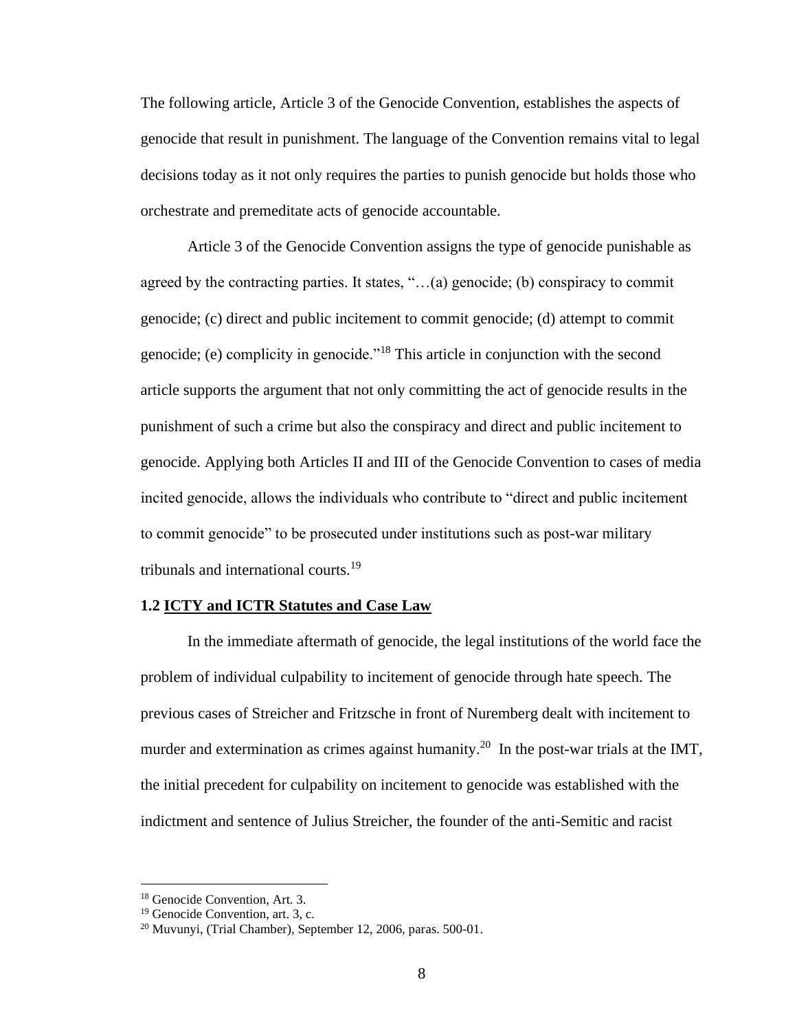The following article, Article 3 of the Genocide Convention, establishes the aspects of genocide that result in punishment. The language of the Convention remains vital to legal decisions today as it not only requires the parties to punish genocide but holds those who orchestrate and premeditate acts of genocide accountable.

Article 3 of the Genocide Convention assigns the type of genocide punishable as agreed by the contracting parties. It states, "…(a) genocide; (b) conspiracy to commit genocide; (c) direct and public incitement to commit genocide; (d) attempt to commit genocide; (e) complicity in genocide."[18] This article in conjunction with the second article supports the argument that not only committing the act of genocide results in the punishment of such a crime but also the conspiracy and direct and public incitement to genocide. Applying both Articles II and III of the Genocide Convention to cases of media incited genocide, allows the individuals who contribute to "direct and public incitement to commit genocide" to be prosecuted under institutions such as post-war military tribunals and international courts.[19]

### 1.2 <u>ICTY and ICTR Statutes and Case Law</u>

In the immediate aftermath of genocide, the legal institutions of the world face the problem of individual culpability to incitement of genocide through hate speech. The previous cases of Streicher and Fritzsche in front of Nuremberg dealt with incitement to murder and extermination as crimes against humanity.[20] In the post-war trials at the IMT, the initial precedent for culpability on incitement to genocide was established with the indictment and sentence of Julius Streicher, the founder of the anti-Semitic and racist

---

[18] Genocide Convention, Art. 3.

[19] Genocide Convention, art. 3, c.

[20] Muvunyi, (Trial Chamber), September 12, 2006, paras. 500-01.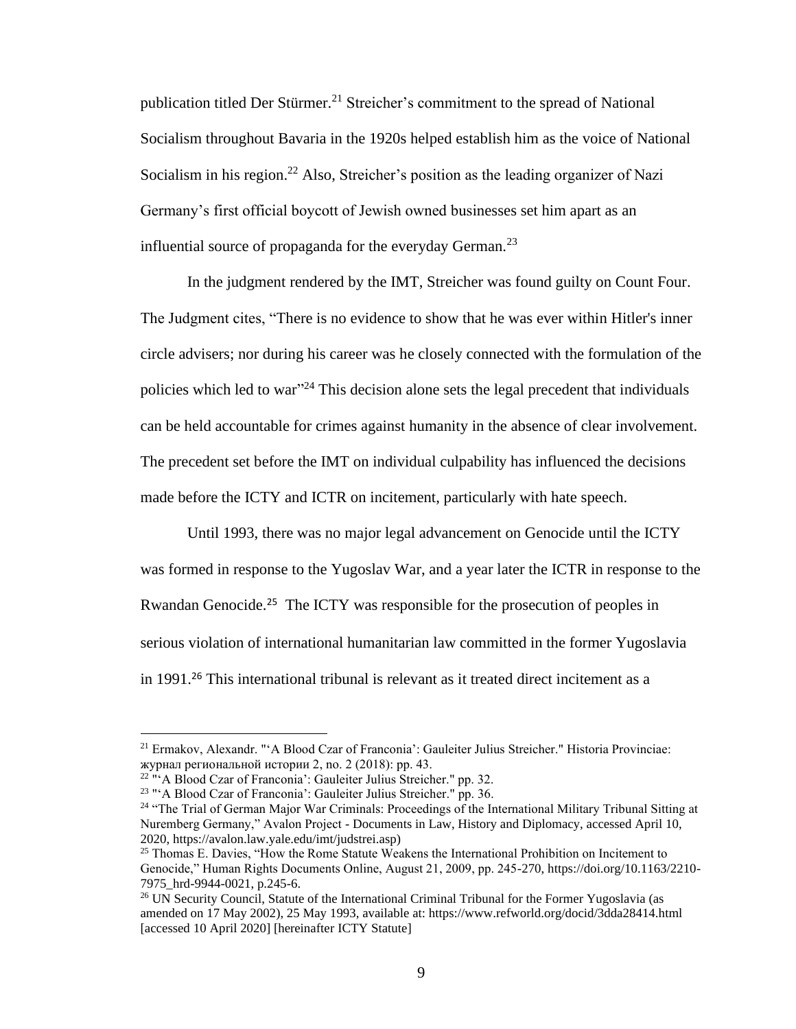publication titled Der Stürmer.[21] Streicher's commitment to the spread of National Socialism throughout Bavaria in the 1920s helped establish him as the voice of National Socialism in his region.[22] Also, Streicher's position as the leading organizer of Nazi Germany's first official boycott of Jewish owned businesses set him apart as an influential source of propaganda for the everyday German.[23]

In the judgment rendered by the IMT, Streicher was found guilty on Count Four. The Judgment cites, "There is no evidence to show that he was ever within Hitler's inner circle advisers; nor during his career was he closely connected with the formulation of the policies which led to war"[24] This decision alone sets the legal precedent that individuals can be held accountable for crimes against humanity in the absence of clear involvement. The precedent set before the IMT on individual culpability has influenced the decisions made before the ICTY and ICTR on incitement, particularly with hate speech.

Until 1993, there was no major legal advancement on Genocide until the ICTY was formed in response to the Yugoslav War, and a year later the ICTR in response to the Rwandan Genocide.[25] The ICTY was responsible for the prosecution of peoples in serious violation of international humanitarian law committed in the former Yugoslavia in 1991.[26] This international tribunal is relevant as it treated direct incitement as a

---

[21] Ermakov, Alexandr. "'A Blood Czar of Franconia': Gauleiter Julius Streicher." Historia Provinciae: журнал региональной истории 2, no. 2 (2018): pp. 43.

[22] "'A Blood Czar of Franconia': Gauleiter Julius Streicher." pp. 32.

[23] "'A Blood Czar of Franconia': Gauleiter Julius Streicher." pp. 36.

[24] "The Trial of German Major War Criminals: Proceedings of the International Military Tribunal Sitting at Nuremberg Germany," Avalon Project - Documents in Law, History and Diplomacy, accessed April 10, 2020, https://avalon.law.yale.edu/imt/judstrei.asp)

[25] Thomas E. Davies, "How the Rome Statute Weakens the International Prohibition on Incitement to Genocide," Human Rights Documents Online, August 21, 2009, pp. 245-270, https://doi.org/10.1163/2210-7975_hrd-9944-0021, p.245-6.

[26] UN Security Council, Statute of the International Criminal Tribunal for the Former Yugoslavia (as amended on 17 May 2002), 25 May 1993, available at: https://www.refworld.org/docid/3dda28414.html [accessed 10 April 2020] [hereinafter ICTY Statute]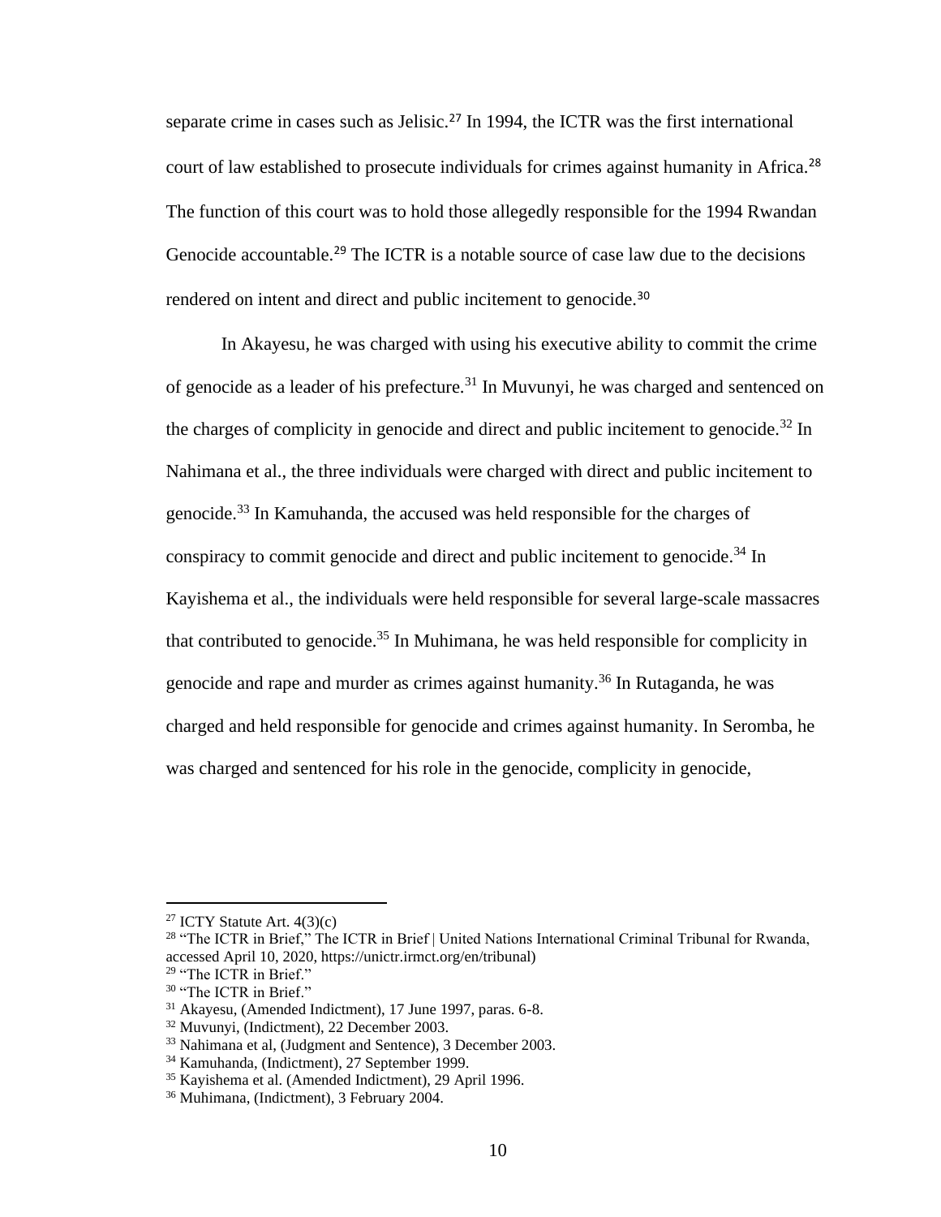separate crime in cases such as Jelisic.[27] In 1994, the ICTR was the first international court of law established to prosecute individuals for crimes against humanity in Africa.[28] The function of this court was to hold those allegedly responsible for the 1994 Rwandan Genocide accountable.[29] The ICTR is a notable source of case law due to the decisions rendered on intent and direct and public incitement to genocide.[30]

In Akayesu, he was charged with using his executive ability to commit the crime of genocide as a leader of his prefecture.[31] In Muvunyi, he was charged and sentenced on the charges of complicity in genocide and direct and public incitement to genocide.[32] In Nahimana et al., the three individuals were charged with direct and public incitement to genocide.[33] In Kamuhanda, the accused was held responsible for the charges of conspiracy to commit genocide and direct and public incitement to genocide.[34] In Kayishema et al., the individuals were held responsible for several large-scale massacres that contributed to genocide.[35] In Muhimana, he was held responsible for complicity in genocide and rape and murder as crimes against humanity.[36] In Rutaganda, he was charged and held responsible for genocide and crimes against humanity. In Seromba, he was charged and sentenced for his role in the genocide, complicity in genocide,

---

[27] ICTY Statute Art. 4(3)(c)

[28] "The ICTR in Brief," The ICTR in Brief | United Nations International Criminal Tribunal for Rwanda, accessed April 10, 2020, https://unictr.irmct.org/en/tribunal)

[29] "The ICTR in Brief."

[30] "The ICTR in Brief."

[31] Akayesu, (Amended Indictment), 17 June 1997, paras. 6-8.

[32] Muvunyi, (Indictment), 22 December 2003.

[33] Nahimana et al, (Judgment and Sentence), 3 December 2003.

[34] Kamuhanda, (Indictment), 27 September 1999.

[35] Kayishema et al. (Amended Indictment), 29 April 1996.

[36] Muhimana, (Indictment), 3 February 2004.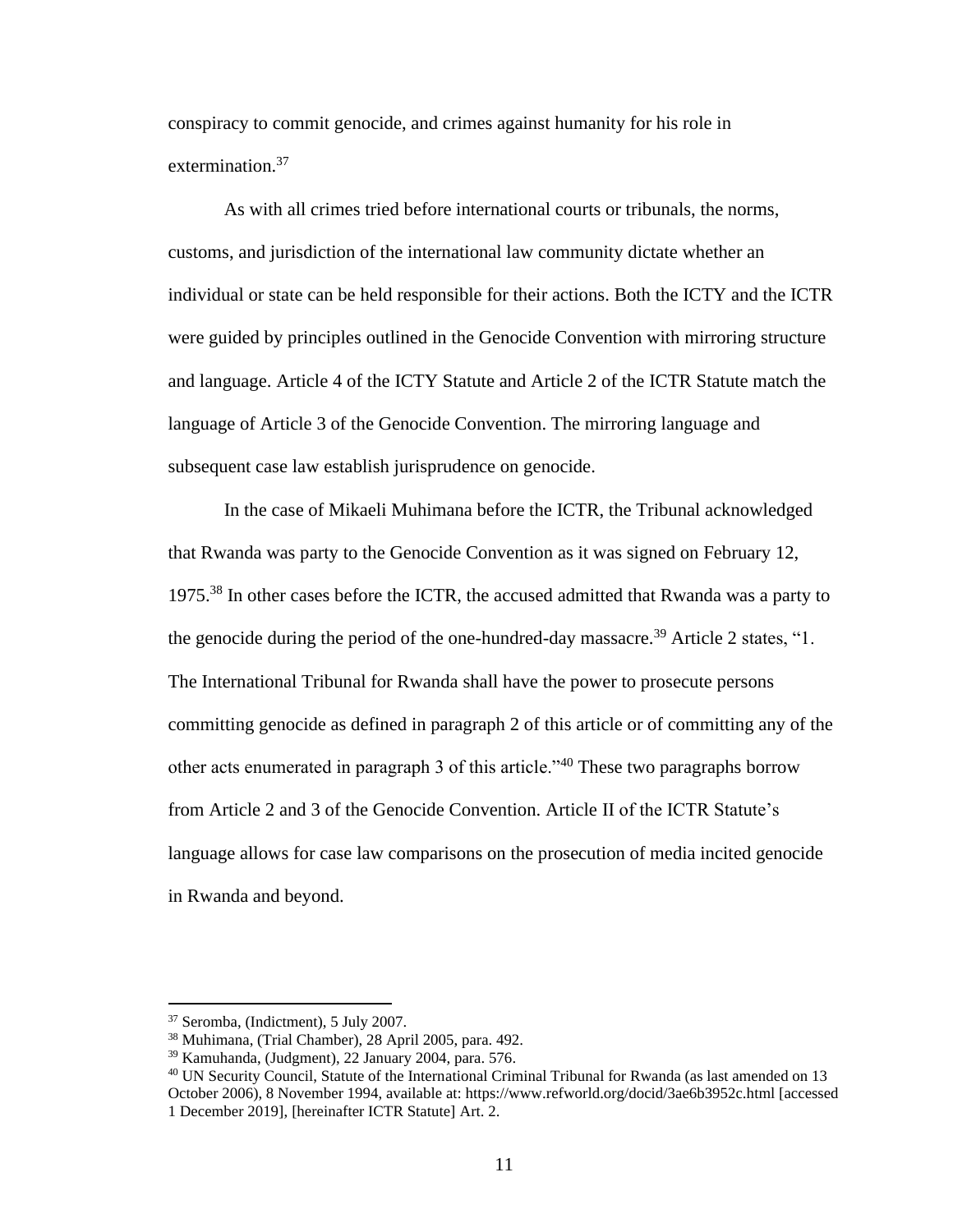conspiracy to commit genocide, and crimes against humanity for his role in extermination.[37]

As with all crimes tried before international courts or tribunals, the norms, customs, and jurisdiction of the international law community dictate whether an individual or state can be held responsible for their actions. Both the ICTY and the ICTR were guided by principles outlined in the Genocide Convention with mirroring structure and language. Article 4 of the ICTY Statute and Article 2 of the ICTR Statute match the language of Article 3 of the Genocide Convention. The mirroring language and subsequent case law establish jurisprudence on genocide.

In the case of Mikaeli Muhimana before the ICTR, the Tribunal acknowledged that Rwanda was party to the Genocide Convention as it was signed on February 12, 1975.[38] In other cases before the ICTR, the accused admitted that Rwanda was a party to the genocide during the period of the one-hundred-day massacre.[39] Article 2 states, "1. The International Tribunal for Rwanda shall have the power to prosecute persons committing genocide as defined in paragraph 2 of this article or of committing any of the other acts enumerated in paragraph 3 of this article."[40] These two paragraphs borrow from Article 2 and 3 of the Genocide Convention. Article II of the ICTR Statute's language allows for case law comparisons on the prosecution of media incited genocide in Rwanda and beyond.

---

[37] Seromba, (Indictment), 5 July 2007.

[38] Muhimana, (Trial Chamber), 28 April 2005, para. 492.

[39] Kamuhanda, (Judgment), 22 January 2004, para. 576.

[40] UN Security Council, Statute of the International Criminal Tribunal for Rwanda (as last amended on 13 October 2006), 8 November 1994, available at: https://www.refworld.org/docid/3ae6b3952c.html [accessed 1 December 2019], [hereinafter ICTR Statute] Art. 2.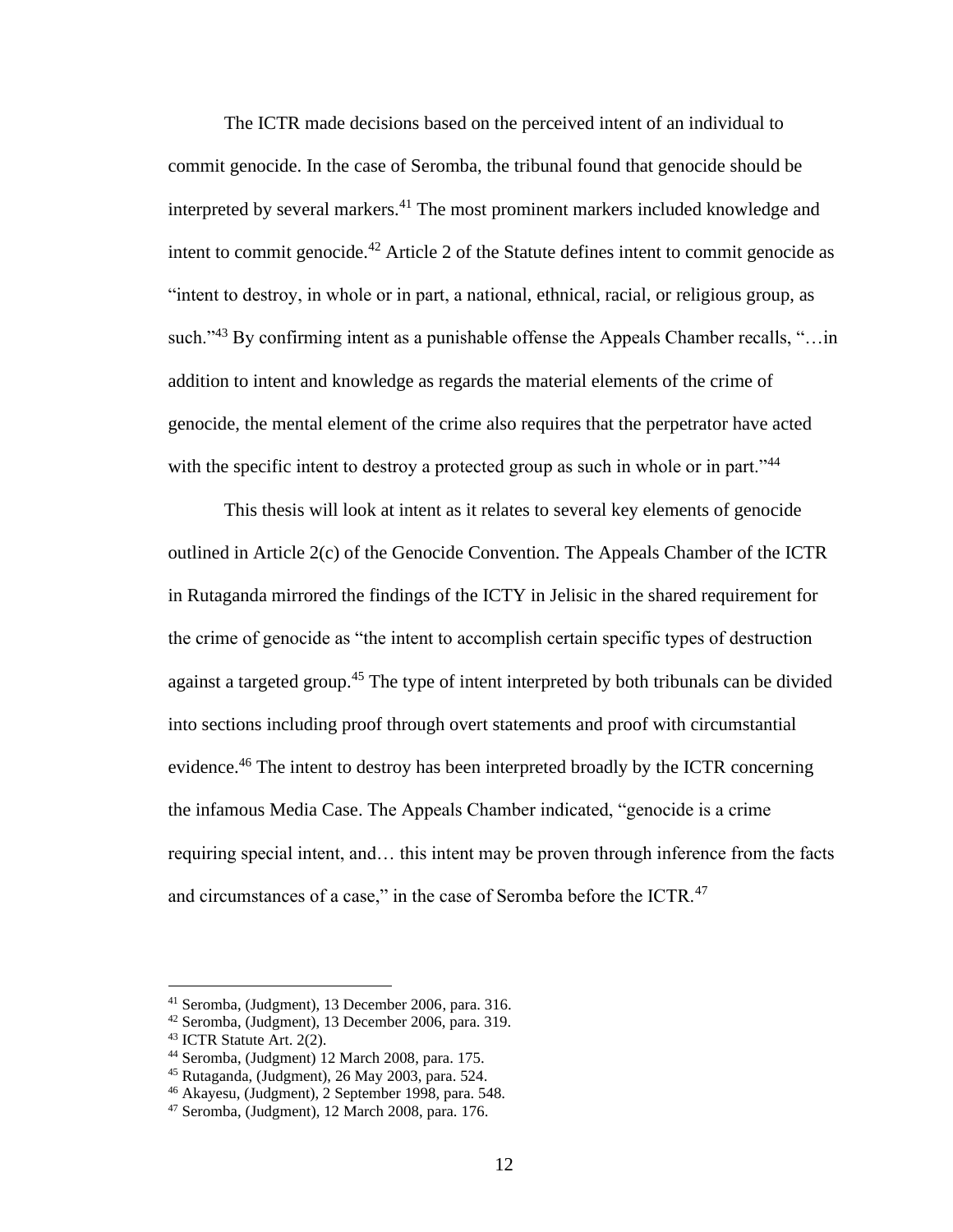The ICTR made decisions based on the perceived intent of an individual to commit genocide. In the case of Seromba, the tribunal found that genocide should be interpreted by several markers.[41] The most prominent markers included knowledge and intent to commit genocide.[42] Article 2 of the Statute defines intent to commit genocide as "intent to destroy, in whole or in part, a national, ethnical, racial, or religious group, as such."[43] By confirming intent as a punishable offense the Appeals Chamber recalls, "…in addition to intent and knowledge as regards the material elements of the crime of genocide, the mental element of the crime also requires that the perpetrator have acted with the specific intent to destroy a protected group as such in whole or in part."[44]

This thesis will look at intent as it relates to several key elements of genocide outlined in Article 2(c) of the Genocide Convention. The Appeals Chamber of the ICTR in Rutaganda mirrored the findings of the ICTY in Jelisic in the shared requirement for the crime of genocide as "the intent to accomplish certain specific types of destruction against a targeted group.[45] The type of intent interpreted by both tribunals can be divided into sections including proof through overt statements and proof with circumstantial evidence.[46] The intent to destroy has been interpreted broadly by the ICTR concerning the infamous Media Case. The Appeals Chamber indicated, "genocide is a crime requiring special intent, and… this intent may be proven through inference from the facts and circumstances of a case," in the case of Seromba before the ICTR.[47]

---

[41] Seromba, (Judgment), 13 December 2006, para. 316.
[42] Seromba, (Judgment), 13 December 2006, para. 319.
[43] ICTR Statute Art. 2(2).
[44] Seromba, (Judgment) 12 March 2008, para. 175.
[45] Rutaganda, (Judgment), 26 May 2003, para. 524.
[46] Akayesu, (Judgment), 2 September 1998, para. 548.
[47] Seromba, (Judgment), 12 March 2008, para. 176.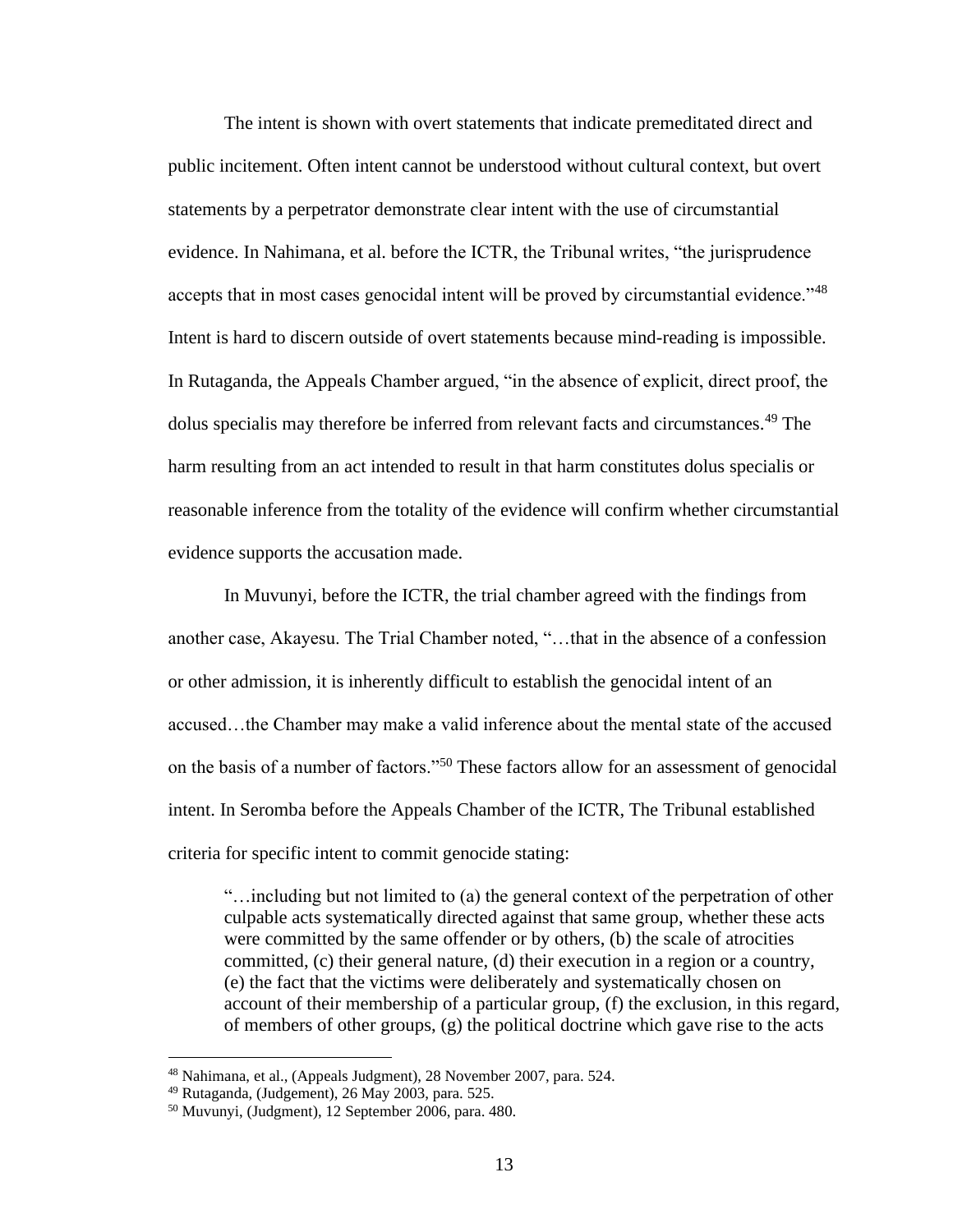The intent is shown with overt statements that indicate premeditated direct and public incitement. Often intent cannot be understood without cultural context, but overt statements by a perpetrator demonstrate clear intent with the use of circumstantial evidence. In Nahimana, et al. before the ICTR, the Tribunal writes, "the jurisprudence accepts that in most cases genocidal intent will be proved by circumstantial evidence."[48] Intent is hard to discern outside of overt statements because mind-reading is impossible. In Rutaganda, the Appeals Chamber argued, "in the absence of explicit, direct proof, the dolus specialis may therefore be inferred from relevant facts and circumstances.[49] The harm resulting from an act intended to result in that harm constitutes dolus specialis or reasonable inference from the totality of the evidence will confirm whether circumstantial evidence supports the accusation made.

In Muvunyi, before the ICTR, the trial chamber agreed with the findings from another case, Akayesu. The Trial Chamber noted, "…that in the absence of a confession or other admission, it is inherently difficult to establish the genocidal intent of an accused…the Chamber may make a valid inference about the mental state of the accused on the basis of a number of factors."[50] These factors allow for an assessment of genocidal intent. In Seromba before the Appeals Chamber of the ICTR, The Tribunal established criteria for specific intent to commit genocide stating:

> "…including but not limited to (a) the general context of the perpetration of other culpable acts systematically directed against that same group, whether these acts were committed by the same offender or by others, (b) the scale of atrocities committed, (c) their general nature, (d) their execution in a region or a country, (e) the fact that the victims were deliberately and systematically chosen on account of their membership of a particular group, (f) the exclusion, in this regard, of members of other groups, (g) the political doctrine which gave rise to the acts

---

[48] Nahimana, et al., (Appeals Judgment), 28 November 2007, para. 524.

[49] Rutaganda, (Judgement), 26 May 2003, para. 525.

[50] Muvunyi, (Judgment), 12 September 2006, para. 480.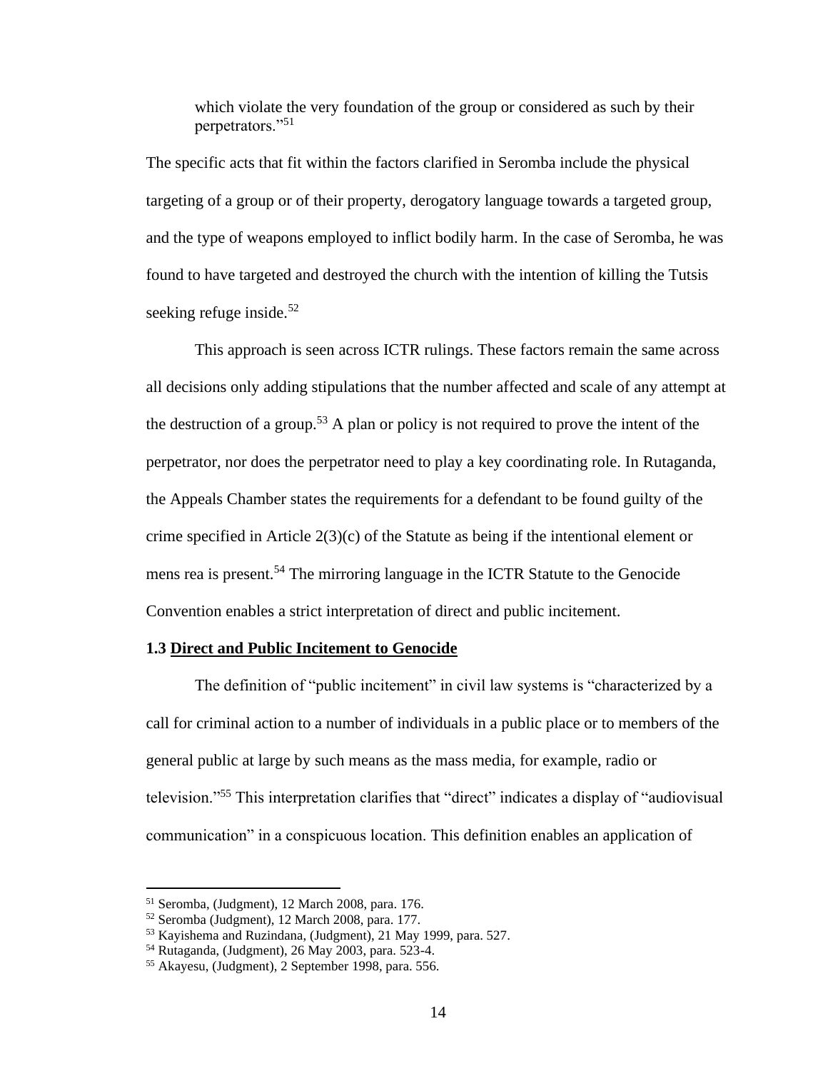which violate the very foundation of the group or considered as such by their perpetrators."[51]

The specific acts that fit within the factors clarified in Seromba include the physical targeting of a group or of their property, derogatory language towards a targeted group, and the type of weapons employed to inflict bodily harm. In the case of Seromba, he was found to have targeted and destroyed the church with the intention of killing the Tutsis seeking refuge inside.[52]

This approach is seen across ICTR rulings. These factors remain the same across all decisions only adding stipulations that the number affected and scale of any attempt at the destruction of a group.[53] A plan or policy is not required to prove the intent of the perpetrator, nor does the perpetrator need to play a key coordinating role. In Rutaganda, the Appeals Chamber states the requirements for a defendant to be found guilty of the crime specified in Article 2(3)(c) of the Statute as being if the intentional element or mens rea is present.[54] The mirroring language in the ICTR Statute to the Genocide Convention enables a strict interpretation of direct and public incitement.

### 1.3 Direct and Public Incitement to Genocide

The definition of "public incitement" in civil law systems is "characterized by a call for criminal action to a number of individuals in a public place or to members of the general public at large by such means as the mass media, for example, radio or television."[55] This interpretation clarifies that "direct" indicates a display of "audiovisual communication" in a conspicuous location. This definition enables an application of

---

[51] Seromba, (Judgment), 12 March 2008, para. 176.

[52] Seromba (Judgment), 12 March 2008, para. 177.

[53] Kayishema and Ruzindana, (Judgment), 21 May 1999, para. 527.

[54] Rutaganda, (Judgment), 26 May 2003, para. 523-4.

[55] Akayesu, (Judgment), 2 September 1998, para. 556.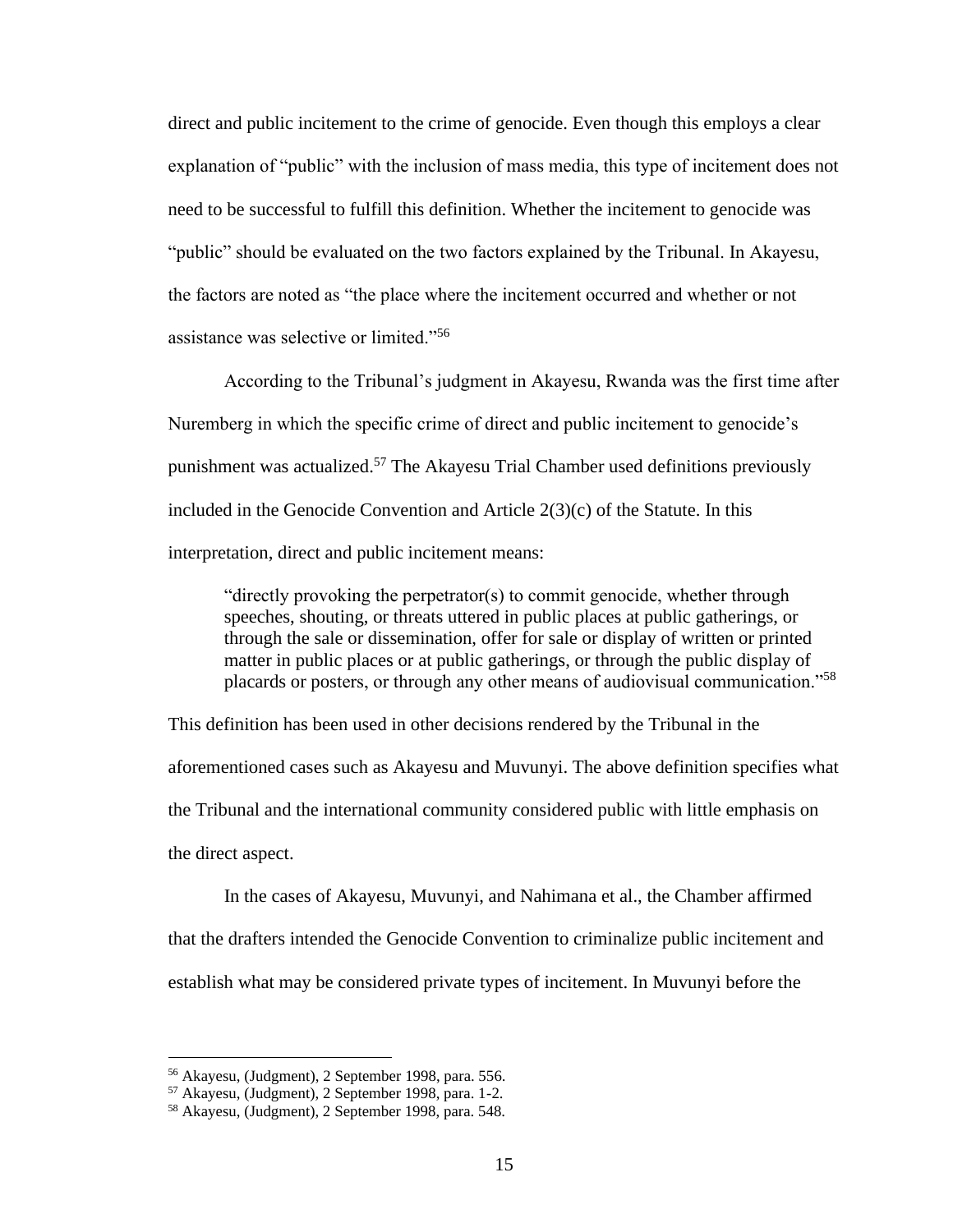direct and public incitement to the crime of genocide. Even though this employs a clear explanation of "public" with the inclusion of mass media, this type of incitement does not need to be successful to fulfill this definition. Whether the incitement to genocide was "public" should be evaluated on the two factors explained by the Tribunal. In Akayesu, the factors are noted as "the place where the incitement occurred and whether or not assistance was selective or limited."[56]

According to the Tribunal's judgment in Akayesu, Rwanda was the first time after Nuremberg in which the specific crime of direct and public incitement to genocide's punishment was actualized.[57] The Akayesu Trial Chamber used definitions previously included in the Genocide Convention and Article 2(3)(c) of the Statute. In this interpretation, direct and public incitement means:

> "directly provoking the perpetrator(s) to commit genocide, whether through speeches, shouting, or threats uttered in public places at public gatherings, or through the sale or dissemination, offer for sale or display of written or printed matter in public places or at public gatherings, or through the public display of placards or posters, or through any other means of audiovisual communication."[58]

This definition has been used in other decisions rendered by the Tribunal in the aforementioned cases such as Akayesu and Muvunyi. The above definition specifies what the Tribunal and the international community considered public with little emphasis on the direct aspect.

In the cases of Akayesu, Muvunyi, and Nahimana et al., the Chamber affirmed that the drafters intended the Genocide Convention to criminalize public incitement and establish what may be considered private types of incitement. In Muvunyi before the

---

[56] Akayesu, (Judgment), 2 September 1998, para. 556.

[57] Akayesu, (Judgment), 2 September 1998, para. 1-2.

[58] Akayesu, (Judgment), 2 September 1998, para. 548.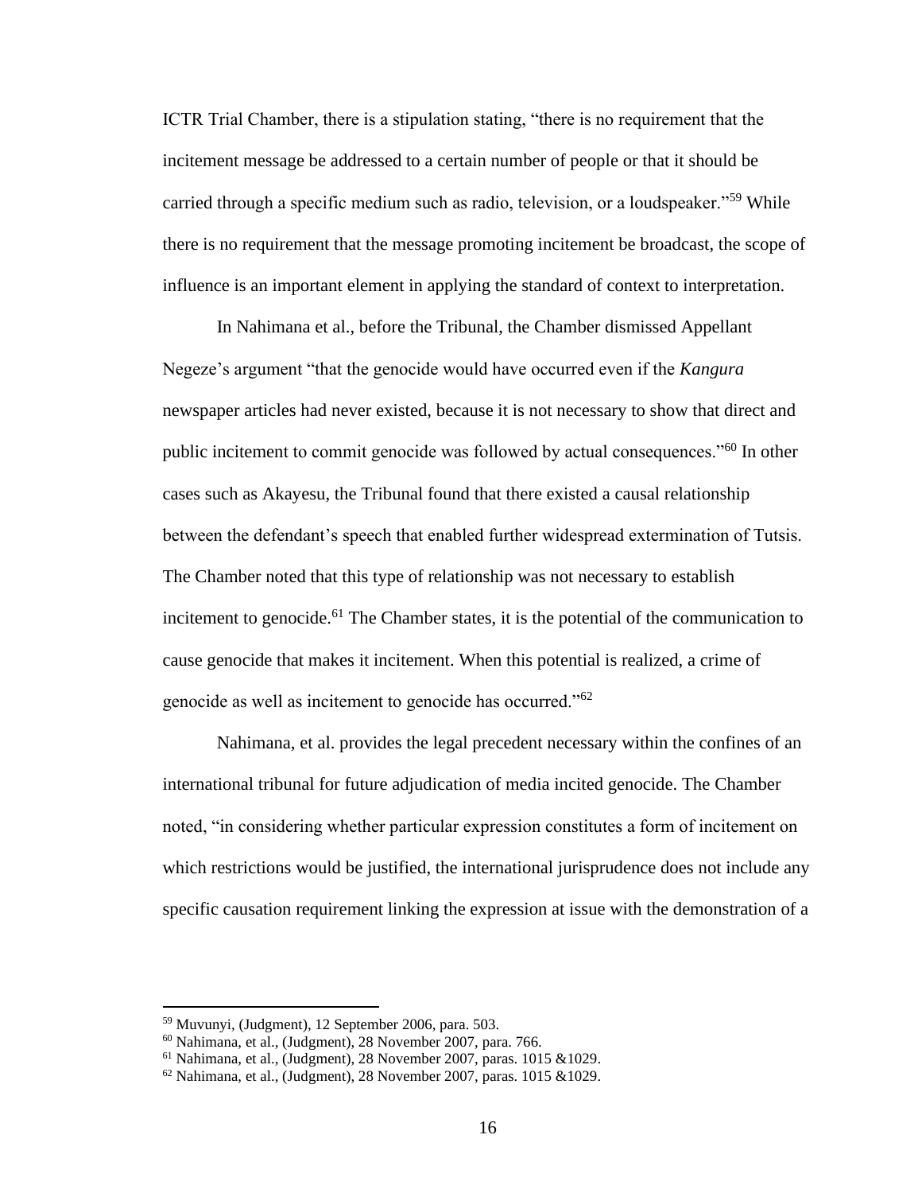ICTR Trial Chamber, there is a stipulation stating, "there is no requirement that the incitement message be addressed to a certain number of people or that it should be carried through a specific medium such as radio, television, or a loudspeaker."[59] While there is no requirement that the message promoting incitement be broadcast, the scope of influence is an important element in applying the standard of context to interpretation.

In Nahimana et al., before the Tribunal, the Chamber dismissed Appellant Negeze's argument "that the genocide would have occurred even if the *Kangura* newspaper articles had never existed, because it is not necessary to show that direct and public incitement to commit genocide was followed by actual consequences."[60] In other cases such as Akayesu, the Tribunal found that there existed a causal relationship between the defendant's speech that enabled further widespread extermination of Tutsis. The Chamber noted that this type of relationship was not necessary to establish incitement to genocide.[61] The Chamber states, it is the potential of the communication to cause genocide that makes it incitement. When this potential is realized, a crime of genocide as well as incitement to genocide has occurred."[62]

Nahimana, et al. provides the legal precedent necessary within the confines of an international tribunal for future adjudication of media incited genocide. The Chamber noted, "in considering whether particular expression constitutes a form of incitement on which restrictions would be justified, the international jurisprudence does not include any specific causation requirement linking the expression at issue with the demonstration of a

---

[59] Muvunyi, (Judgment), 12 September 2006, para. 503.

[60] Nahimana, et al., (Judgment), 28 November 2007, para. 766.

[61] Nahimana, et al., (Judgment), 28 November 2007, paras. 1015 &1029.

[62] Nahimana, et al., (Judgment), 28 November 2007, paras. 1015 &1029.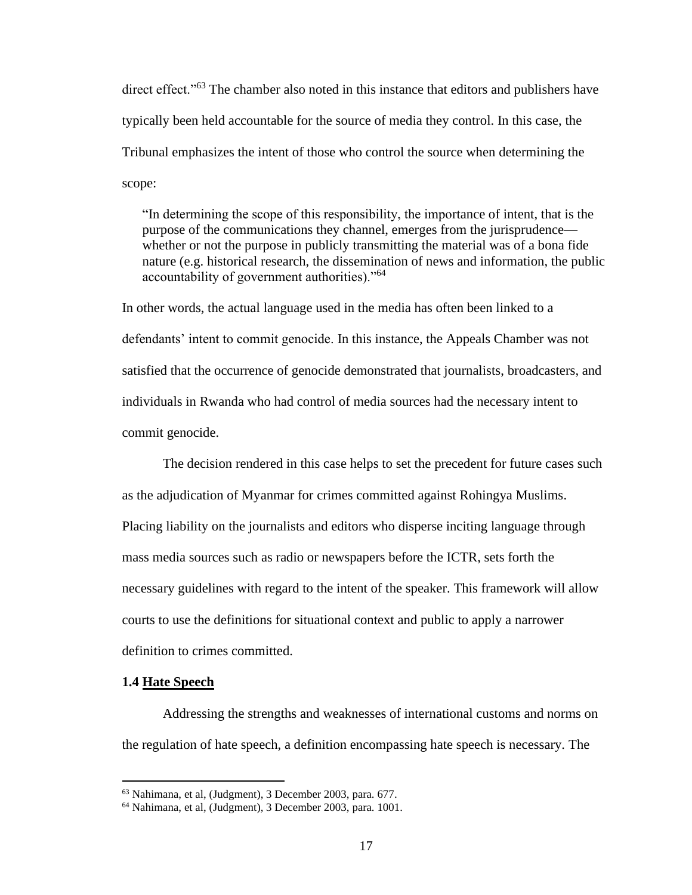direct effect."[63] The chamber also noted in this instance that editors and publishers have typically been held accountable for the source of media they control. In this case, the Tribunal emphasizes the intent of those who control the source when determining the scope:

> "In determining the scope of this responsibility, the importance of intent, that is the purpose of the communications they channel, emerges from the jurisprudence—whether or not the purpose in publicly transmitting the material was of a bona fide nature (e.g. historical research, the dissemination of news and information, the public accountability of government authorities)."[64]

In other words, the actual language used in the media has often been linked to a defendants' intent to commit genocide. In this instance, the Appeals Chamber was not satisfied that the occurrence of genocide demonstrated that journalists, broadcasters, and individuals in Rwanda who had control of media sources had the necessary intent to commit genocide.

The decision rendered in this case helps to set the precedent for future cases such as the adjudication of Myanmar for crimes committed against Rohingya Muslims. Placing liability on the journalists and editors who disperse inciting language through mass media sources such as radio or newspapers before the ICTR, sets forth the necessary guidelines with regard to the intent of the speaker. This framework will allow courts to use the definitions for situational context and public to apply a narrower definition to crimes committed.

### 1.4 Hate Speech

Addressing the strengths and weaknesses of international customs and norms on the regulation of hate speech, a definition encompassing hate speech is necessary. The

---

[63] Nahimana, et al, (Judgment), 3 December 2003, para. 677.

[64] Nahimana, et al, (Judgment), 3 December 2003, para. 1001.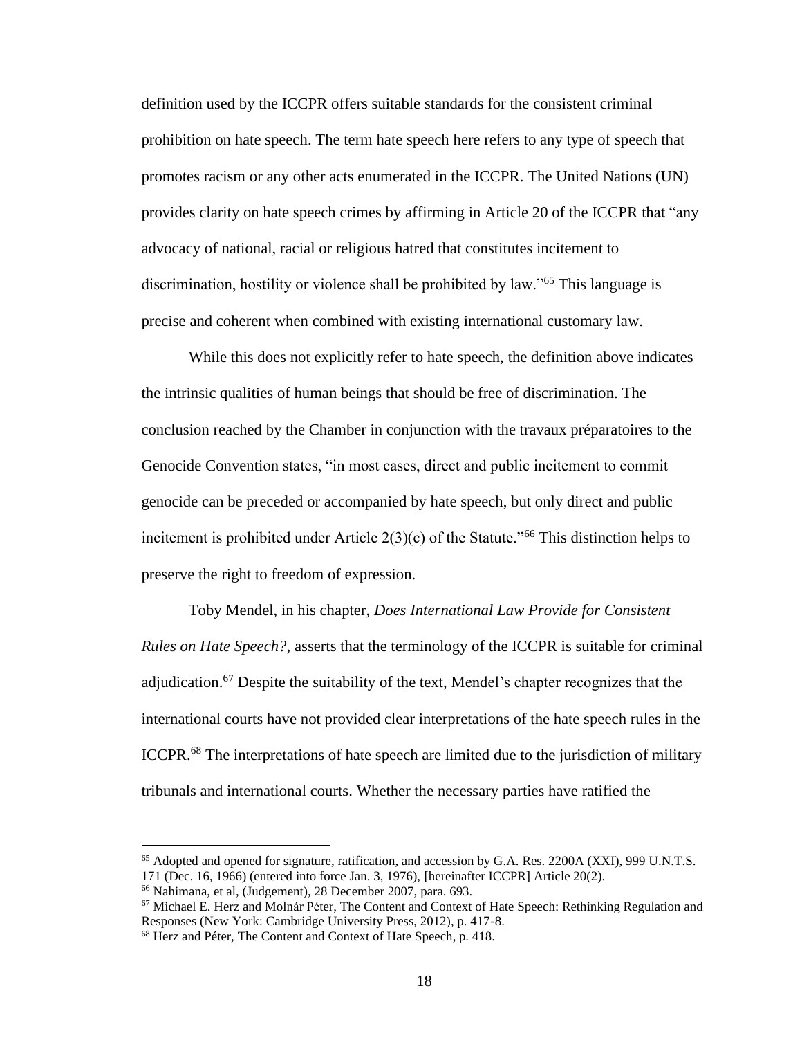definition used by the ICCPR offers suitable standards for the consistent criminal prohibition on hate speech. The term hate speech here refers to any type of speech that promotes racism or any other acts enumerated in the ICCPR. The United Nations (UN) provides clarity on hate speech crimes by affirming in Article 20 of the ICCPR that "any advocacy of national, racial or religious hatred that constitutes incitement to discrimination, hostility or violence shall be prohibited by law."[65] This language is precise and coherent when combined with existing international customary law.

While this does not explicitly refer to hate speech, the definition above indicates the intrinsic qualities of human beings that should be free of discrimination. The conclusion reached by the Chamber in conjunction with the travaux préparatoires to the Genocide Convention states, "in most cases, direct and public incitement to commit genocide can be preceded or accompanied by hate speech, but only direct and public incitement is prohibited under Article 2(3)(c) of the Statute."[66] This distinction helps to preserve the right to freedom of expression.

Toby Mendel, in his chapter, *Does International Law Provide for Consistent Rules on Hate Speech?*, asserts that the terminology of the ICCPR is suitable for criminal adjudication.[67] Despite the suitability of the text, Mendel's chapter recognizes that the international courts have not provided clear interpretations of the hate speech rules in the ICCPR.[68] The interpretations of hate speech are limited due to the jurisdiction of military tribunals and international courts. Whether the necessary parties have ratified the

---

[65] Adopted and opened for signature, ratification, and accession by G.A. Res. 2200A (XXI), 999 U.N.T.S. 171 (Dec. 16, 1966) (entered into force Jan. 3, 1976), [hereinafter ICCPR] Article 20(2).

[66] Nahimana, et al, (Judgement), 28 December 2007, para. 693.

[67] Michael E. Herz and Molnár Péter, The Content and Context of Hate Speech: Rethinking Regulation and Responses (New York: Cambridge University Press, 2012), p. 417-8.

[68] Herz and Péter, The Content and Context of Hate Speech, p. 418.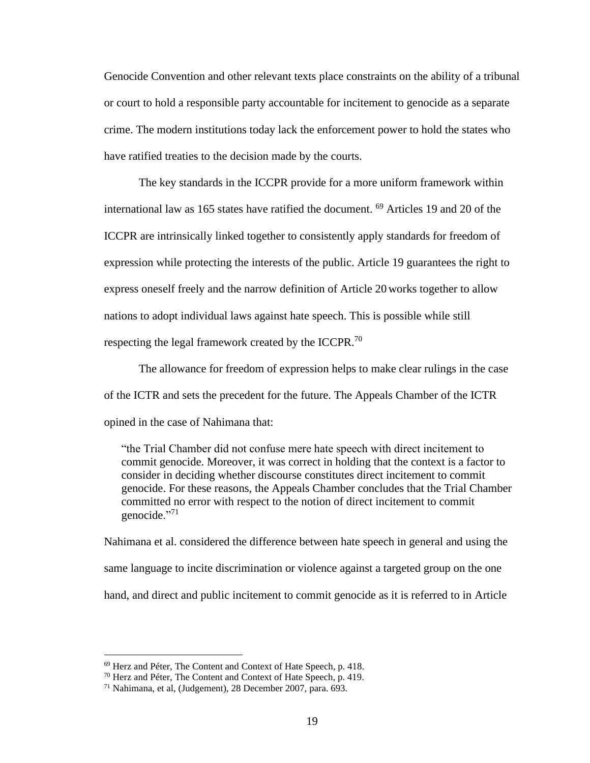Genocide Convention and other relevant texts place constraints on the ability of a tribunal or court to hold a responsible party accountable for incitement to genocide as a separate crime. The modern institutions today lack the enforcement power to hold the states who have ratified treaties to the decision made by the courts.

The key standards in the ICCPR provide for a more uniform framework within international law as 165 states have ratified the document. [69] Articles 19 and 20 of the ICCPR are intrinsically linked together to consistently apply standards for freedom of expression while protecting the interests of the public. Article 19 guarantees the right to express oneself freely and the narrow definition of Article 20 works together to allow nations to adopt individual laws against hate speech. This is possible while still respecting the legal framework created by the ICCPR.[70]

The allowance for freedom of expression helps to make clear rulings in the case of the ICTR and sets the precedent for the future. The Appeals Chamber of the ICTR opined in the case of Nahimana that:

> "the Trial Chamber did not confuse mere hate speech with direct incitement to commit genocide. Moreover, it was correct in holding that the context is a factor to consider in deciding whether discourse constitutes direct incitement to commit genocide. For these reasons, the Appeals Chamber concludes that the Trial Chamber committed no error with respect to the notion of direct incitement to commit genocide."[71]

Nahimana et al. considered the difference between hate speech in general and using the same language to incite discrimination or violence against a targeted group on the one hand, and direct and public incitement to commit genocide as it is referred to in Article

---

[69] Herz and Péter, The Content and Context of Hate Speech, p. 418.

[70] Herz and Péter, The Content and Context of Hate Speech, p. 419.

[71] Nahimana, et al, (Judgement), 28 December 2007, para. 693.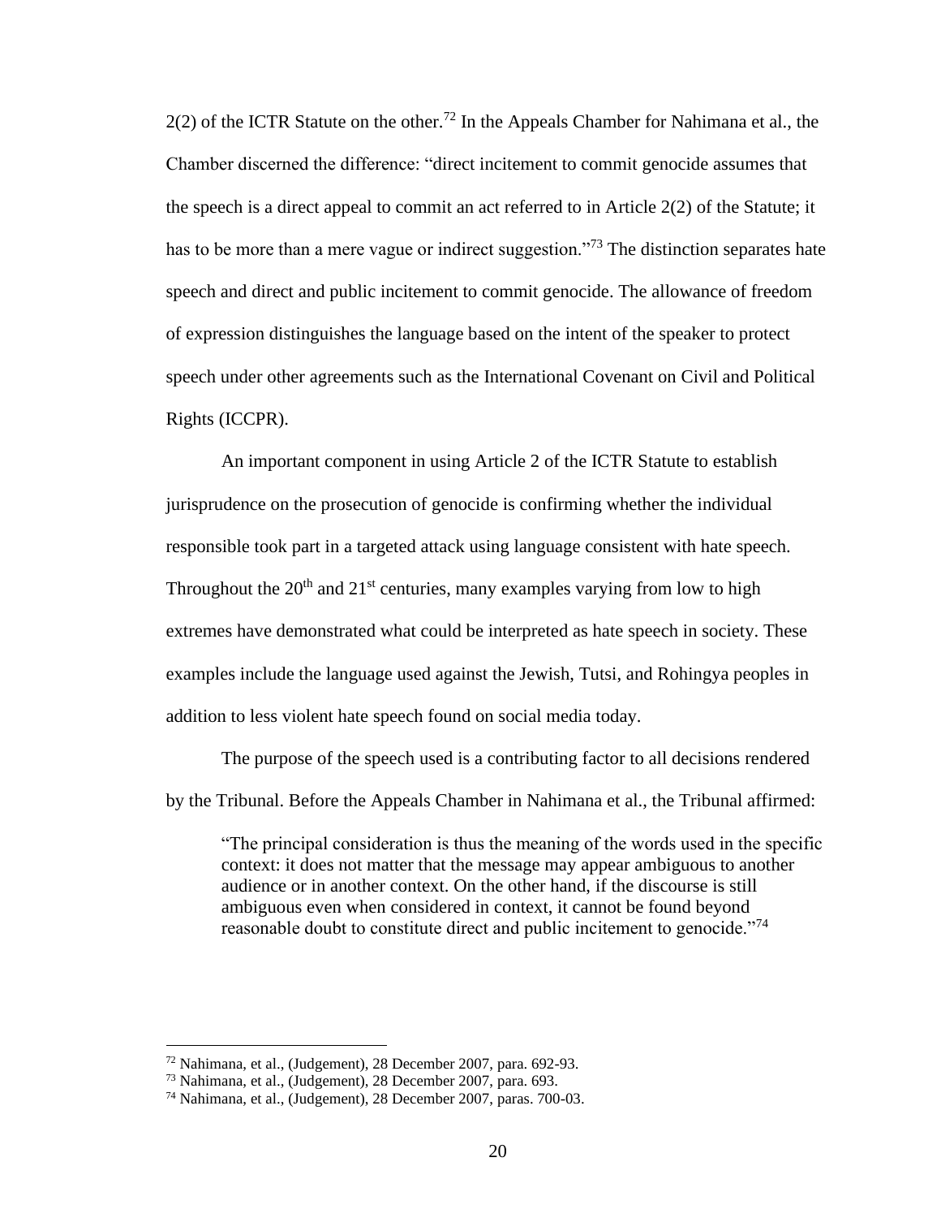2(2) of the ICTR Statute on the other.[72] In the Appeals Chamber for Nahimana et al., the Chamber discerned the difference: "direct incitement to commit genocide assumes that the speech is a direct appeal to commit an act referred to in Article 2(2) of the Statute; it has to be more than a mere vague or indirect suggestion."[73] The distinction separates hate speech and direct and public incitement to commit genocide. The allowance of freedom of expression distinguishes the language based on the intent of the speaker to protect speech under other agreements such as the International Covenant on Civil and Political Rights (ICCPR).

An important component in using Article 2 of the ICTR Statute to establish jurisprudence on the prosecution of genocide is confirming whether the individual responsible took part in a targeted attack using language consistent with hate speech. Throughout the 20th and 21st centuries, many examples varying from low to high extremes have demonstrated what could be interpreted as hate speech in society. These examples include the language used against the Jewish, Tutsi, and Rohingya peoples in addition to less violent hate speech found on social media today.

The purpose of the speech used is a contributing factor to all decisions rendered by the Tribunal. Before the Appeals Chamber in Nahimana et al., the Tribunal affirmed:

> "The principal consideration is thus the meaning of the words used in the specific context: it does not matter that the message may appear ambiguous to another audience or in another context. On the other hand, if the discourse is still ambiguous even when considered in context, it cannot be found beyond reasonable doubt to constitute direct and public incitement to genocide."[74]

---

[72] Nahimana, et al., (Judgement), 28 December 2007, para. 692-93.

[73] Nahimana, et al., (Judgement), 28 December 2007, para. 693.

[74] Nahimana, et al., (Judgement), 28 December 2007, paras. 700-03.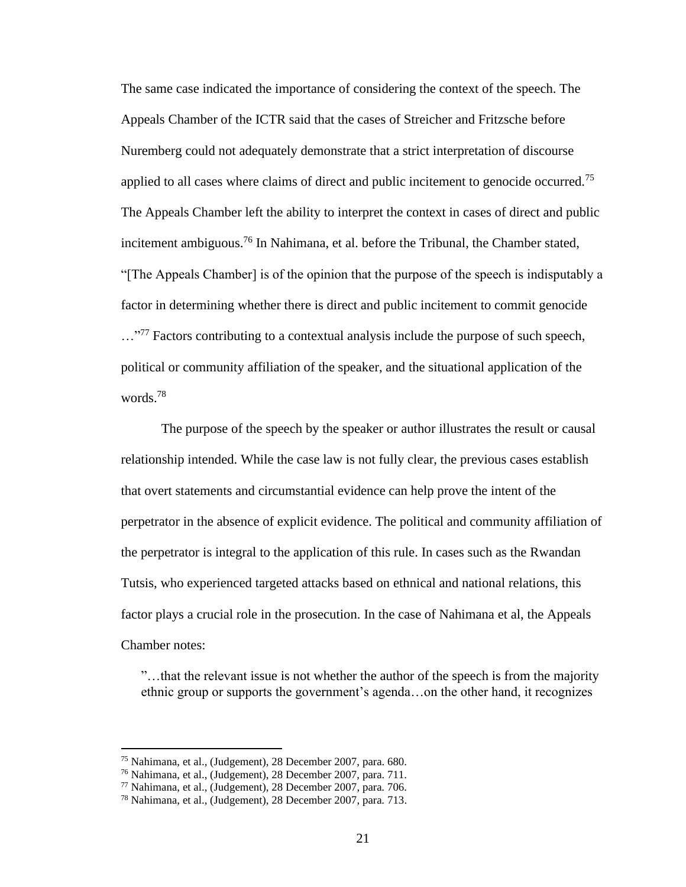The same case indicated the importance of considering the context of the speech. The Appeals Chamber of the ICTR said that the cases of Streicher and Fritzsche before Nuremberg could not adequately demonstrate that a strict interpretation of discourse applied to all cases where claims of direct and public incitement to genocide occurred.[75] The Appeals Chamber left the ability to interpret the context in cases of direct and public incitement ambiguous.[76] In Nahimana, et al. before the Tribunal, the Chamber stated, "[The Appeals Chamber] is of the opinion that the purpose of the speech is indisputably a factor in determining whether there is direct and public incitement to commit genocide …"[77] Factors contributing to a contextual analysis include the purpose of such speech, political or community affiliation of the speaker, and the situational application of the words.[78]

The purpose of the speech by the speaker or author illustrates the result or causal relationship intended. While the case law is not fully clear, the previous cases establish that overt statements and circumstantial evidence can help prove the intent of the perpetrator in the absence of explicit evidence. The political and community affiliation of the perpetrator is integral to the application of this rule. In cases such as the Rwandan Tutsis, who experienced targeted attacks based on ethnical and national relations, this factor plays a crucial role in the prosecution. In the case of Nahimana et al, the Appeals Chamber notes:

> ”…that the relevant issue is not whether the author of the speech is from the majority ethnic group or supports the government's agenda…on the other hand, it recognizes

---

[75] Nahimana, et al., (Judgement), 28 December 2007, para. 680.

[76] Nahimana, et al., (Judgement), 28 December 2007, para. 711.

[77] Nahimana, et al., (Judgement), 28 December 2007, para. 706.

[78] Nahimana, et al., (Judgement), 28 December 2007, para. 713.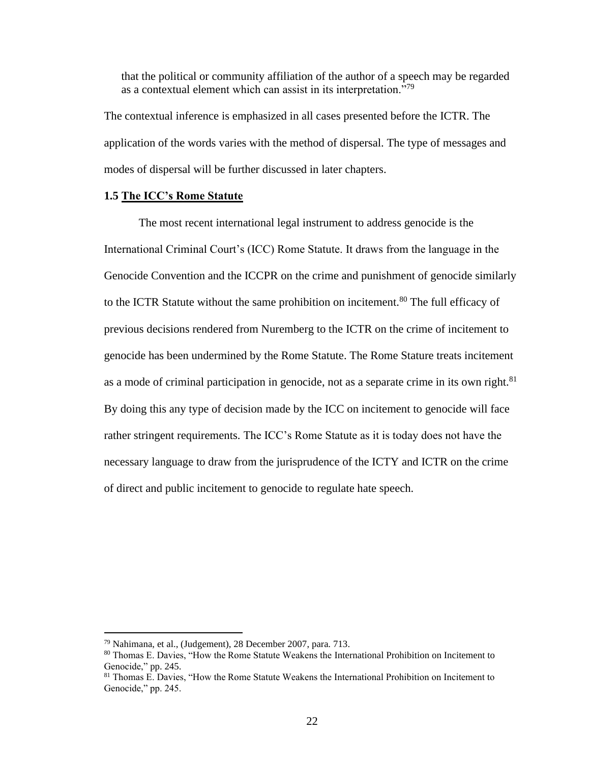that the political or community affiliation of the author of a speech may be regarded as a contextual element which can assist in its interpretation."[79]

The contextual inference is emphasized in all cases presented before the ICTR. The application of the words varies with the method of dispersal. The type of messages and modes of dispersal will be further discussed in later chapters.

### 1.5 <u>The ICC's Rome Statute</u>

The most recent international legal instrument to address genocide is the International Criminal Court's (ICC) Rome Statute. It draws from the language in the Genocide Convention and the ICCPR on the crime and punishment of genocide similarly to the ICTR Statute without the same prohibition on incitement.[80] The full efficacy of previous decisions rendered from Nuremberg to the ICTR on the crime of incitement to genocide has been undermined by the Rome Statute. The Rome Stature treats incitement as a mode of criminal participation in genocide, not as a separate crime in its own right.[81] By doing this any type of decision made by the ICC on incitement to genocide will face rather stringent requirements. The ICC's Rome Statute as it is today does not have the necessary language to draw from the jurisprudence of the ICTY and ICTR on the crime of direct and public incitement to genocide to regulate hate speech.

---

[79] Nahimana, et al., (Judgement), 28 December 2007, para. 713.

[80] Thomas E. Davies, "How the Rome Statute Weakens the International Prohibition on Incitement to Genocide," pp. 245.

[81] Thomas E. Davies, "How the Rome Statute Weakens the International Prohibition on Incitement to Genocide," pp. 245.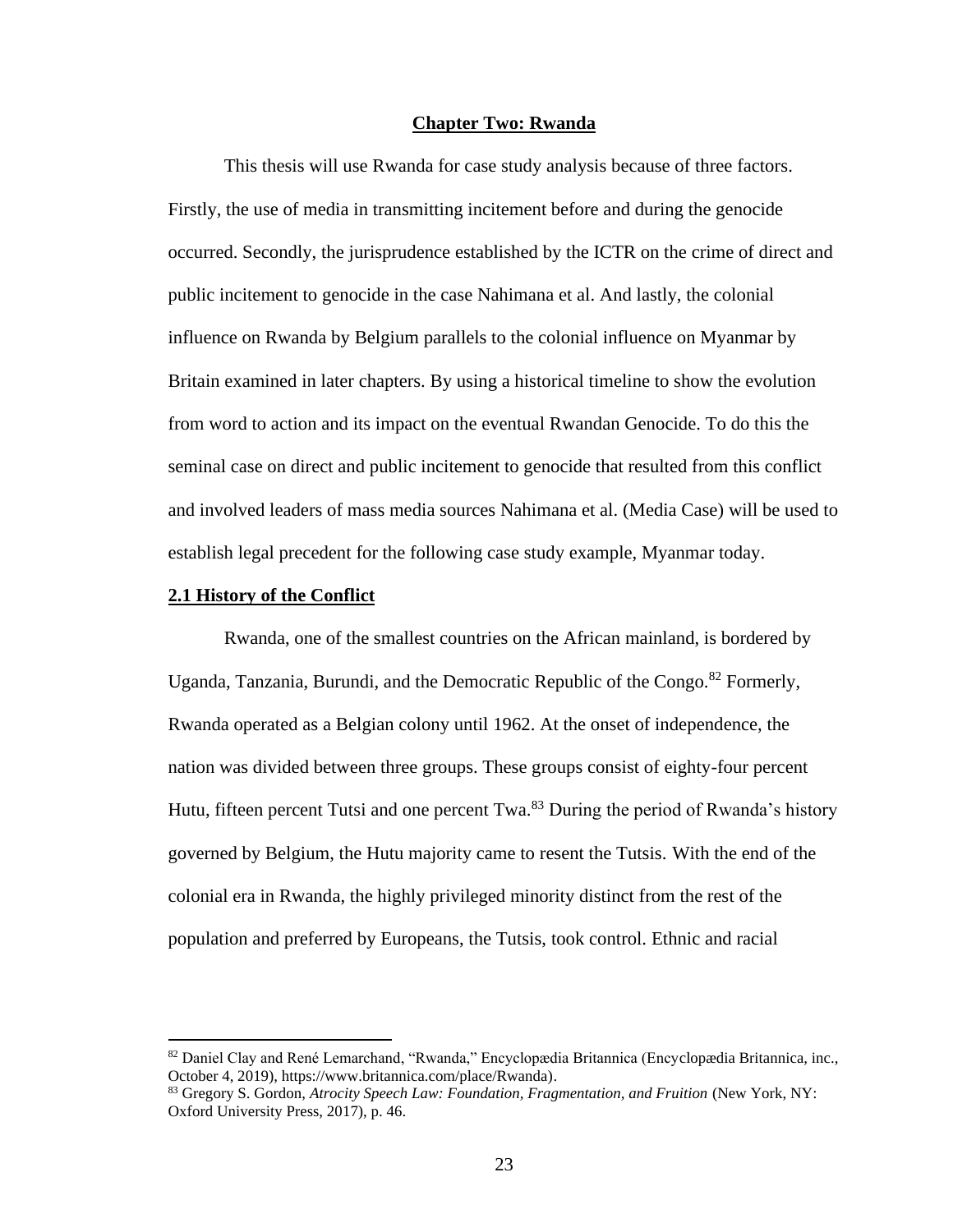## Chapter Two: Rwanda

This thesis will use Rwanda for case study analysis because of three factors. Firstly, the use of media in transmitting incitement before and during the genocide occurred. Secondly, the jurisprudence established by the ICTR on the crime of direct and public incitement to genocide in the case Nahimana et al. And lastly, the colonial influence on Rwanda by Belgium parallels to the colonial influence on Myanmar by Britain examined in later chapters. By using a historical timeline to show the evolution from word to action and its impact on the eventual Rwandan Genocide. To do this the seminal case on direct and public incitement to genocide that resulted from this conflict and involved leaders of mass media sources Nahimana et al. (Media Case) will be used to establish legal precedent for the following case study example, Myanmar today.

### 2.1 History of the Conflict

Rwanda, one of the smallest countries on the African mainland, is bordered by Uganda, Tanzania, Burundi, and the Democratic Republic of the Congo.[82] Formerly, Rwanda operated as a Belgian colony until 1962. At the onset of independence, the nation was divided between three groups. These groups consist of eighty-four percent Hutu, fifteen percent Tutsi and one percent Twa.[83] During the period of Rwanda's history governed by Belgium, the Hutu majority came to resent the Tutsis. With the end of the colonial era in Rwanda, the highly privileged minority distinct from the rest of the population and preferred by Europeans, the Tutsis, took control. Ethnic and racial

---

[82] Daniel Clay and René Lemarchand, "Rwanda," Encyclopædia Britannica (Encyclopædia Britannica, inc., October 4, 2019), https://www.britannica.com/place/Rwanda).

[83] Gregory S. Gordon, *Atrocity Speech Law: Foundation, Fragmentation, and Fruition* (New York, NY: Oxford University Press, 2017), p. 46.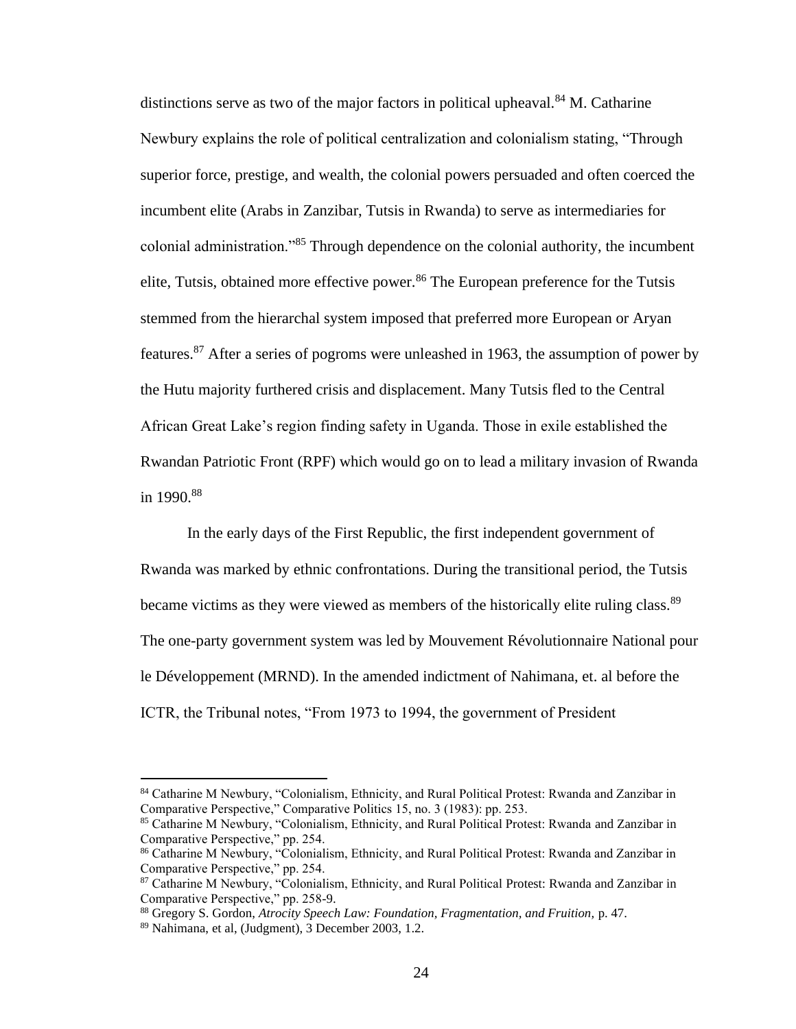distinctions serve as two of the major factors in political upheaval.[84] M. Catharine Newbury explains the role of political centralization and colonialism stating, "Through superior force, prestige, and wealth, the colonial powers persuaded and often coerced the incumbent elite (Arabs in Zanzibar, Tutsis in Rwanda) to serve as intermediaries for colonial administration."[85] Through dependence on the colonial authority, the incumbent elite, Tutsis, obtained more effective power.[86] The European preference for the Tutsis stemmed from the hierarchal system imposed that preferred more European or Aryan features.[87] After a series of pogroms were unleashed in 1963, the assumption of power by the Hutu majority furthered crisis and displacement. Many Tutsis fled to the Central African Great Lake's region finding safety in Uganda. Those in exile established the Rwandan Patriotic Front (RPF) which would go on to lead a military invasion of Rwanda in 1990.[88]

In the early days of the First Republic, the first independent government of Rwanda was marked by ethnic confrontations. During the transitional period, the Tutsis became victims as they were viewed as members of the historically elite ruling class.[89] The one-party government system was led by Mouvement Révolutionnaire National pour le Développement (MRND). In the amended indictment of Nahimana, et. al before the ICTR, the Tribunal notes, "From 1973 to 1994, the government of President

---

[84] Catharine M Newbury, "Colonialism, Ethnicity, and Rural Political Protest: Rwanda and Zanzibar in Comparative Perspective," Comparative Politics 15, no. 3 (1983): pp. 253.

[85] Catharine M Newbury, "Colonialism, Ethnicity, and Rural Political Protest: Rwanda and Zanzibar in Comparative Perspective," pp. 254.

[86] Catharine M Newbury, "Colonialism, Ethnicity, and Rural Political Protest: Rwanda and Zanzibar in Comparative Perspective," pp. 254.

[87] Catharine M Newbury, "Colonialism, Ethnicity, and Rural Political Protest: Rwanda and Zanzibar in Comparative Perspective," pp. 258-9.

[88] Gregory S. Gordon, *Atrocity Speech Law: Foundation, Fragmentation, and Fruition,* p. 47.

[89] Nahimana, et al, (Judgment), 3 December 2003, 1.2.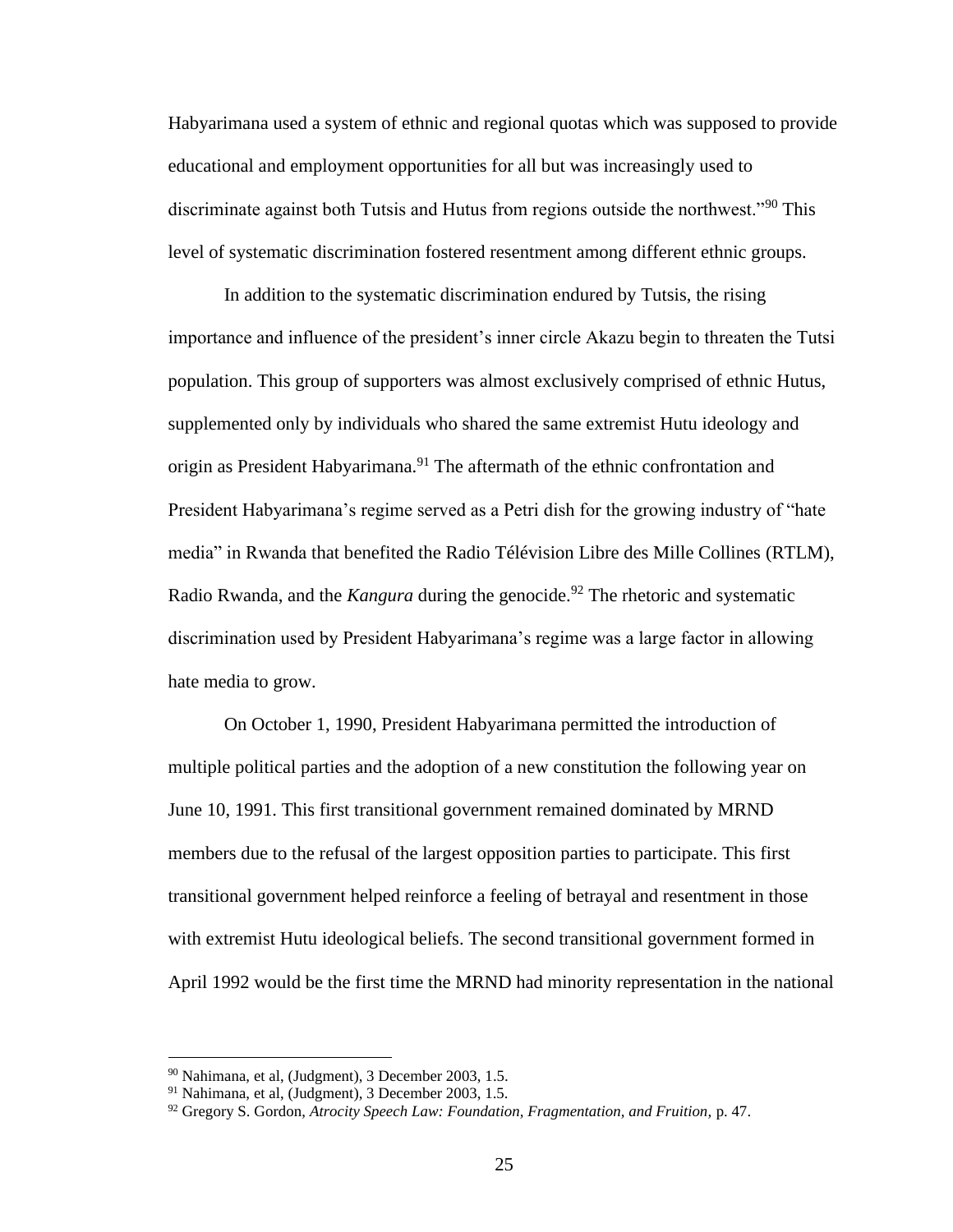Habyarimana used a system of ethnic and regional quotas which was supposed to provide educational and employment opportunities for all but was increasingly used to discriminate against both Tutsis and Hutus from regions outside the northwest."[90] This level of systematic discrimination fostered resentment among different ethnic groups.

In addition to the systematic discrimination endured by Tutsis, the rising importance and influence of the president's inner circle Akazu begin to threaten the Tutsi population. This group of supporters was almost exclusively comprised of ethnic Hutus, supplemented only by individuals who shared the same extremist Hutu ideology and origin as President Habyarimana.[91] The aftermath of the ethnic confrontation and President Habyarimana's regime served as a Petri dish for the growing industry of "hate media" in Rwanda that benefited the Radio Télévision Libre des Mille Collines (RTLM), Radio Rwanda, and the *Kangura* during the genocide.[92] The rhetoric and systematic discrimination used by President Habyarimana's regime was a large factor in allowing hate media to grow.

On October 1, 1990, President Habyarimana permitted the introduction of multiple political parties and the adoption of a new constitution the following year on June 10, 1991. This first transitional government remained dominated by MRND members due to the refusal of the largest opposition parties to participate. This first transitional government helped reinforce a feeling of betrayal and resentment in those with extremist Hutu ideological beliefs. The second transitional government formed in April 1992 would be the first time the MRND had minority representation in the national

---

[90] Nahimana, et al, (Judgment), 3 December 2003, 1.5.

[91] Nahimana, et al, (Judgment), 3 December 2003, 1.5.

[92] Gregory S. Gordon, *Atrocity Speech Law: Foundation, Fragmentation, and Fruition*, p. 47.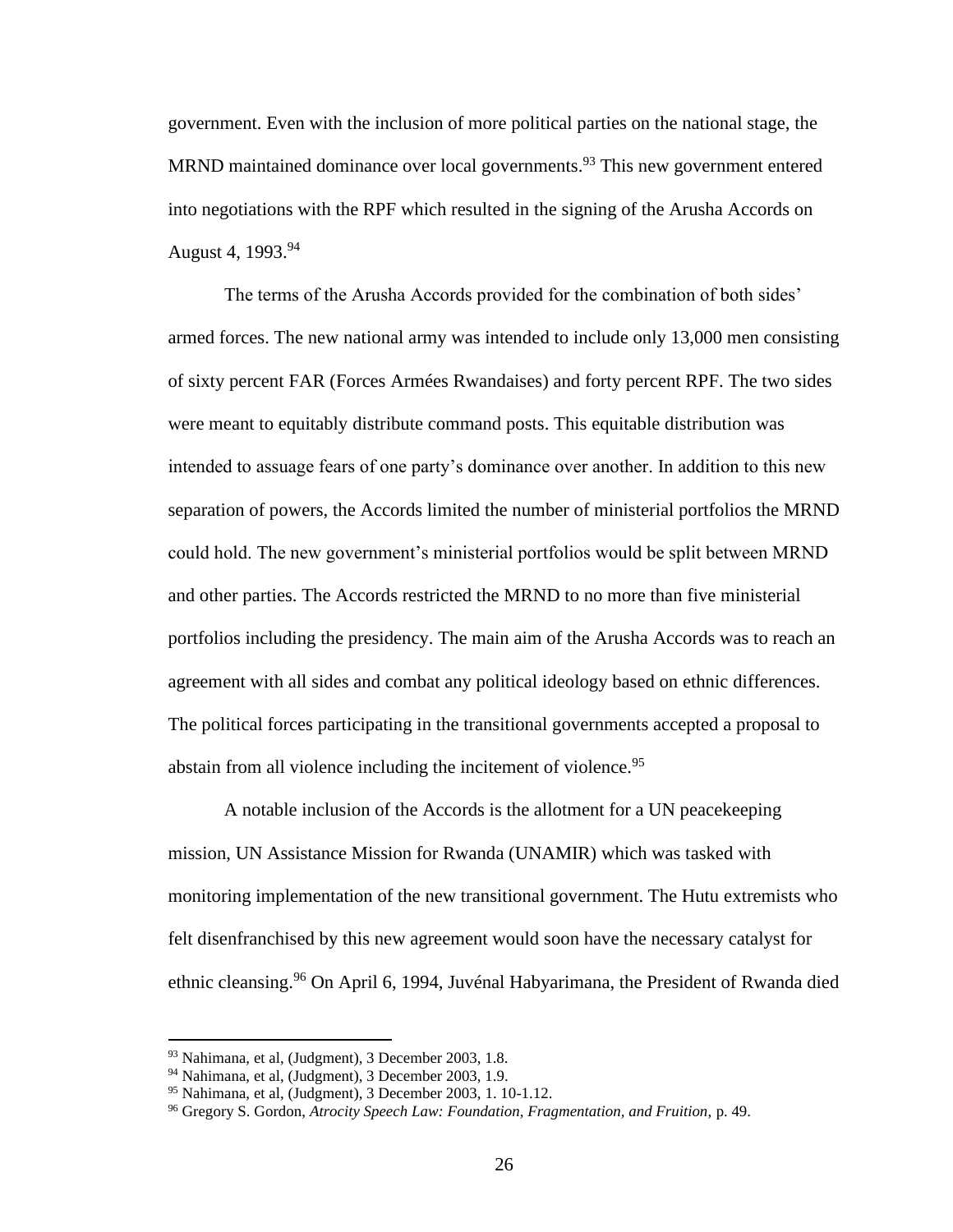government. Even with the inclusion of more political parties on the national stage, the MRND maintained dominance over local governments.[93] This new government entered into negotiations with the RPF which resulted in the signing of the Arusha Accords on August 4, 1993.[94]

The terms of the Arusha Accords provided for the combination of both sides' armed forces. The new national army was intended to include only 13,000 men consisting of sixty percent FAR (Forces Armées Rwandaises) and forty percent RPF. The two sides were meant to equitably distribute command posts. This equitable distribution was intended to assuage fears of one party's dominance over another. In addition to this new separation of powers, the Accords limited the number of ministerial portfolios the MRND could hold. The new government's ministerial portfolios would be split between MRND and other parties. The Accords restricted the MRND to no more than five ministerial portfolios including the presidency. The main aim of the Arusha Accords was to reach an agreement with all sides and combat any political ideology based on ethnic differences. The political forces participating in the transitional governments accepted a proposal to abstain from all violence including the incitement of violence.[95]

A notable inclusion of the Accords is the allotment for a UN peacekeeping mission, UN Assistance Mission for Rwanda (UNAMIR) which was tasked with monitoring implementation of the new transitional government. The Hutu extremists who felt disenfranchised by this new agreement would soon have the necessary catalyst for ethnic cleansing.[96] On April 6, 1994, Juvénal Habyarimana, the President of Rwanda died

---

[93] Nahimana, et al, (Judgment), 3 December 2003, 1.8.

[94] Nahimana, et al, (Judgment), 3 December 2003, 1.9.

[95] Nahimana, et al, (Judgment), 3 December 2003, 1. 10-1.12.

[96] Gregory S. Gordon, *Atrocity Speech Law: Foundation, Fragmentation, and Fruition*, p. 49.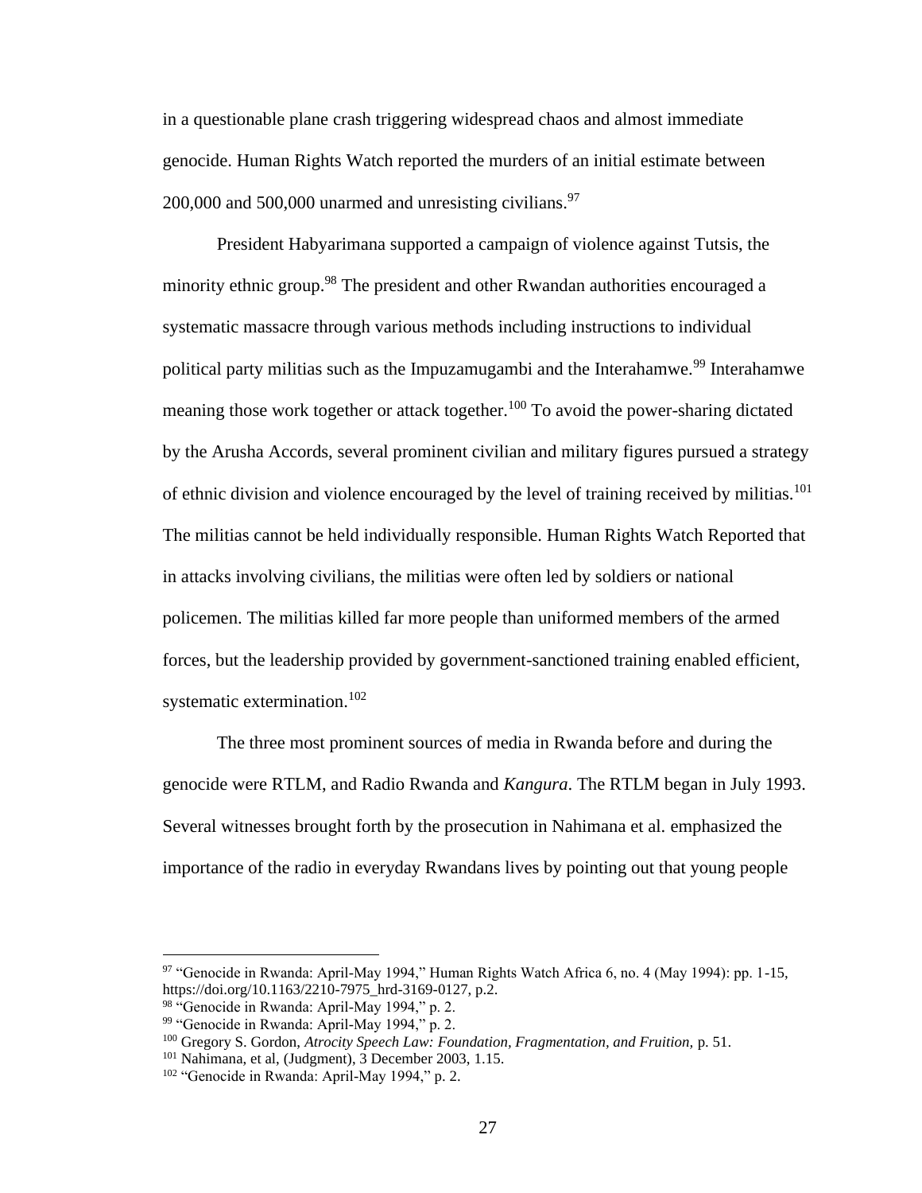in a questionable plane crash triggering widespread chaos and almost immediate genocide. Human Rights Watch reported the murders of an initial estimate between 200,000 and 500,000 unarmed and unresisting civilians.[97]

President Habyarimana supported a campaign of violence against Tutsis, the minority ethnic group.[98] The president and other Rwandan authorities encouraged a systematic massacre through various methods including instructions to individual political party militias such as the Impuzamugambi and the Interahamwe.[99] Interahamwe meaning those work together or attack together.[100] To avoid the power-sharing dictated by the Arusha Accords, several prominent civilian and military figures pursued a strategy of ethnic division and violence encouraged by the level of training received by militias.[101] The militias cannot be held individually responsible. Human Rights Watch Reported that in attacks involving civilians, the militias were often led by soldiers or national policemen. The militias killed far more people than uniformed members of the armed forces, but the leadership provided by government-sanctioned training enabled efficient, systematic extermination.[102]

The three most prominent sources of media in Rwanda before and during the genocide were RTLM, and Radio Rwanda and *Kangura*. The RTLM began in July 1993. Several witnesses brought forth by the prosecution in Nahimana et al. emphasized the importance of the radio in everyday Rwandans lives by pointing out that young people

---

[97] "Genocide in Rwanda: April-May 1994," Human Rights Watch Africa 6, no. 4 (May 1994): pp. 1-15, https://doi.org/10.1163/2210-7975_hrd-3169-0127, p.2.
[98] "Genocide in Rwanda: April-May 1994," p. 2.
[99] "Genocide in Rwanda: April-May 1994," p. 2.
[100] Gregory S. Gordon, *Atrocity Speech Law: Foundation, Fragmentation, and Fruition,* p. 51.
[101] Nahimana, et al, (Judgment), 3 December 2003, 1.15.
[102] "Genocide in Rwanda: April-May 1994," p. 2.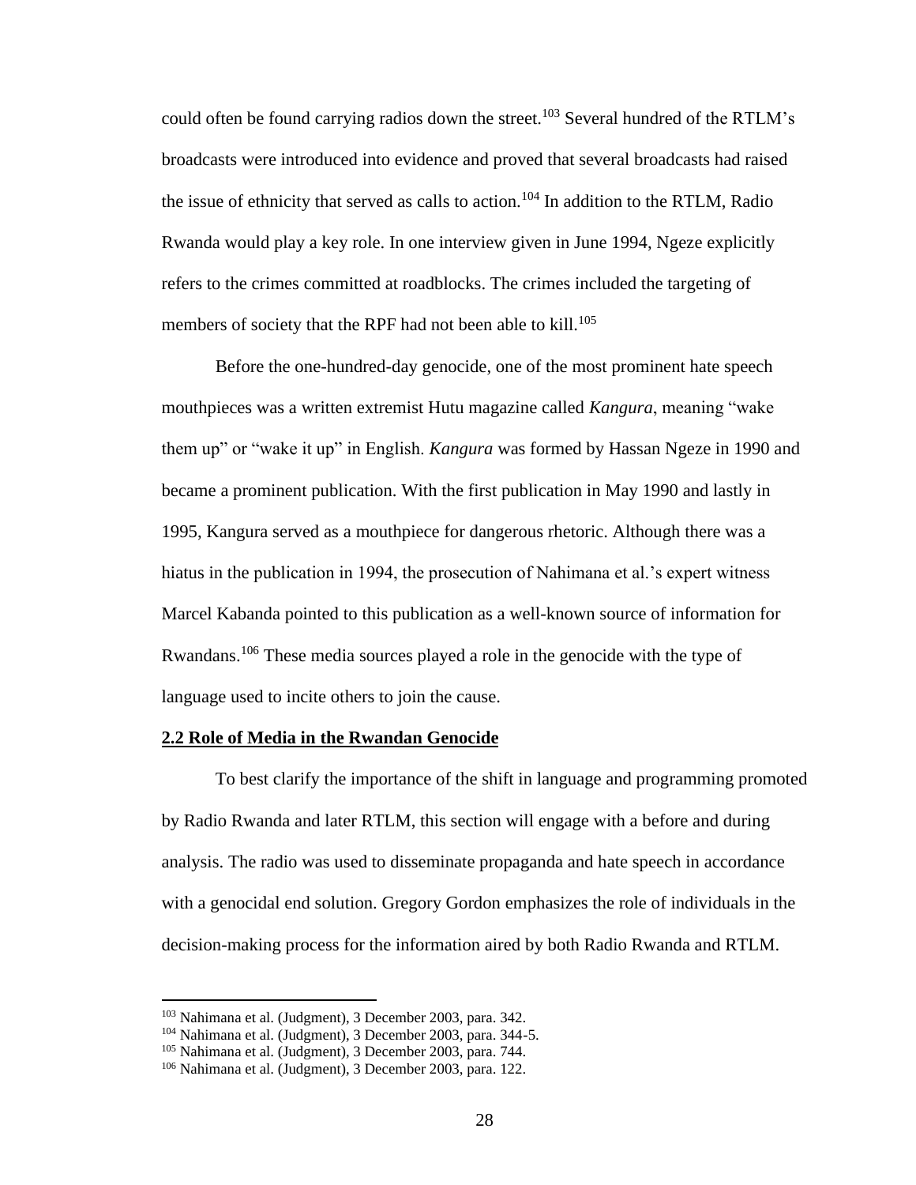could often be found carrying radios down the street.[103] Several hundred of the RTLM's broadcasts were introduced into evidence and proved that several broadcasts had raised the issue of ethnicity that served as calls to action.[104] In addition to the RTLM, Radio Rwanda would play a key role. In one interview given in June 1994, Ngeze explicitly refers to the crimes committed at roadblocks. The crimes included the targeting of members of society that the RPF had not been able to kill.[105]

Before the one-hundred-day genocide, one of the most prominent hate speech mouthpieces was a written extremist Hutu magazine called *Kangura*, meaning "wake them up" or "wake it up" in English. *Kangura* was formed by Hassan Ngeze in 1990 and became a prominent publication. With the first publication in May 1990 and lastly in 1995, Kangura served as a mouthpiece for dangerous rhetoric. Although there was a hiatus in the publication in 1994, the prosecution of Nahimana et al.'s expert witness Marcel Kabanda pointed to this publication as a well-known source of information for Rwandans.[106] These media sources played a role in the genocide with the type of language used to incite others to join the cause.

## 2.2 Role of Media in the Rwandan Genocide

To best clarify the importance of the shift in language and programming promoted by Radio Rwanda and later RTLM, this section will engage with a before and during analysis. The radio was used to disseminate propaganda and hate speech in accordance with a genocidal end solution. Gregory Gordon emphasizes the role of individuals in the decision-making process for the information aired by both Radio Rwanda and RTLM.

---

[103] Nahimana et al. (Judgment), 3 December 2003, para. 342.

[104] Nahimana et al. (Judgment), 3 December 2003, para. 344-5.

[105] Nahimana et al. (Judgment), 3 December 2003, para. 744.

[106] Nahimana et al. (Judgment), 3 December 2003, para. 122.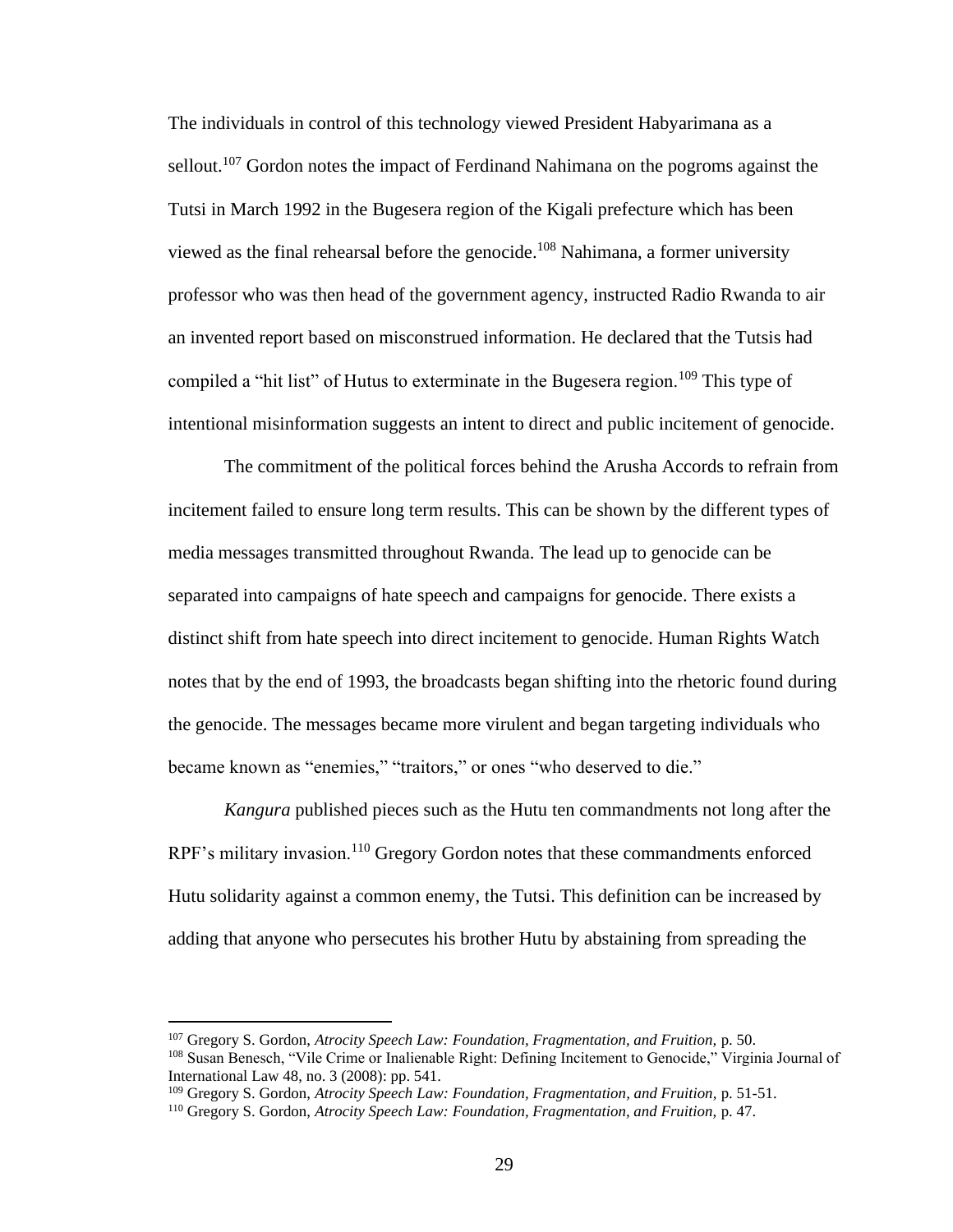The individuals in control of this technology viewed President Habyarimana as a sellout.[107] Gordon notes the impact of Ferdinand Nahimana on the pogroms against the Tutsi in March 1992 in the Bugesera region of the Kigali prefecture which has been viewed as the final rehearsal before the genocide.[108] Nahimana, a former university professor who was then head of the government agency, instructed Radio Rwanda to air an invented report based on misconstrued information. He declared that the Tutsis had compiled a "hit list" of Hutus to exterminate in the Bugesera region.[109] This type of intentional misinformation suggests an intent to direct and public incitement of genocide.

The commitment of the political forces behind the Arusha Accords to refrain from incitement failed to ensure long term results. This can be shown by the different types of media messages transmitted throughout Rwanda. The lead up to genocide can be separated into campaigns of hate speech and campaigns for genocide. There exists a distinct shift from hate speech into direct incitement to genocide. Human Rights Watch notes that by the end of 1993, the broadcasts began shifting into the rhetoric found during the genocide. The messages became more virulent and began targeting individuals who became known as "enemies," "traitors," or ones "who deserved to die."

*Kangura* published pieces such as the Hutu ten commandments not long after the RPF's military invasion.[110] Gregory Gordon notes that these commandments enforced Hutu solidarity against a common enemy, the Tutsi. This definition can be increased by adding that anyone who persecutes his brother Hutu by abstaining from spreading the

---

[107] Gregory S. Gordon, *Atrocity Speech Law: Foundation, Fragmentation, and Fruition,* p. 50.

[108] Susan Benesch, "Vile Crime or Inalienable Right: Defining Incitement to Genocide," Virginia Journal of International Law 48, no. 3 (2008): pp. 541.

[109] Gregory S. Gordon, *Atrocity Speech Law: Foundation, Fragmentation, and Fruition,* p. 51-51.

[110] Gregory S. Gordon, *Atrocity Speech Law: Foundation, Fragmentation, and Fruition,* p. 47.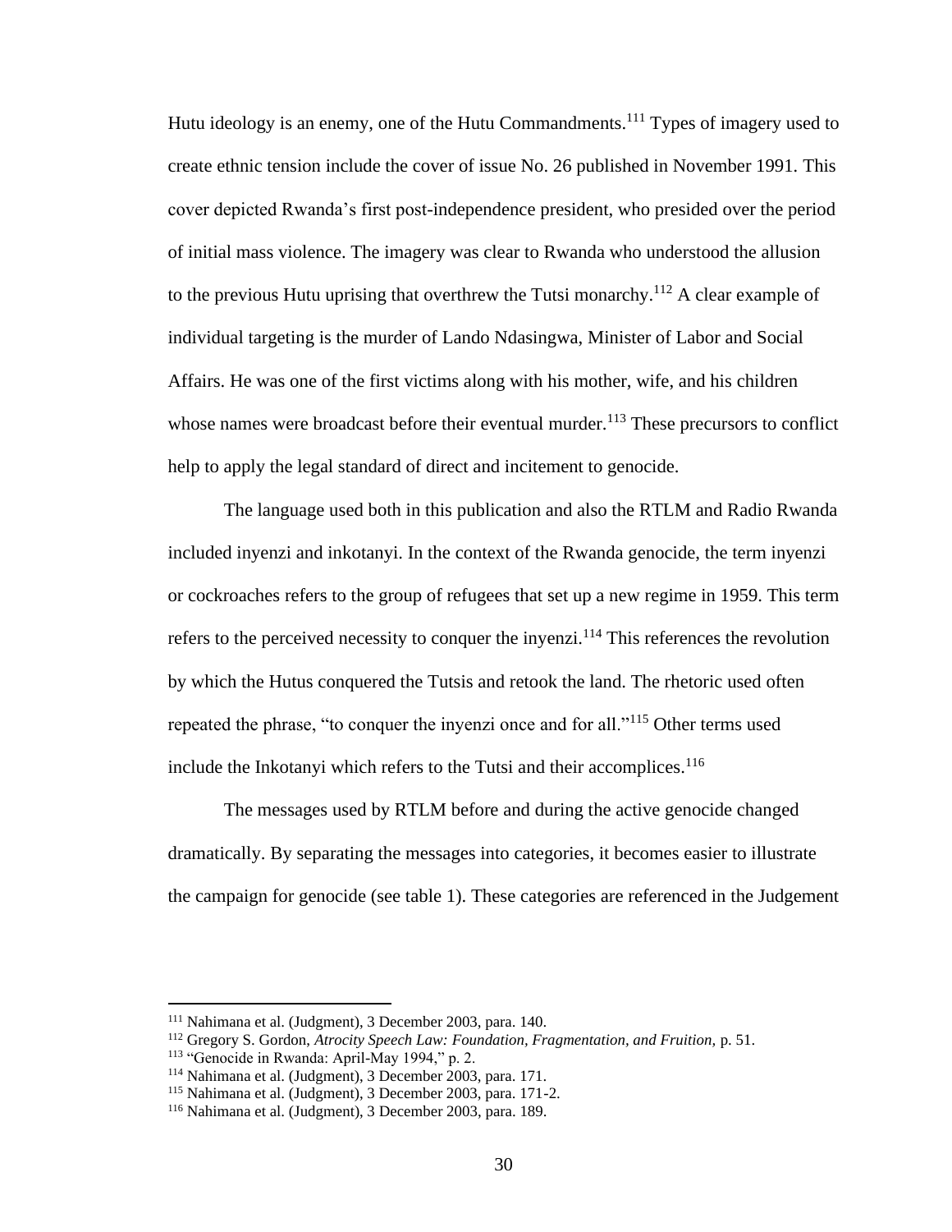Hutu ideology is an enemy, one of the Hutu Commandments.[111] Types of imagery used to create ethnic tension include the cover of issue No. 26 published in November 1991. This cover depicted Rwanda's first post-independence president, who presided over the period of initial mass violence. The imagery was clear to Rwanda who understood the allusion to the previous Hutu uprising that overthrew the Tutsi monarchy.[112] A clear example of individual targeting is the murder of Lando Ndasingwa, Minister of Labor and Social Affairs. He was one of the first victims along with his mother, wife, and his children whose names were broadcast before their eventual murder.[113] These precursors to conflict help to apply the legal standard of direct and incitement to genocide.

The language used both in this publication and also the RTLM and Radio Rwanda included inyenzi and inkotanyi. In the context of the Rwanda genocide, the term inyenzi or cockroaches refers to the group of refugees that set up a new regime in 1959. This term refers to the perceived necessity to conquer the inyenzi.[114] This references the revolution by which the Hutus conquered the Tutsis and retook the land. The rhetoric used often repeated the phrase, "to conquer the inyenzi once and for all."[115] Other terms used include the Inkotanyi which refers to the Tutsi and their accomplices.[116]

The messages used by RTLM before and during the active genocide changed dramatically. By separating the messages into categories, it becomes easier to illustrate the campaign for genocide (see table 1). These categories are referenced in the Judgement

---

[111] Nahimana et al. (Judgment), 3 December 2003, para. 140.

[112] Gregory S. Gordon, *Atrocity Speech Law: Foundation, Fragmentation, and Fruition,* p. 51.

[113] "Genocide in Rwanda: April-May 1994," p. 2.

[114] Nahimana et al. (Judgment), 3 December 2003, para. 171.

[115] Nahimana et al. (Judgment), 3 December 2003, para. 171-2.

[116] Nahimana et al. (Judgment), 3 December 2003, para. 189.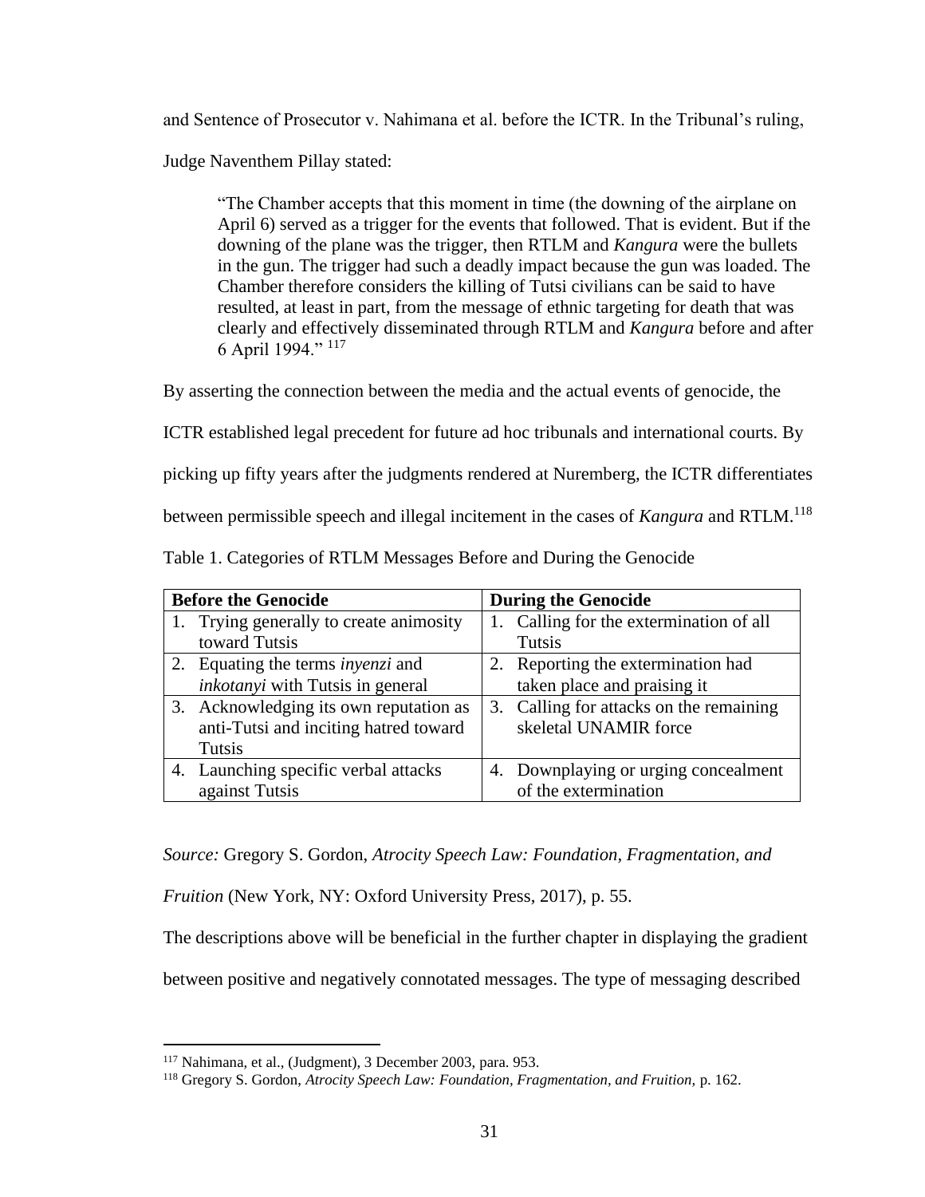and Sentence of Prosecutor v. Nahimana et al. before the ICTR. In the Tribunal's ruling, Judge Naventhem Pillay stated:

> "The Chamber accepts that this moment in time (the downing of the airplane on April 6) served as a trigger for the events that followed. That is evident. But if the downing of the plane was the trigger, then RTLM and *Kangura* were the bullets in the gun. The trigger had such a deadly impact because the gun was loaded. The Chamber therefore considers the killing of Tutsi civilians can be said to have resulted, at least in part, from the message of ethnic targeting for death that was clearly and effectively disseminated through RTLM and *Kangura* before and after 6 April 1994." [117]

By asserting the connection between the media and the actual events of genocide, the ICTR established legal precedent for future ad hoc tribunals and international courts. By picking up fifty years after the judgments rendered at Nuremberg, the ICTR differentiates between permissible speech and illegal incitement in the cases of *Kangura* and RTLM.[118]

Table 1. Categories of RTLM Messages Before and During the Genocide

| **Before the Genocide** | **During the Genocide** |
|---|---|
| 1. Trying generally to create animosity toward Tutsis | 1. Calling for the extermination of all Tutsis |
| 2. Equating the terms *inyenzi* and *inkotanyi* with Tutsis in general | 2. Reporting the extermination had taken place and praising it |
| 3. Acknowledging its own reputation as anti-Tutsi and inciting hatred toward Tutsis | 3. Calling for attacks on the remaining skeletal UNAMIR force |
| 4. Launching specific verbal attacks against Tutsis | 4. Downplaying or urging concealment of the extermination |

*Source:* Gregory S. Gordon, *Atrocity Speech Law: Foundation, Fragmentation, and Fruition* (New York, NY: Oxford University Press, 2017), p. 55.

The descriptions above will be beneficial in the further chapter in displaying the gradient between positive and negatively connotated messages. The type of messaging described

[117] Nahimana, et al., (Judgment), 3 December 2003, para. 953.

[118] Gregory S. Gordon, *Atrocity Speech Law: Foundation, Fragmentation, and Fruition,* p. 162.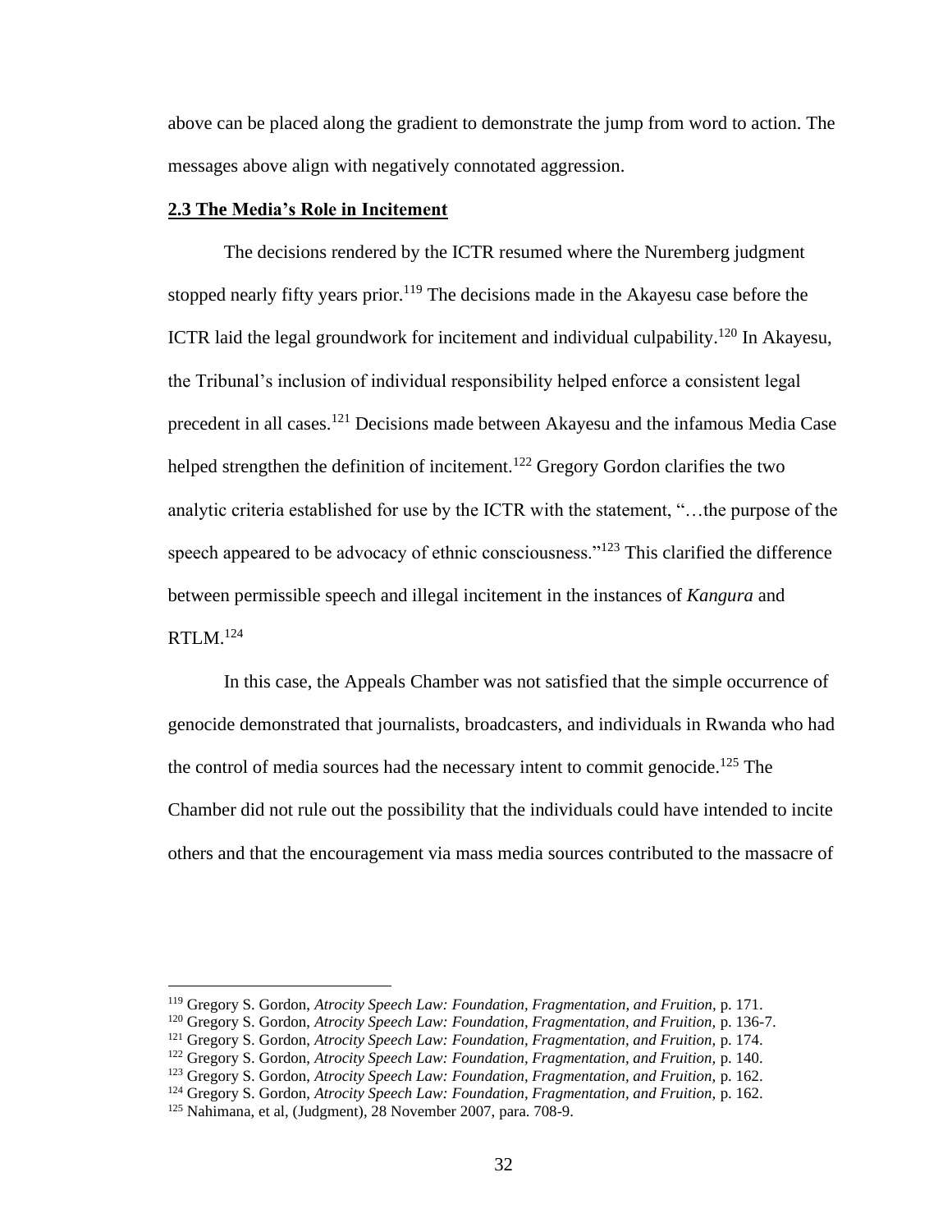above can be placed along the gradient to demonstrate the jump from word to action. The messages above align with negatively connotated aggression.

### 2.3 The Media's Role in Incitement

The decisions rendered by the ICTR resumed where the Nuremberg judgment stopped nearly fifty years prior.[119] The decisions made in the Akayesu case before the ICTR laid the legal groundwork for incitement and individual culpability.[120] In Akayesu, the Tribunal's inclusion of individual responsibility helped enforce a consistent legal precedent in all cases.[121] Decisions made between Akayesu and the infamous Media Case helped strengthen the definition of incitement.[122] Gregory Gordon clarifies the two analytic criteria established for use by the ICTR with the statement, "…the purpose of the speech appeared to be advocacy of ethnic consciousness."[123] This clarified the difference between permissible speech and illegal incitement in the instances of *Kangura* and RTLM.[124]

In this case, the Appeals Chamber was not satisfied that the simple occurrence of genocide demonstrated that journalists, broadcasters, and individuals in Rwanda who had the control of media sources had the necessary intent to commit genocide.[125] The Chamber did not rule out the possibility that the individuals could have intended to incite others and that the encouragement via mass media sources contributed to the massacre of

---

[119] Gregory S. Gordon, *Atrocity Speech Law: Foundation, Fragmentation, and Fruition,* p. 171.

[120] Gregory S. Gordon, *Atrocity Speech Law: Foundation, Fragmentation, and Fruition,* p. 136-7.

[121] Gregory S. Gordon, *Atrocity Speech Law: Foundation, Fragmentation, and Fruition,* p. 174.

[122] Gregory S. Gordon, *Atrocity Speech Law: Foundation, Fragmentation, and Fruition,* p. 140.

[123] Gregory S. Gordon, *Atrocity Speech Law: Foundation, Fragmentation, and Fruition,* p. 162.

[124] Gregory S. Gordon, *Atrocity Speech Law: Foundation, Fragmentation, and Fruition,* p. 162.

[125] Nahimana, et al, (Judgment), 28 November 2007, para. 708-9.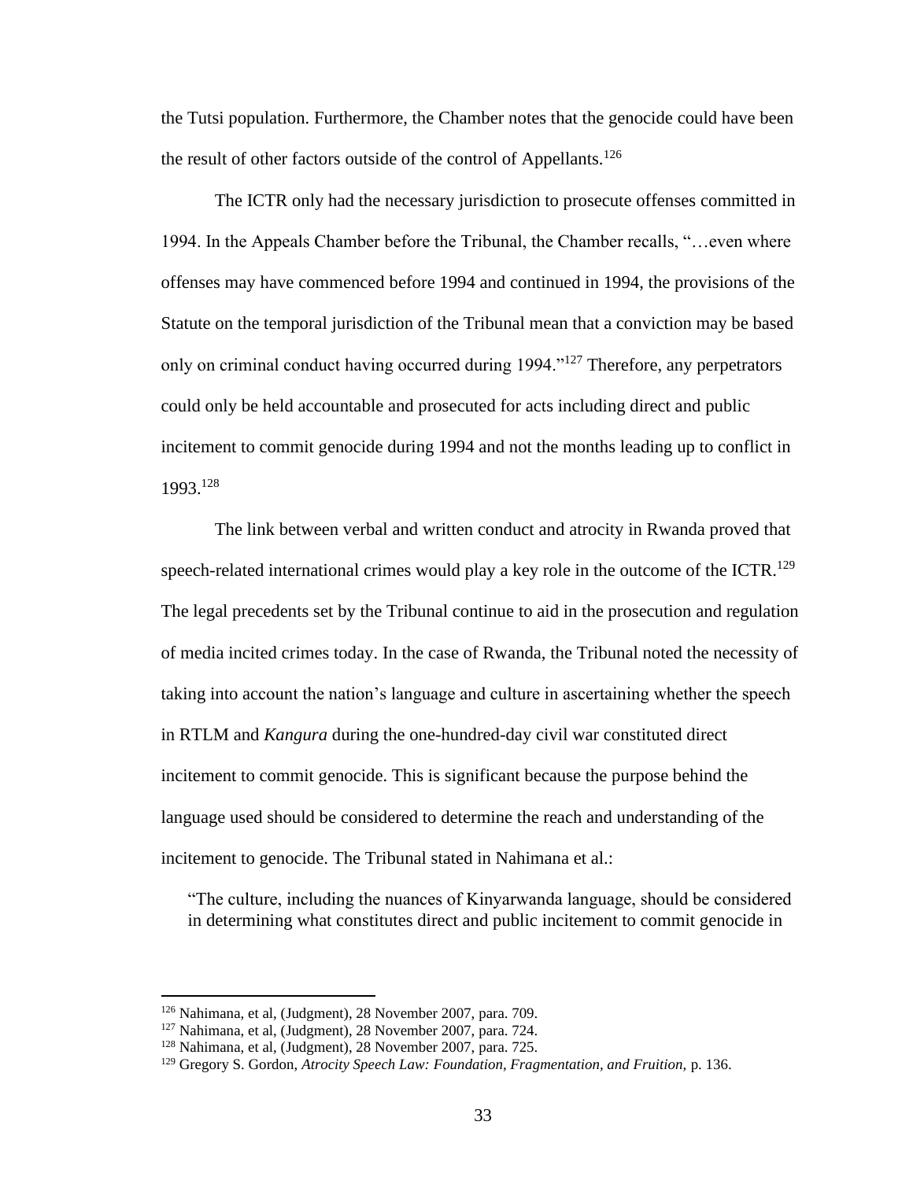the Tutsi population. Furthermore, the Chamber notes that the genocide could have been the result of other factors outside of the control of Appellants.[126]

The ICTR only had the necessary jurisdiction to prosecute offenses committed in 1994. In the Appeals Chamber before the Tribunal, the Chamber recalls, "…even where offenses may have commenced before 1994 and continued in 1994, the provisions of the Statute on the temporal jurisdiction of the Tribunal mean that a conviction may be based only on criminal conduct having occurred during 1994."[127] Therefore, any perpetrators could only be held accountable and prosecuted for acts including direct and public incitement to commit genocide during 1994 and not the months leading up to conflict in 1993.[128]

The link between verbal and written conduct and atrocity in Rwanda proved that speech-related international crimes would play a key role in the outcome of the ICTR.[129] The legal precedents set by the Tribunal continue to aid in the prosecution and regulation of media incited crimes today. In the case of Rwanda, the Tribunal noted the necessity of taking into account the nation's language and culture in ascertaining whether the speech in RTLM and *Kangura* during the one-hundred-day civil war constituted direct incitement to commit genocide. This is significant because the purpose behind the language used should be considered to determine the reach and understanding of the incitement to genocide. The Tribunal stated in Nahimana et al.:

> "The culture, including the nuances of Kinyarwanda language, should be considered in determining what constitutes direct and public incitement to commit genocide in

---

[126] Nahimana, et al, (Judgment), 28 November 2007, para. 709.

[127] Nahimana, et al, (Judgment), 28 November 2007, para. 724.

[128] Nahimana, et al, (Judgment), 28 November 2007, para. 725.

[129] Gregory S. Gordon, *Atrocity Speech Law: Foundation, Fragmentation, and Fruition,* p. 136.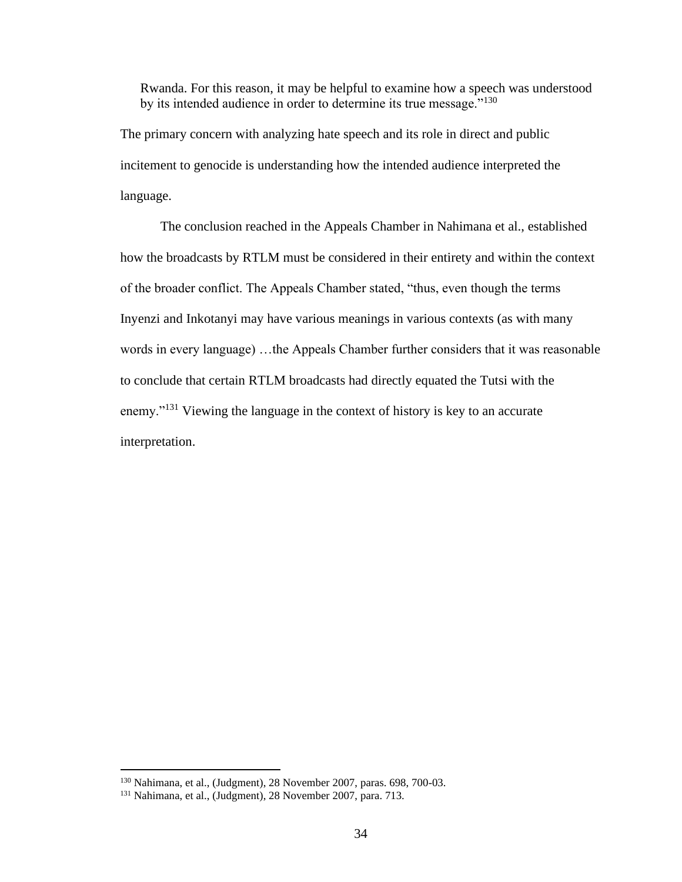> Rwanda. For this reason, it may be helpful to examine how a speech was understood by its intended audience in order to determine its true message."[130]

The primary concern with analyzing hate speech and its role in direct and public incitement to genocide is understanding how the intended audience interpreted the language.

The conclusion reached in the Appeals Chamber in Nahimana et al., established how the broadcasts by RTLM must be considered in their entirety and within the context of the broader conflict. The Appeals Chamber stated, "thus, even though the terms Inyenzi and Inkotanyi may have various meanings in various contexts (as with many words in every language) …the Appeals Chamber further considers that it was reasonable to conclude that certain RTLM broadcasts had directly equated the Tutsi with the enemy."[131] Viewing the language in the context of history is key to an accurate interpretation.

---

[130] Nahimana, et al., (Judgment), 28 November 2007, paras. 698, 700-03.

[131] Nahimana, et al., (Judgment), 28 November 2007, para. 713.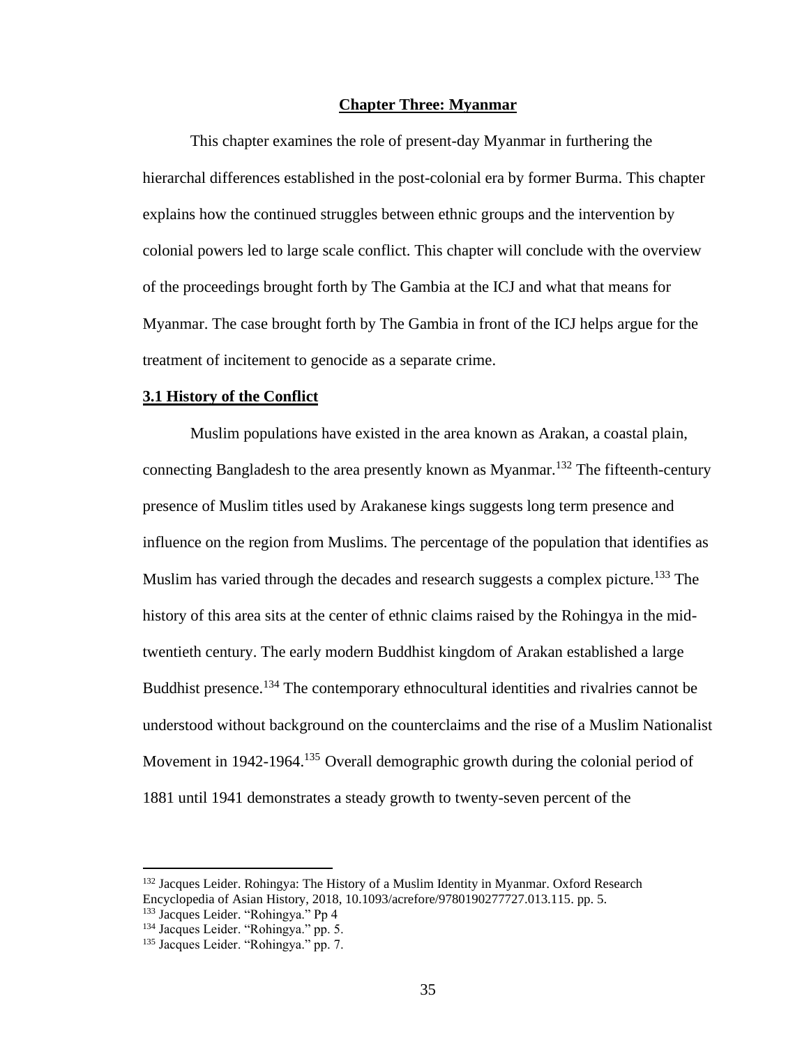## Chapter Three: Myanmar

This chapter examines the role of present-day Myanmar in furthering the hierarchal differences established in the post-colonial era by former Burma. This chapter explains how the continued struggles between ethnic groups and the intervention by colonial powers led to large scale conflict. This chapter will conclude with the overview of the proceedings brought forth by The Gambia at the ICJ and what that means for Myanmar. The case brought forth by The Gambia in front of the ICJ helps argue for the treatment of incitement to genocide as a separate crime.

### 3.1 History of the Conflict

Muslim populations have existed in the area known as Arakan, a coastal plain, connecting Bangladesh to the area presently known as Myanmar.[132] The fifteenth-century presence of Muslim titles used by Arakanese kings suggests long term presence and influence on the region from Muslims. The percentage of the population that identifies as Muslim has varied through the decades and research suggests a complex picture.[133] The history of this area sits at the center of ethnic claims raised by the Rohingya in the mid-twentieth century. The early modern Buddhist kingdom of Arakan established a large Buddhist presence.[134] The contemporary ethnocultural identities and rivalries cannot be understood without background on the counterclaims and the rise of a Muslim Nationalist Movement in 1942-1964.[135] Overall demographic growth during the colonial period of 1881 until 1941 demonstrates a steady growth to twenty-seven percent of the

---

[132] Jacques Leider. Rohingya: The History of a Muslim Identity in Myanmar. Oxford Research Encyclopedia of Asian History, 2018, 10.1093/acrefore/9780190277727.013.115. pp. 5.

[133] Jacques Leider. "Rohingya." Pp 4

[134] Jacques Leider. "Rohingya." pp. 5.

[135] Jacques Leider. "Rohingya." pp. 7.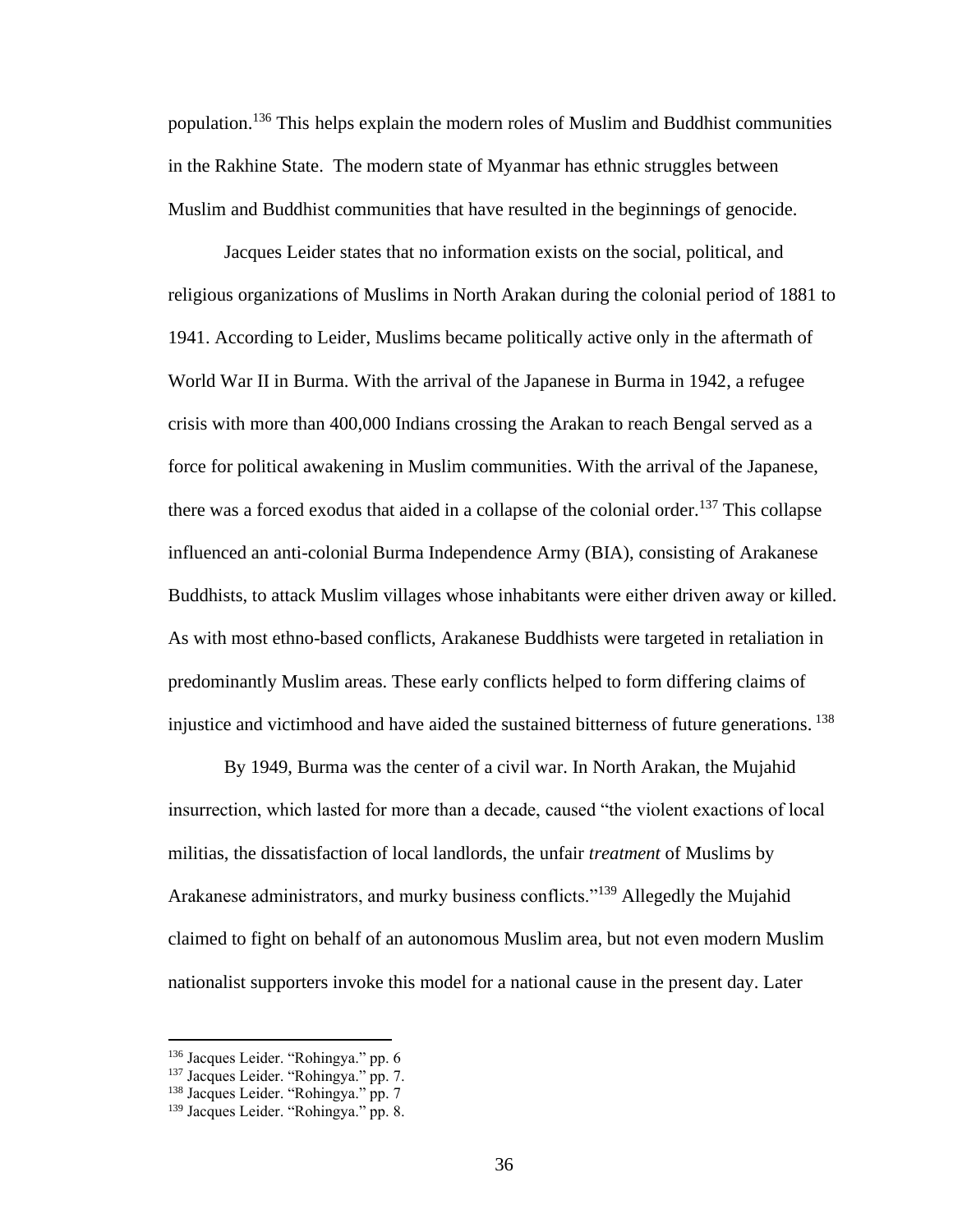population.[136] This helps explain the modern roles of Muslim and Buddhist communities in the Rakhine State. The modern state of Myanmar has ethnic struggles between Muslim and Buddhist communities that have resulted in the beginnings of genocide.

Jacques Leider states that no information exists on the social, political, and religious organizations of Muslims in North Arakan during the colonial period of 1881 to 1941. According to Leider, Muslims became politically active only in the aftermath of World War II in Burma. With the arrival of the Japanese in Burma in 1942, a refugee crisis with more than 400,000 Indians crossing the Arakan to reach Bengal served as a force for political awakening in Muslim communities. With the arrival of the Japanese, there was a forced exodus that aided in a collapse of the colonial order.[137] This collapse influenced an anti-colonial Burma Independence Army (BIA), consisting of Arakanese Buddhists, to attack Muslim villages whose inhabitants were either driven away or killed. As with most ethno-based conflicts, Arakanese Buddhists were targeted in retaliation in predominantly Muslim areas. These early conflicts helped to form differing claims of injustice and victimhood and have aided the sustained bitterness of future generations.[138]

By 1949, Burma was the center of a civil war. In North Arakan, the Mujahid insurrection, which lasted for more than a decade, caused "the violent exactions of local militias, the dissatisfaction of local landlords, the unfair *treatment* of Muslims by Arakanese administrators, and murky business conflicts."[139] Allegedly the Mujahid claimed to fight on behalf of an autonomous Muslim area, but not even modern Muslim nationalist supporters invoke this model for a national cause in the present day. Later

---

[136] Jacques Leider. "Rohingya." pp. 6

[137] Jacques Leider. "Rohingya." pp. 7.

[138] Jacques Leider. "Rohingya." pp. 7

[139] Jacques Leider. "Rohingya." pp. 8.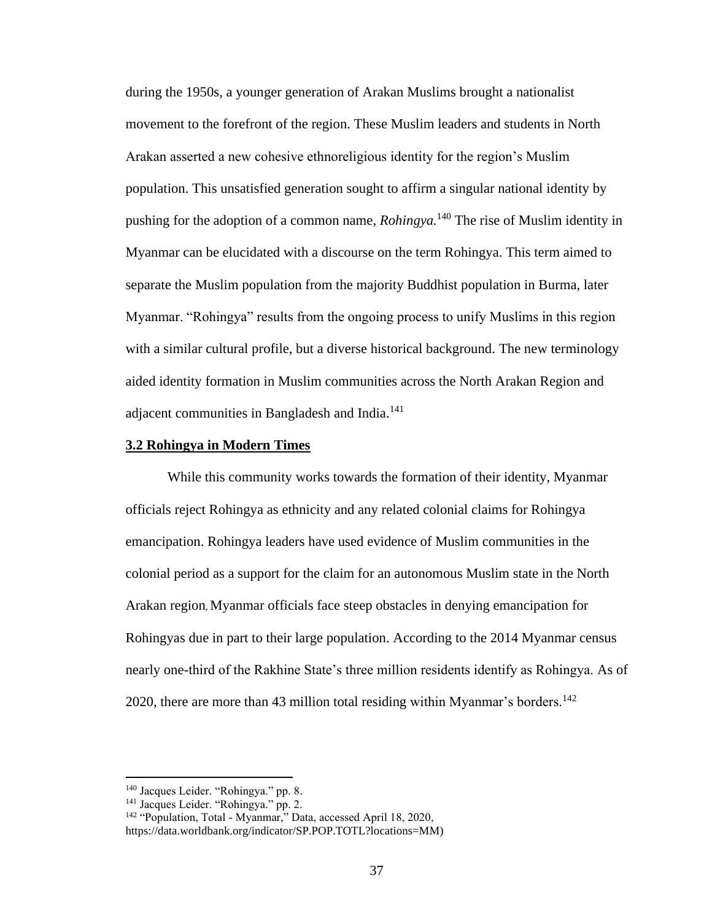during the 1950s, a younger generation of Arakan Muslims brought a nationalist movement to the forefront of the region. These Muslim leaders and students in North Arakan asserted a new cohesive ethnoreligious identity for the region's Muslim population. This unsatisfied generation sought to affirm a singular national identity by pushing for the adoption of a common name, ***Rohingya.***[140] The rise of Muslim identity in Myanmar can be elucidated with a discourse on the term Rohingya. This term aimed to separate the Muslim population from the majority Buddhist population in Burma, later Myanmar. "Rohingya" results from the ongoing process to unify Muslims in this region with a similar cultural profile, but a diverse historical background. The new terminology aided identity formation in Muslim communities across the North Arakan Region and adjacent communities in Bangladesh and India.[141]

## 3.2 Rohingya in Modern Times

While this community works towards the formation of their identity, Myanmar officials reject Rohingya as ethnicity and any related colonial claims for Rohingya emancipation. Rohingya leaders have used evidence of Muslim communities in the colonial period as a support for the claim for an autonomous Muslim state in the North Arakan region, Myanmar officials face steep obstacles in denying emancipation for Rohingyas due in part to their large population. According to the 2014 Myanmar census nearly one-third of the Rakhine State's three million residents identify as Rohingya. As of 2020, there are more than 43 million total residing within Myanmar's borders.[142]

---

[140] Jacques Leider. "Rohingya." pp. 8.
[141] Jacques Leider. "Rohingya." pp. 2.
[142] "Population, Total - Myanmar," Data, accessed April 18, 2020, https://data.worldbank.org/indicator/SP.POP.TOTL?locations=MM)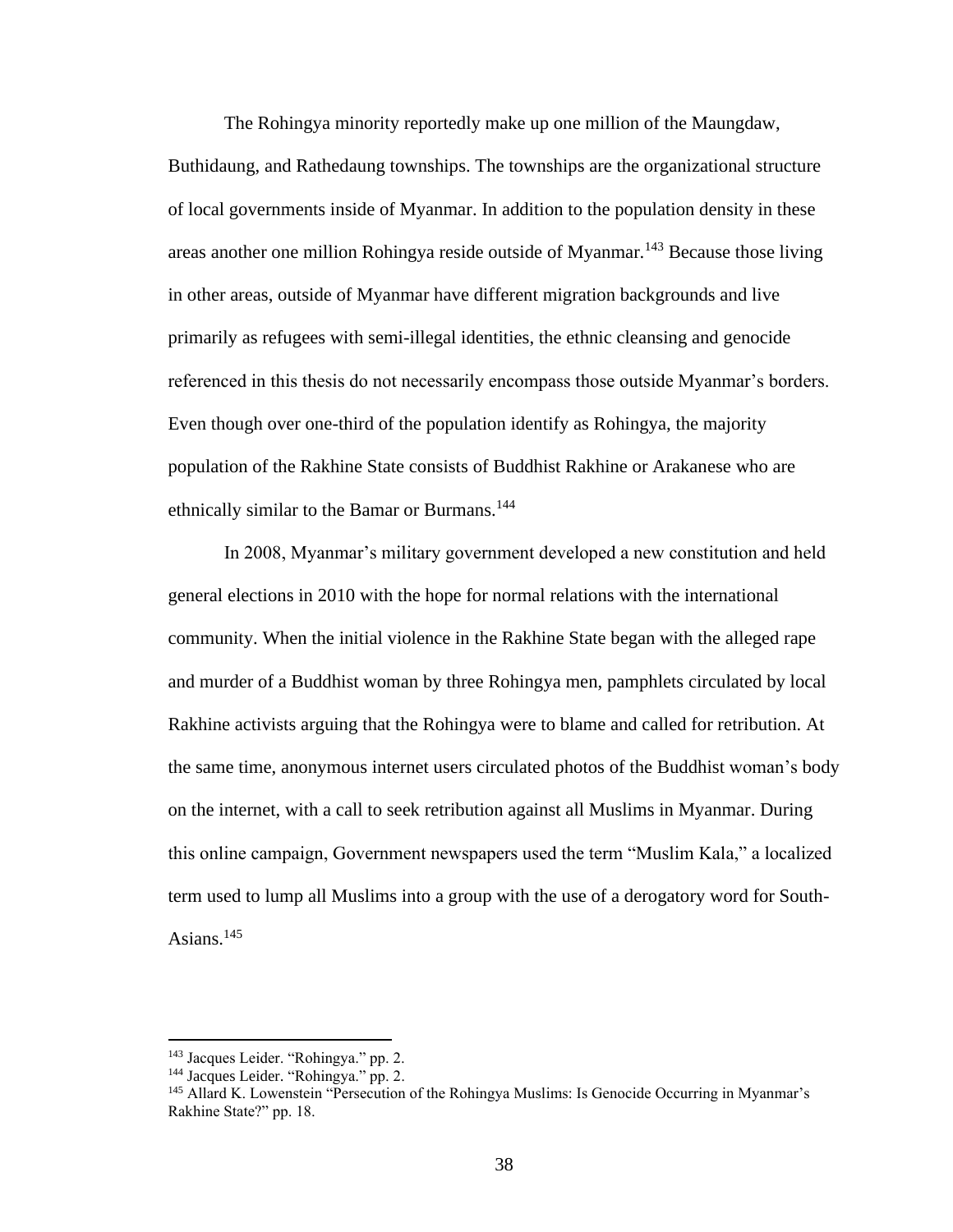The Rohingya minority reportedly make up one million of the Maungdaw, Buthidaung, and Rathedaung townships. The townships are the organizational structure of local governments inside of Myanmar. In addition to the population density in these areas another one million Rohingya reside outside of Myanmar.[143] Because those living in other areas, outside of Myanmar have different migration backgrounds and live primarily as refugees with semi-illegal identities, the ethnic cleansing and genocide referenced in this thesis do not necessarily encompass those outside Myanmar's borders. Even though over one-third of the population identify as Rohingya, the majority population of the Rakhine State consists of Buddhist Rakhine or Arakanese who are ethnically similar to the Bamar or Burmans.[144]

In 2008, Myanmar's military government developed a new constitution and held general elections in 2010 with the hope for normal relations with the international community. When the initial violence in the Rakhine State began with the alleged rape and murder of a Buddhist woman by three Rohingya men, pamphlets circulated by local Rakhine activists arguing that the Rohingya were to blame and called for retribution. At the same time, anonymous internet users circulated photos of the Buddhist woman's body on the internet, with a call to seek retribution against all Muslims in Myanmar. During this online campaign, Government newspapers used the term "Muslim Kala," a localized term used to lump all Muslims into a group with the use of a derogatory word for South-Asians.[145]

---

[143] Jacques Leider. "Rohingya." pp. 2.

[144] Jacques Leider. "Rohingya." pp. 2.

[145] Allard K. Lowenstein "Persecution of the Rohingya Muslims: Is Genocide Occurring in Myanmar's Rakhine State?" pp. 18.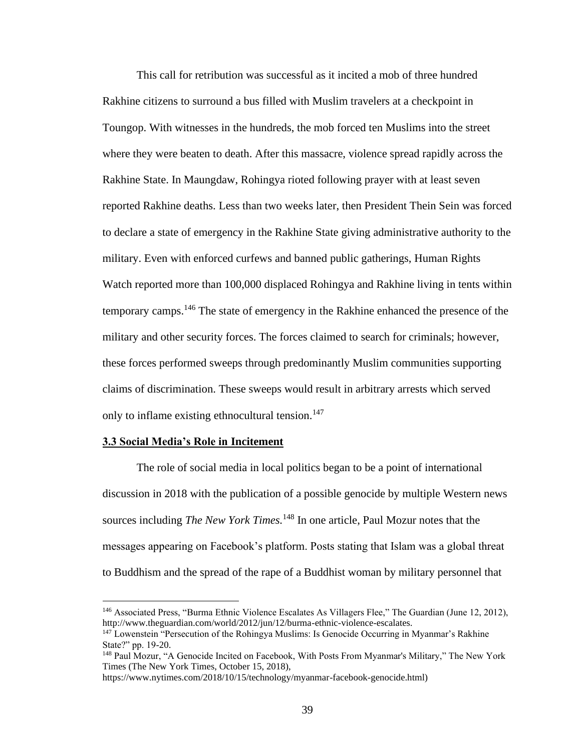This call for retribution was successful as it incited a mob of three hundred Rakhine citizens to surround a bus filled with Muslim travelers at a checkpoint in Toungop. With witnesses in the hundreds, the mob forced ten Muslims into the street where they were beaten to death. After this massacre, violence spread rapidly across the Rakhine State. In Maungdaw, Rohingya rioted following prayer with at least seven reported Rakhine deaths. Less than two weeks later, then President Thein Sein was forced to declare a state of emergency in the Rakhine State giving administrative authority to the military. Even with enforced curfews and banned public gatherings, Human Rights Watch reported more than 100,000 displaced Rohingya and Rakhine living in tents within temporary camps.[146] The state of emergency in the Rakhine enhanced the presence of the military and other security forces. The forces claimed to search for criminals; however, these forces performed sweeps through predominantly Muslim communities supporting claims of discrimination. These sweeps would result in arbitrary arrests which served only to inflame existing ethnocultural tension.[147]

### 3.3 Social Media's Role in Incitement

The role of social media in local politics began to be a point of international discussion in 2018 with the publication of a possible genocide by multiple Western news sources including *The New York Times.*[148] In one article, Paul Mozur notes that the messages appearing on Facebook's platform. Posts stating that Islam was a global threat to Buddhism and the spread of the rape of a Buddhist woman by military personnel that

---

[146] Associated Press, "Burma Ethnic Violence Escalates As Villagers Flee," The Guardian (June 12, 2012), http://www.theguardian.com/world/2012/jun/12/burma-ethnic-violence-escalates.

[147] Lowenstein "Persecution of the Rohingya Muslims: Is Genocide Occurring in Myanmar's Rakhine State?" pp. 19-20.

[148] Paul Mozur, "A Genocide Incited on Facebook, With Posts From Myanmar's Military," The New York Times (The New York Times, October 15, 2018), https://www.nytimes.com/2018/10/15/technology/myanmar-facebook-genocide.html)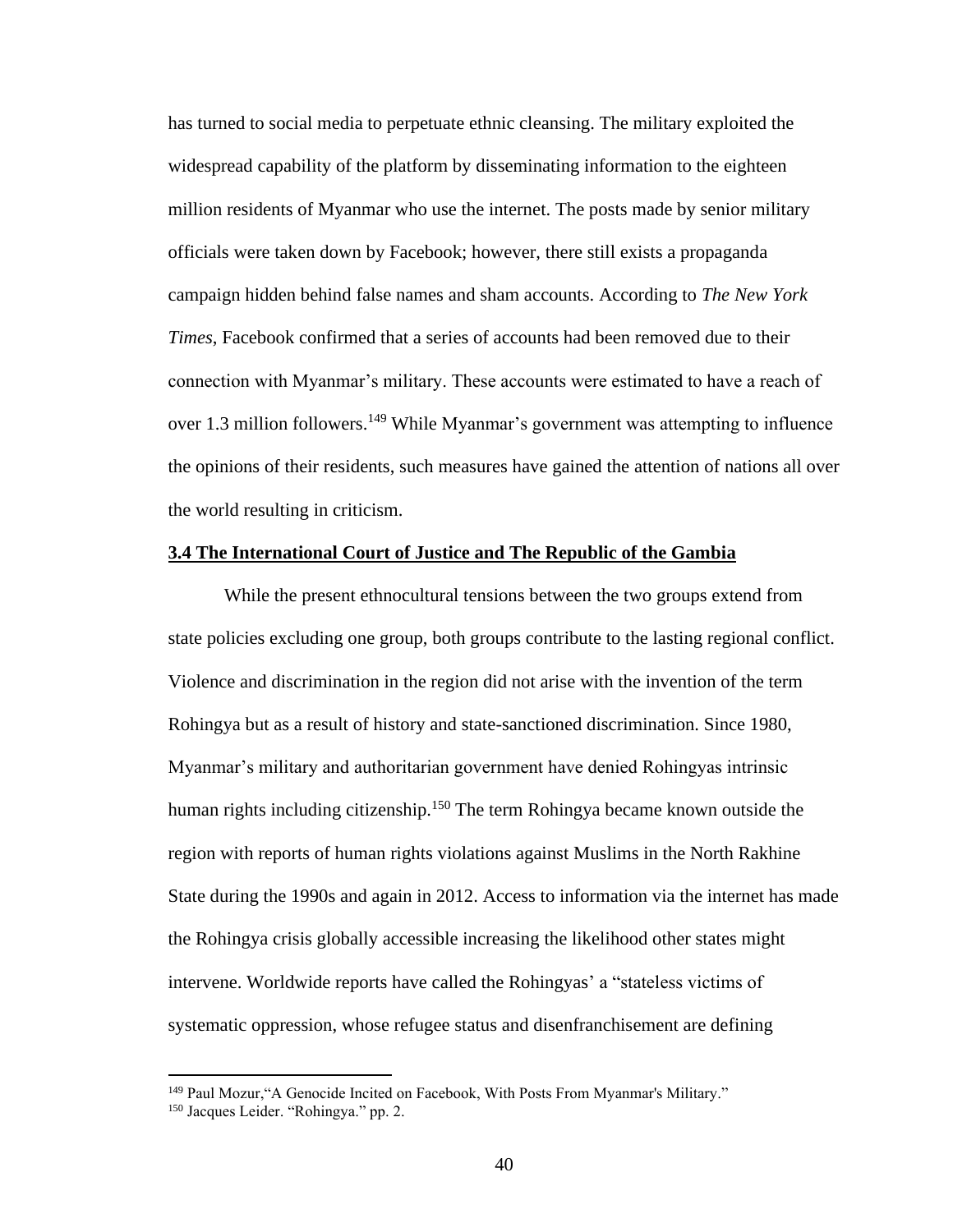has turned to social media to perpetuate ethnic cleansing. The military exploited the widespread capability of the platform by disseminating information to the eighteen million residents of Myanmar who use the internet. The posts made by senior military officials were taken down by Facebook; however, there still exists a propaganda campaign hidden behind false names and sham accounts. According to *The New York Times*, Facebook confirmed that a series of accounts had been removed due to their connection with Myanmar's military. These accounts were estimated to have a reach of over 1.3 million followers.[149] While Myanmar's government was attempting to influence the opinions of their residents, such measures have gained the attention of nations all over the world resulting in criticism.

### **3.4 The International Court of Justice and The Republic of the Gambia**

While the present ethnocultural tensions between the two groups extend from state policies excluding one group, both groups contribute to the lasting regional conflict. Violence and discrimination in the region did not arise with the invention of the term Rohingya but as a result of history and state-sanctioned discrimination. Since 1980, Myanmar's military and authoritarian government have denied Rohingyas intrinsic human rights including citizenship.[150] The term Rohingya became known outside the region with reports of human rights violations against Muslims in the North Rakhine State during the 1990s and again in 2012. Access to information via the internet has made the Rohingya crisis globally accessible increasing the likelihood other states might intervene. Worldwide reports have called the Rohingyas' a "stateless victims of systematic oppression, whose refugee status and disenfranchisement are defining

---

[149] Paul Mozur,"A Genocide Incited on Facebook, With Posts From Myanmar's Military."

[150] Jacques Leider. "Rohingya." pp. 2.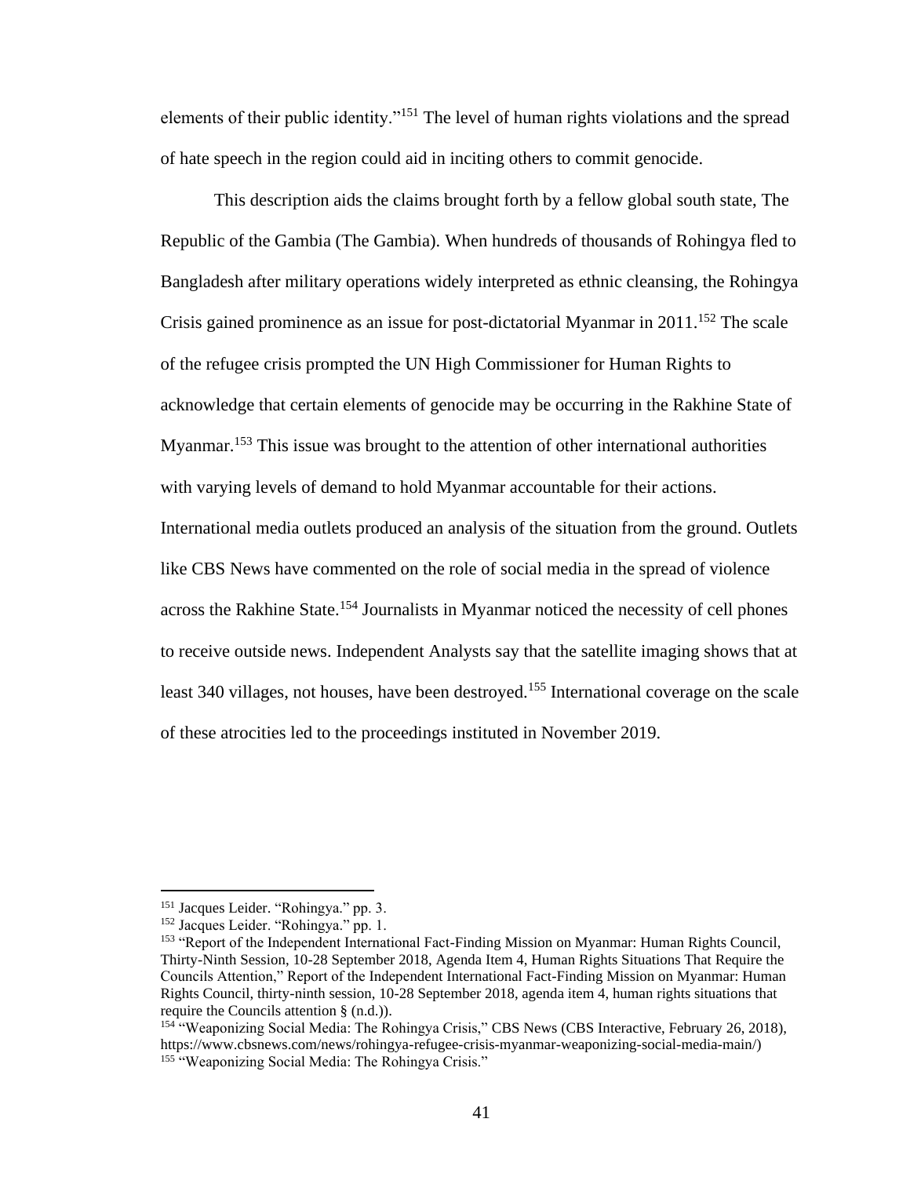elements of their public identity."[151] The level of human rights violations and the spread of hate speech in the region could aid in inciting others to commit genocide.

This description aids the claims brought forth by a fellow global south state, The Republic of the Gambia (The Gambia). When hundreds of thousands of Rohingya fled to Bangladesh after military operations widely interpreted as ethnic cleansing, the Rohingya Crisis gained prominence as an issue for post-dictatorial Myanmar in 2011.[152] The scale of the refugee crisis prompted the UN High Commissioner for Human Rights to acknowledge that certain elements of genocide may be occurring in the Rakhine State of Myanmar.[153] This issue was brought to the attention of other international authorities with varying levels of demand to hold Myanmar accountable for their actions. International media outlets produced an analysis of the situation from the ground. Outlets like CBS News have commented on the role of social media in the spread of violence across the Rakhine State.[154] Journalists in Myanmar noticed the necessity of cell phones to receive outside news. Independent Analysts say that the satellite imaging shows that at least 340 villages, not houses, have been destroyed.[155] International coverage on the scale of these atrocities led to the proceedings instituted in November 2019.

---

[151] Jacques Leider. "Rohingya." pp. 3.

[152] Jacques Leider. "Rohingya." pp. 1.

[153] "Report of the Independent International Fact-Finding Mission on Myanmar: Human Rights Council, Thirty-Ninth Session, 10-28 September 2018, Agenda Item 4, Human Rights Situations That Require the Councils Attention," Report of the Independent International Fact-Finding Mission on Myanmar: Human Rights Council, thirty-ninth session, 10-28 September 2018, agenda item 4, human rights situations that require the Councils attention § (n.d.)).

[154] "Weaponizing Social Media: The Rohingya Crisis," CBS News (CBS Interactive, February 26, 2018), https://www.cbsnews.com/news/rohingya-refugee-crisis-myanmar-weaponizing-social-media-main/)

[155] "Weaponizing Social Media: The Rohingya Crisis."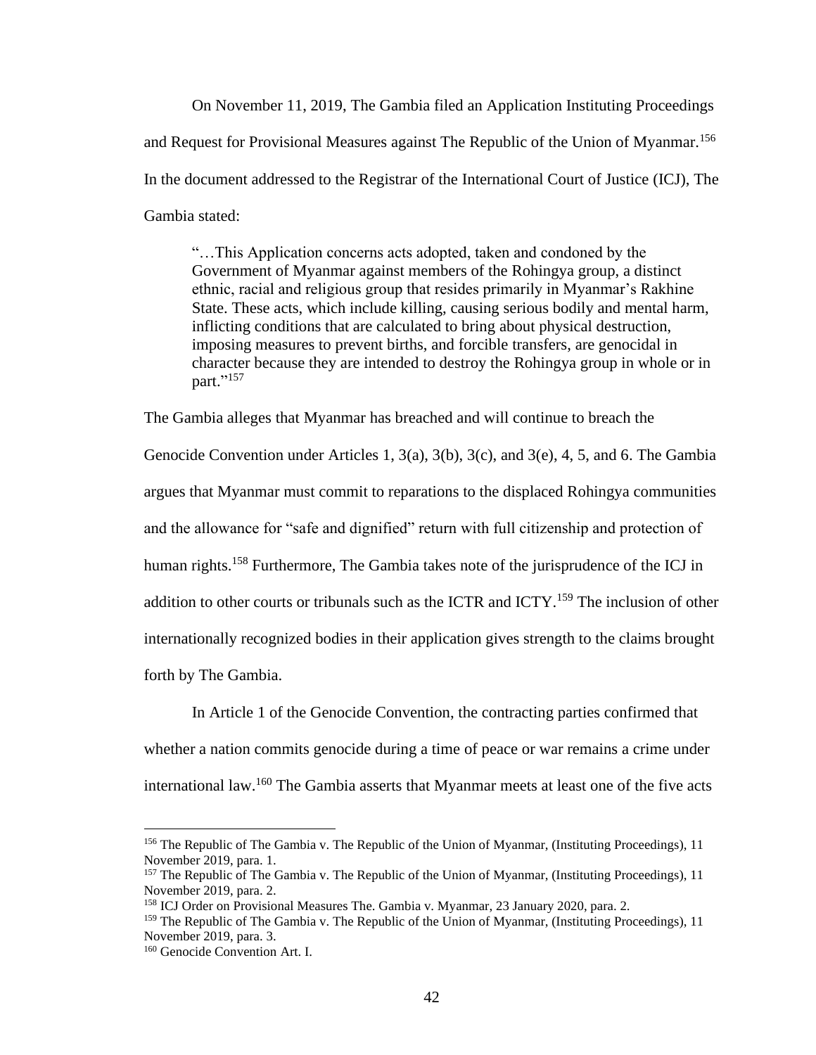On November 11, 2019, The Gambia filed an Application Instituting Proceedings and Request for Provisional Measures against The Republic of the Union of Myanmar.[156] In the document addressed to the Registrar of the International Court of Justice (ICJ), The Gambia stated:

> "…This Application concerns acts adopted, taken and condoned by the Government of Myanmar against members of the Rohingya group, a distinct ethnic, racial and religious group that resides primarily in Myanmar's Rakhine State. These acts, which include killing, causing serious bodily and mental harm, inflicting conditions that are calculated to bring about physical destruction, imposing measures to prevent births, and forcible transfers, are genocidal in character because they are intended to destroy the Rohingya group in whole or in part."[157]

The Gambia alleges that Myanmar has breached and will continue to breach the Genocide Convention under Articles 1, 3(a), 3(b), 3(c), and 3(e), 4, 5, and 6. The Gambia argues that Myanmar must commit to reparations to the displaced Rohingya communities and the allowance for "safe and dignified" return with full citizenship and protection of human rights.[158] Furthermore, The Gambia takes note of the jurisprudence of the ICJ in addition to other courts or tribunals such as the ICTR and ICTY.[159] The inclusion of other internationally recognized bodies in their application gives strength to the claims brought forth by The Gambia.

In Article 1 of the Genocide Convention, the contracting parties confirmed that whether a nation commits genocide during a time of peace or war remains a crime under international law.[160] The Gambia asserts that Myanmar meets at least one of the five acts

---

[156] The Republic of The Gambia v. The Republic of the Union of Myanmar, (Instituting Proceedings), 11 November 2019, para. 1.

[157] The Republic of The Gambia v. The Republic of the Union of Myanmar, (Instituting Proceedings), 11 November 2019, para. 2.

[158] ICJ Order on Provisional Measures The. Gambia v. Myanmar, 23 January 2020, para. 2.

[159] The Republic of The Gambia v. The Republic of the Union of Myanmar, (Instituting Proceedings), 11 November 2019, para. 3.

[160] Genocide Convention Art. I.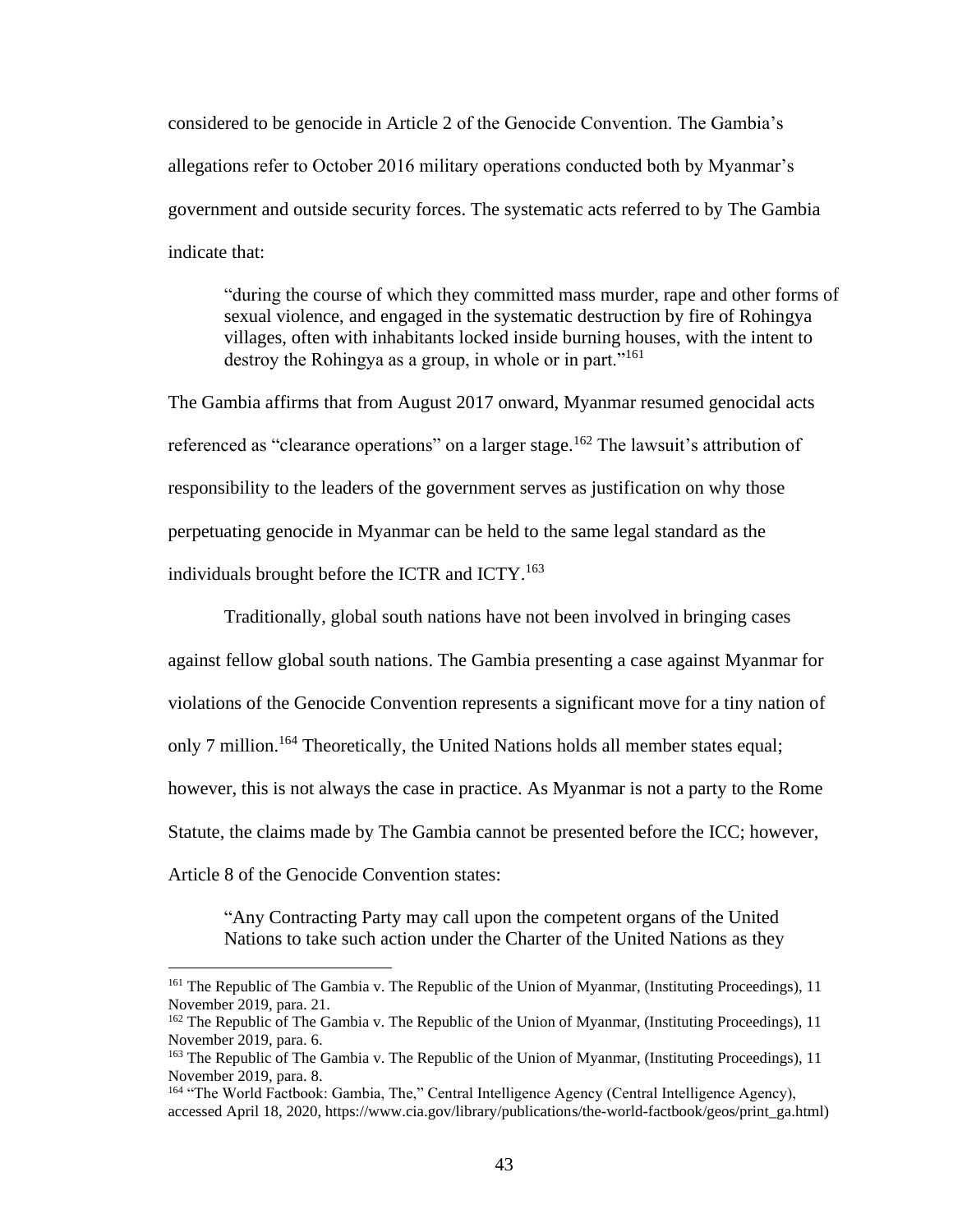considered to be genocide in Article 2 of the Genocide Convention. The Gambia's allegations refer to October 2016 military operations conducted both by Myanmar's government and outside security forces. The systematic acts referred to by The Gambia indicate that:

> "during the course of which they committed mass murder, rape and other forms of sexual violence, and engaged in the systematic destruction by fire of Rohingya villages, often with inhabitants locked inside burning houses, with the intent to destroy the Rohingya as a group, in whole or in part."[161]

The Gambia affirms that from August 2017 onward, Myanmar resumed genocidal acts referenced as "clearance operations" on a larger stage.[162] The lawsuit's attribution of responsibility to the leaders of the government serves as justification on why those perpetuating genocide in Myanmar can be held to the same legal standard as the individuals brought before the ICTR and ICTY.[163]

Traditionally, global south nations have not been involved in bringing cases against fellow global south nations. The Gambia presenting a case against Myanmar for violations of the Genocide Convention represents a significant move for a tiny nation of only 7 million.[164] Theoretically, the United Nations holds all member states equal; however, this is not always the case in practice. As Myanmar is not a party to the Rome Statute, the claims made by The Gambia cannot be presented before the ICC; however, Article 8 of the Genocide Convention states:

> "Any Contracting Party may call upon the competent organs of the United Nations to take such action under the Charter of the United Nations as they

---

[161] The Republic of The Gambia v. The Republic of the Union of Myanmar, (Instituting Proceedings), 11 November 2019, para. 21.

[162] The Republic of The Gambia v. The Republic of the Union of Myanmar, (Instituting Proceedings), 11 November 2019, para. 6.

[163] The Republic of The Gambia v. The Republic of the Union of Myanmar, (Instituting Proceedings), 11 November 2019, para. 8.

[164] "The World Factbook: Gambia, The," Central Intelligence Agency (Central Intelligence Agency), accessed April 18, 2020, https://www.cia.gov/library/publications/the-world-factbook/geos/print_ga.html)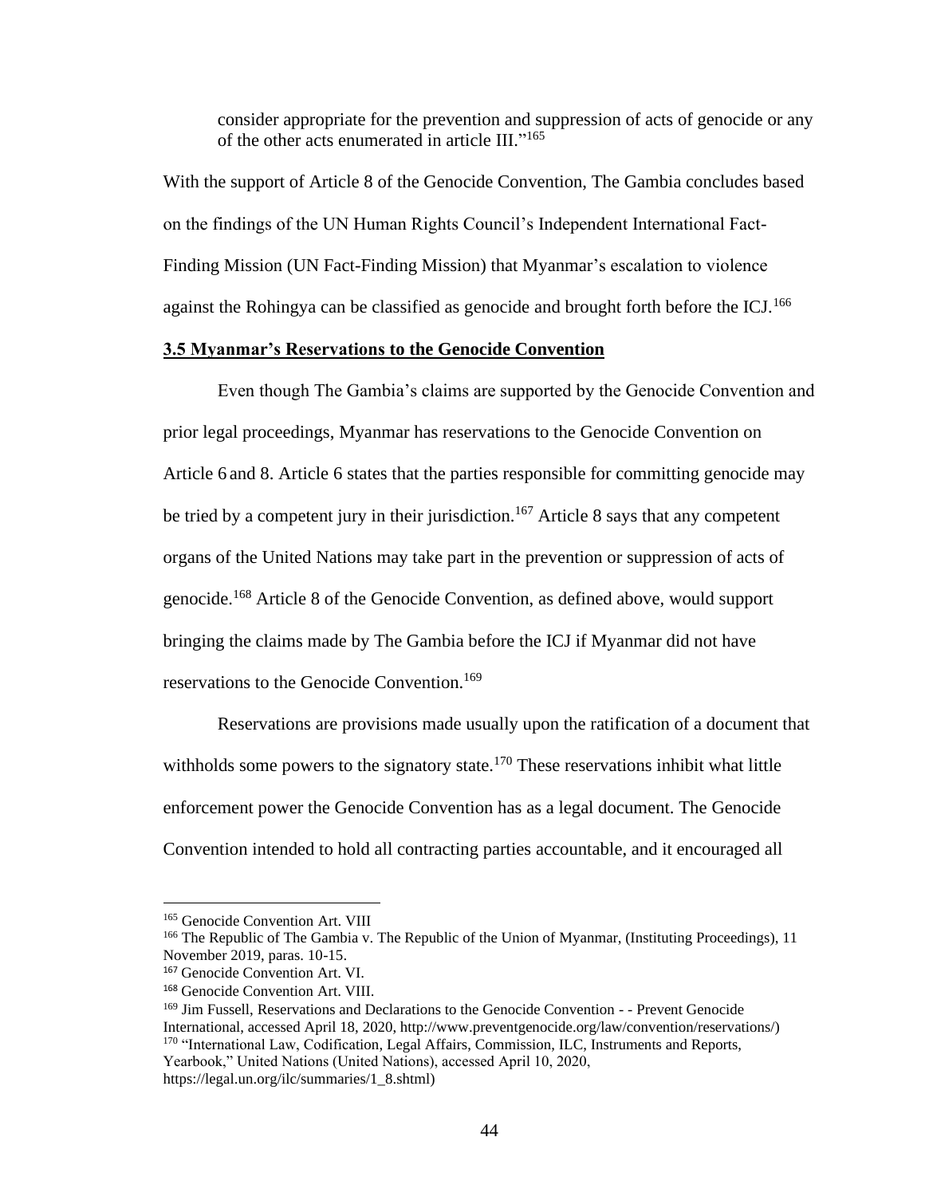consider appropriate for the prevention and suppression of acts of genocide or any of the other acts enumerated in article III."[165]

With the support of Article 8 of the Genocide Convention, The Gambia concludes based on the findings of the UN Human Rights Council's Independent International Fact-Finding Mission (UN Fact-Finding Mission) that Myanmar's escalation to violence against the Rohingya can be classified as genocide and brought forth before the ICJ.[166]

### 3.5 Myanmar's Reservations to the Genocide Convention

Even though The Gambia's claims are supported by the Genocide Convention and prior legal proceedings, Myanmar has reservations to the Genocide Convention on Article 6 and 8. Article 6 states that the parties responsible for committing genocide may be tried by a competent jury in their jurisdiction.[167] Article 8 says that any competent organs of the United Nations may take part in the prevention or suppression of acts of genocide.[168] Article 8 of the Genocide Convention, as defined above, would support bringing the claims made by The Gambia before the ICJ if Myanmar did not have reservations to the Genocide Convention.[169]

Reservations are provisions made usually upon the ratification of a document that withholds some powers to the signatory state.[170] These reservations inhibit what little enforcement power the Genocide Convention has as a legal document. The Genocide Convention intended to hold all contracting parties accountable, and it encouraged all

---

[165] Genocide Convention Art. VIII

[166] The Republic of The Gambia v. The Republic of the Union of Myanmar, (Instituting Proceedings), 11 November 2019, paras. 10-15.

[167] Genocide Convention Art. VI.

[168] Genocide Convention Art. VIII.

[169] Jim Fussell, Reservations and Declarations to the Genocide Convention - - Prevent Genocide International, accessed April 18, 2020, http://www.preventgenocide.org/law/convention/reservations/)

[170] "International Law, Codification, Legal Affairs, Commission, ILC, Instruments and Reports, Yearbook," United Nations (United Nations), accessed April 10, 2020, https://legal.un.org/ilc/summaries/1_8.shtml)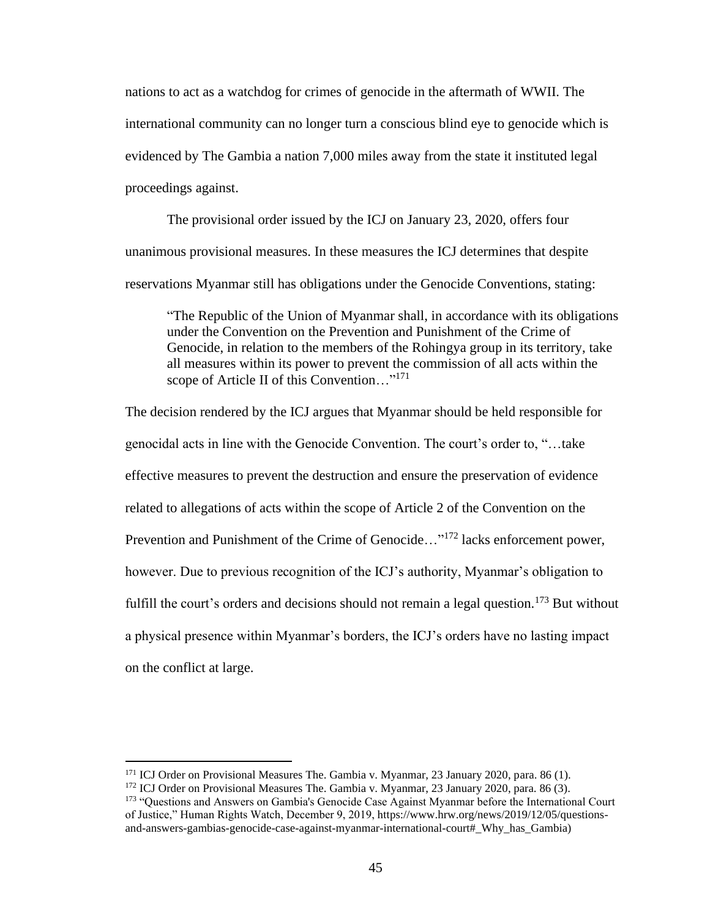nations to act as a watchdog for crimes of genocide in the aftermath of WWII. The international community can no longer turn a conscious blind eye to genocide which is evidenced by The Gambia a nation 7,000 miles away from the state it instituted legal proceedings against.

The provisional order issued by the ICJ on January 23, 2020, offers four unanimous provisional measures. In these measures the ICJ determines that despite reservations Myanmar still has obligations under the Genocide Conventions, stating:

> "The Republic of the Union of Myanmar shall, in accordance with its obligations under the Convention on the Prevention and Punishment of the Crime of Genocide, in relation to the members of the Rohingya group in its territory, take all measures within its power to prevent the commission of all acts within the scope of Article II of this Convention…"[171]

The decision rendered by the ICJ argues that Myanmar should be held responsible for genocidal acts in line with the Genocide Convention. The court's order to, "…take effective measures to prevent the destruction and ensure the preservation of evidence related to allegations of acts within the scope of Article 2 of the Convention on the Prevention and Punishment of the Crime of Genocide…"[172] lacks enforcement power, however. Due to previous recognition of the ICJ's authority, Myanmar's obligation to fulfill the court's orders and decisions should not remain a legal question.[173] But without a physical presence within Myanmar's borders, the ICJ's orders have no lasting impact on the conflict at large.

---

[171] ICJ Order on Provisional Measures The. Gambia v. Myanmar, 23 January 2020, para. 86 (1).

[172] ICJ Order on Provisional Measures The. Gambia v. Myanmar, 23 January 2020, para. 86 (3).

[173] "Questions and Answers on Gambia's Genocide Case Against Myanmar before the International Court of Justice," Human Rights Watch, December 9, 2019, https://www.hrw.org/news/2019/12/05/questions-and-answers-gambias-genocide-case-against-myanmar-international-court#_Why_has_Gambia)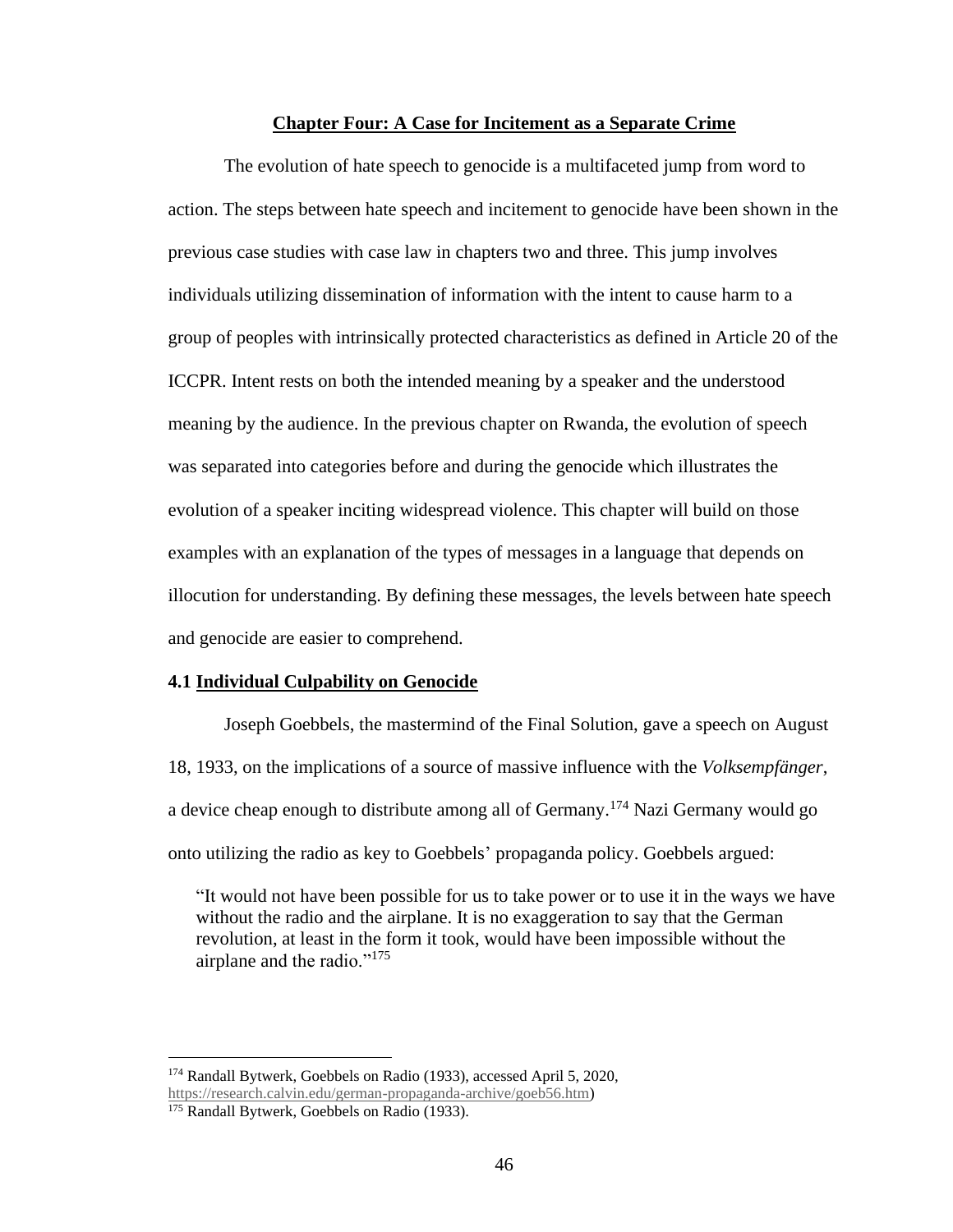## Chapter Four: A Case for Incitement as a Separate Crime

The evolution of hate speech to genocide is a multifaceted jump from word to action. The steps between hate speech and incitement to genocide have been shown in the previous case studies with case law in chapters two and three. This jump involves individuals utilizing dissemination of information with the intent to cause harm to a group of peoples with intrinsically protected characteristics as defined in Article 20 of the ICCPR. Intent rests on both the intended meaning by a speaker and the understood meaning by the audience. In the previous chapter on Rwanda, the evolution of speech was separated into categories before and during the genocide which illustrates the evolution of a speaker inciting widespread violence. This chapter will build on those examples with an explanation of the types of messages in a language that depends on illocution for understanding. By defining these messages, the levels between hate speech and genocide are easier to comprehend.

### 4.1 Individual Culpability on Genocide

Joseph Goebbels, the mastermind of the Final Solution, gave a speech on August 18, 1933, on the implications of a source of massive influence with the *Volksempfänger*, a device cheap enough to distribute among all of Germany.[174] Nazi Germany would go onto utilizing the radio as key to Goebbels' propaganda policy. Goebbels argued:

> "It would not have been possible for us to take power or to use it in the ways we have without the radio and the airplane. It is no exaggeration to say that the German revolution, at least in the form it took, would have been impossible without the airplane and the radio."[175]

---

[174] Randall Bytwerk, Goebbels on Radio (1933), accessed April 5, 2020, https://research.calvin.edu/german-propaganda-archive/goeb56.htm)

[175] Randall Bytwerk, Goebbels on Radio (1933).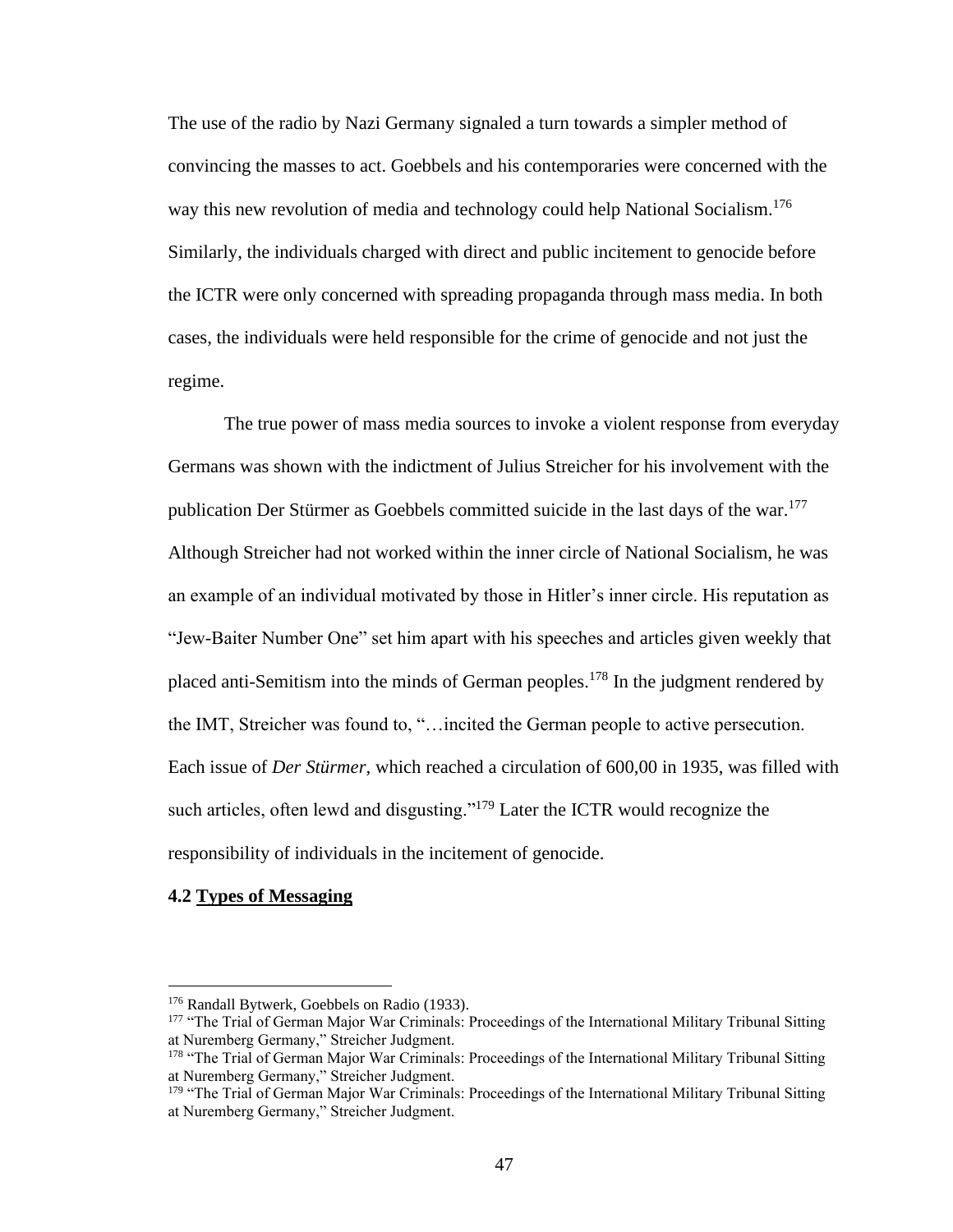The use of the radio by Nazi Germany signaled a turn towards a simpler method of convincing the masses to act. Goebbels and his contemporaries were concerned with the way this new revolution of media and technology could help National Socialism.[176] Similarly, the individuals charged with direct and public incitement to genocide before the ICTR were only concerned with spreading propaganda through mass media. In both cases, the individuals were held responsible for the crime of genocide and not just the regime.

The true power of mass media sources to invoke a violent response from everyday Germans was shown with the indictment of Julius Streicher for his involvement with the publication Der Stürmer as Goebbels committed suicide in the last days of the war.[177] Although Streicher had not worked within the inner circle of National Socialism, he was an example of an individual motivated by those in Hitler's inner circle. His reputation as "Jew-Baiter Number One" set him apart with his speeches and articles given weekly that placed anti-Semitism into the minds of German peoples.[178] In the judgment rendered by the IMT, Streicher was found to, "…incited the German people to active persecution. Each issue of *Der Stürmer*, which reached a circulation of 600,00 in 1935, was filled with such articles, often lewd and disgusting."[179] Later the ICTR would recognize the responsibility of individuals in the incitement of genocide.

### 4.2 <u>Types of Messaging</u>

---

[176] Randall Bytwerk, Goebbels on Radio (1933).

[177] "The Trial of German Major War Criminals: Proceedings of the International Military Tribunal Sitting at Nuremberg Germany," Streicher Judgment.

[178] "The Trial of German Major War Criminals: Proceedings of the International Military Tribunal Sitting at Nuremberg Germany," Streicher Judgment.

[179] "The Trial of German Major War Criminals: Proceedings of the International Military Tribunal Sitting at Nuremberg Germany," Streicher Judgment.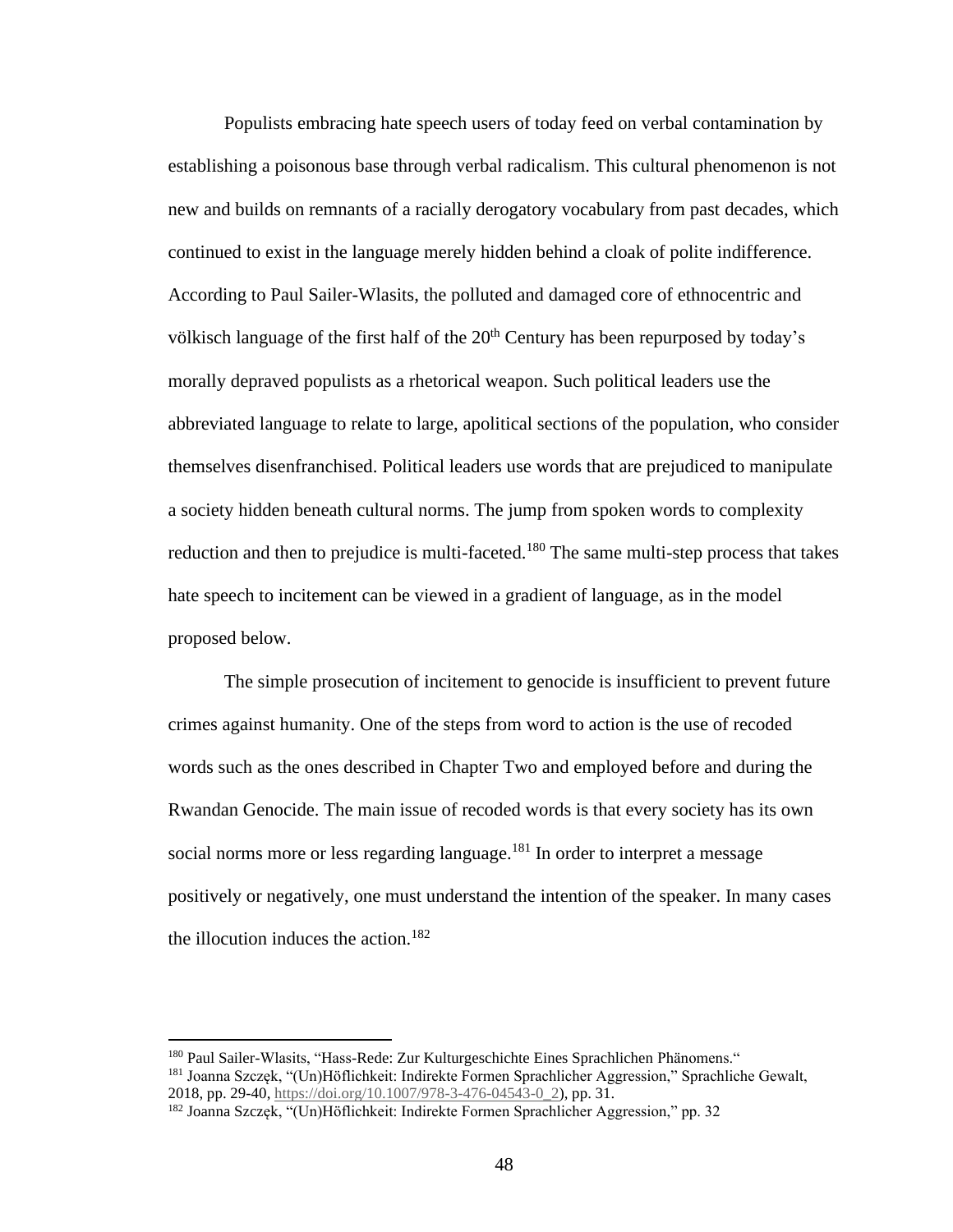Populists embracing hate speech users of today feed on verbal contamination by establishing a poisonous base through verbal radicalism. This cultural phenomenon is not new and builds on remnants of a racially derogatory vocabulary from past decades, which continued to exist in the language merely hidden behind a cloak of polite indifference. According to Paul Sailer-Wlasits, the polluted and damaged core of ethnocentric and völkisch language of the first half of the 20th Century has been repurposed by today's morally depraved populists as a rhetorical weapon. Such political leaders use the abbreviated language to relate to large, apolitical sections of the population, who consider themselves disenfranchised. Political leaders use words that are prejudiced to manipulate a society hidden beneath cultural norms. The jump from spoken words to complexity reduction and then to prejudice is multi-faceted.[180] The same multi-step process that takes hate speech to incitement can be viewed in a gradient of language, as in the model proposed below.

The simple prosecution of incitement to genocide is insufficient to prevent future crimes against humanity. One of the steps from word to action is the use of recoded words such as the ones described in Chapter Two and employed before and during the Rwandan Genocide. The main issue of recoded words is that every society has its own social norms more or less regarding language.[181] In order to interpret a message positively or negatively, one must understand the intention of the speaker. In many cases the illocution induces the action.[182]

---

[180] Paul Sailer-Wlasits, "Hass-Rede: Zur Kulturgeschichte Eines Sprachlichen Phänomens."

[181] Joanna Szczęk, "(Un)Höflichkeit: Indirekte Formen Sprachlicher Aggression," Sprachliche Gewalt, 2018, pp. 29-40, https://doi.org/10.1007/978-3-476-04543-0_2), pp. 31.

[182] Joanna Szczęk, "(Un)Höflichkeit: Indirekte Formen Sprachlicher Aggression," pp. 32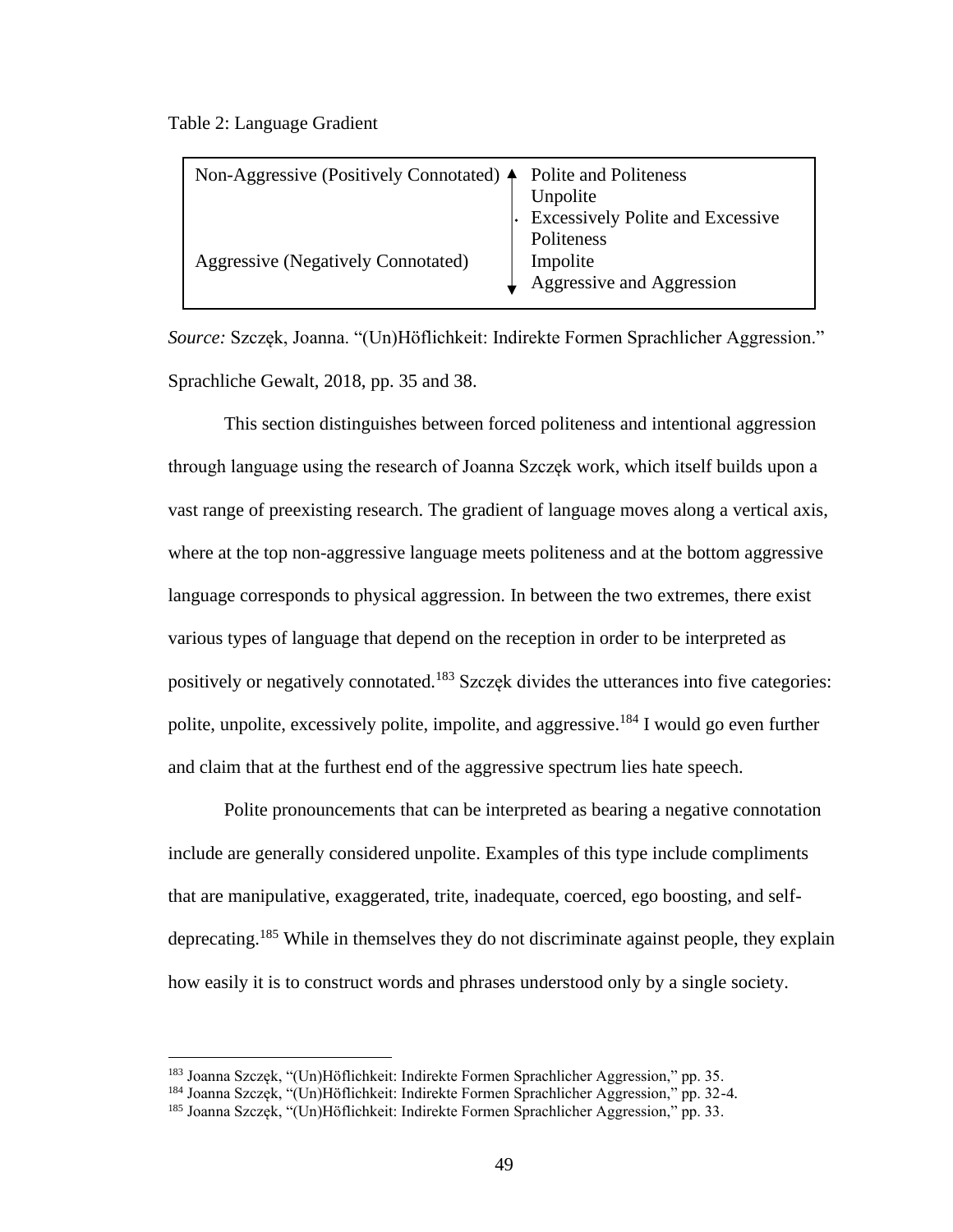Table 2: Language Gradient

| | | |
|---|---|---|
| Non-Aggressive (Positively Connotated) | ↑ | Polite and Politeness |
| | | Unpolite |
| | | Excessively Polite and Excessive Politeness |
| Aggressive (Negatively Connotated) | | Impolite |
| | ↓ | Aggressive and Aggression |

*Source:* Szczęk, Joanna. "(Un)Höflichkeit: Indirekte Formen Sprachlicher Aggression." Sprachliche Gewalt, 2018, pp. 35 and 38.

This section distinguishes between forced politeness and intentional aggression through language using the research of Joanna Szczęk work, which itself builds upon a vast range of preexisting research. The gradient of language moves along a vertical axis, where at the top non-aggressive language meets politeness and at the bottom aggressive language corresponds to physical aggression. In between the two extremes, there exist various types of language that depend on the reception in order to be interpreted as positively or negatively connotated.[183] Szczęk divides the utterances into five categories: polite, unpolite, excessively polite, impolite, and aggressive.[184] I would go even further and claim that at the furthest end of the aggressive spectrum lies hate speech.

Polite pronouncements that can be interpreted as bearing a negative connotation include are generally considered unpolite. Examples of this type include compliments that are manipulative, exaggerated, trite, inadequate, coerced, ego boosting, and self-deprecating.[185] While in themselves they do not discriminate against people, they explain how easily it is to construct words and phrases understood only by a single society.

---

[183] Joanna Szczęk, "(Un)Höflichkeit: Indirekte Formen Sprachlicher Aggression," pp. 35.

[184] Joanna Szczęk, "(Un)Höflichkeit: Indirekte Formen Sprachlicher Aggression," pp. 32-4.

[185] Joanna Szczęk, "(Un)Höflichkeit: Indirekte Formen Sprachlicher Aggression," pp. 33.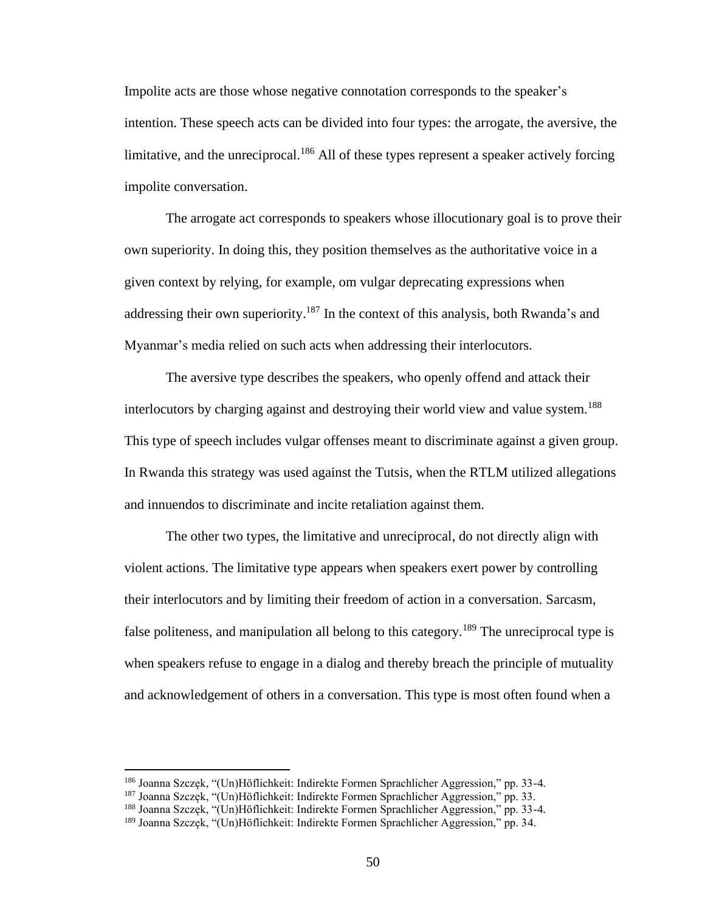Impolite acts are those whose negative connotation corresponds to the speaker's intention. These speech acts can be divided into four types: the arrogate, the aversive, the limitative, and the unreciprocal.[186] All of these types represent a speaker actively forcing impolite conversation.

The arrogate act corresponds to speakers whose illocutionary goal is to prove their own superiority. In doing this, they position themselves as the authoritative voice in a given context by relying, for example, om vulgar deprecating expressions when addressing their own superiority.[187] In the context of this analysis, both Rwanda's and Myanmar's media relied on such acts when addressing their interlocutors.

The aversive type describes the speakers, who openly offend and attack their interlocutors by charging against and destroying their world view and value system.[188] This type of speech includes vulgar offenses meant to discriminate against a given group. In Rwanda this strategy was used against the Tutsis, when the RTLM utilized allegations and innuendos to discriminate and incite retaliation against them.

The other two types, the limitative and unreciprocal, do not directly align with violent actions. The limitative type appears when speakers exert power by controlling their interlocutors and by limiting their freedom of action in a conversation. Sarcasm, false politeness, and manipulation all belong to this category.[189] The unreciprocal type is when speakers refuse to engage in a dialog and thereby breach the principle of mutuality and acknowledgement of others in a conversation. This type is most often found when a

---

[186] Joanna Szczęk, "(Un)Höflichkeit: Indirekte Formen Sprachlicher Aggression," pp. 33-4.

[187] Joanna Szczęk, "(Un)Höflichkeit: Indirekte Formen Sprachlicher Aggression," pp. 33.

[188] Joanna Szczęk, "(Un)Höflichkeit: Indirekte Formen Sprachlicher Aggression," pp. 33-4.

[189] Joanna Szczęk, "(Un)Höflichkeit: Indirekte Formen Sprachlicher Aggression," pp. 34.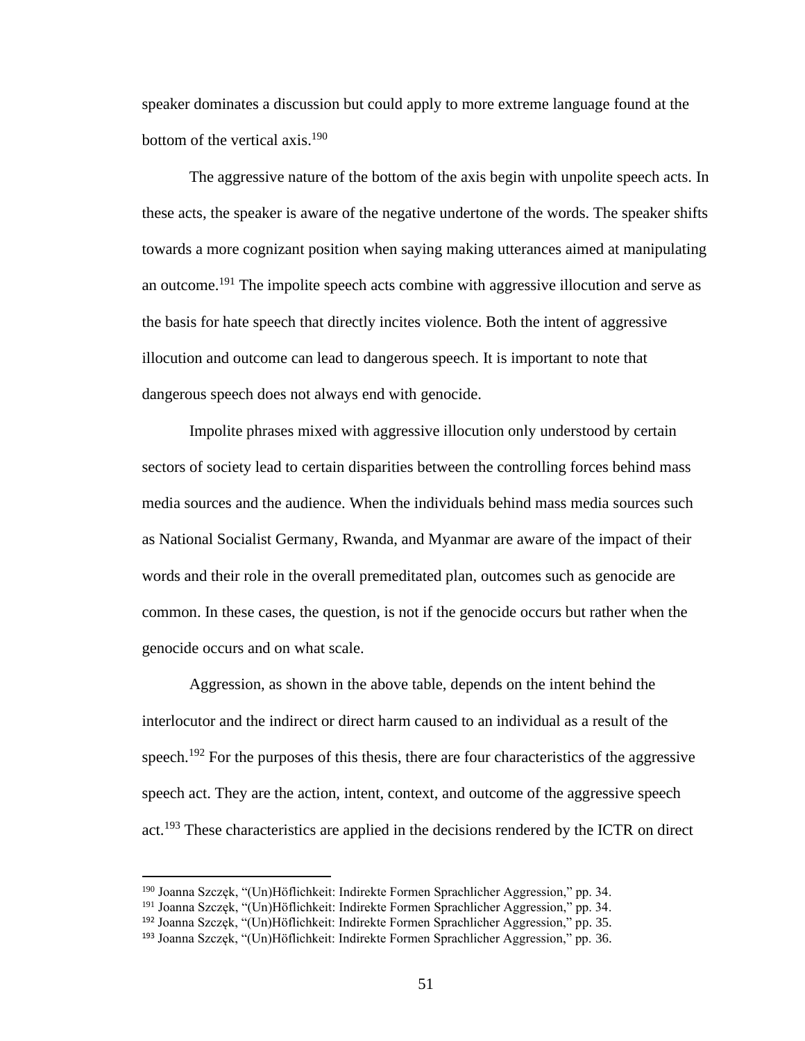speaker dominates a discussion but could apply to more extreme language found at the bottom of the vertical axis.[190]

The aggressive nature of the bottom of the axis begin with unpolite speech acts. In these acts, the speaker is aware of the negative undertone of the words. The speaker shifts towards a more cognizant position when saying making utterances aimed at manipulating an outcome.[191] The impolite speech acts combine with aggressive illocution and serve as the basis for hate speech that directly incites violence. Both the intent of aggressive illocution and outcome can lead to dangerous speech. It is important to note that dangerous speech does not always end with genocide.

Impolite phrases mixed with aggressive illocution only understood by certain sectors of society lead to certain disparities between the controlling forces behind mass media sources and the audience. When the individuals behind mass media sources such as National Socialist Germany, Rwanda, and Myanmar are aware of the impact of their words and their role in the overall premeditated plan, outcomes such as genocide are common. In these cases, the question, is not if the genocide occurs but rather when the genocide occurs and on what scale.

Aggression, as shown in the above table, depends on the intent behind the interlocutor and the indirect or direct harm caused to an individual as a result of the speech.[192] For the purposes of this thesis, there are four characteristics of the aggressive speech act. They are the action, intent, context, and outcome of the aggressive speech act.[193] These characteristics are applied in the decisions rendered by the ICTR on direct

---

[190] Joanna Szczęk, "(Un)Höflichkeit: Indirekte Formen Sprachlicher Aggression," pp. 34.
[191] Joanna Szczęk, "(Un)Höflichkeit: Indirekte Formen Sprachlicher Aggression," pp. 34.
[192] Joanna Szczęk, "(Un)Höflichkeit: Indirekte Formen Sprachlicher Aggression," pp. 35.
[193] Joanna Szczęk, "(Un)Höflichkeit: Indirekte Formen Sprachlicher Aggression," pp. 36.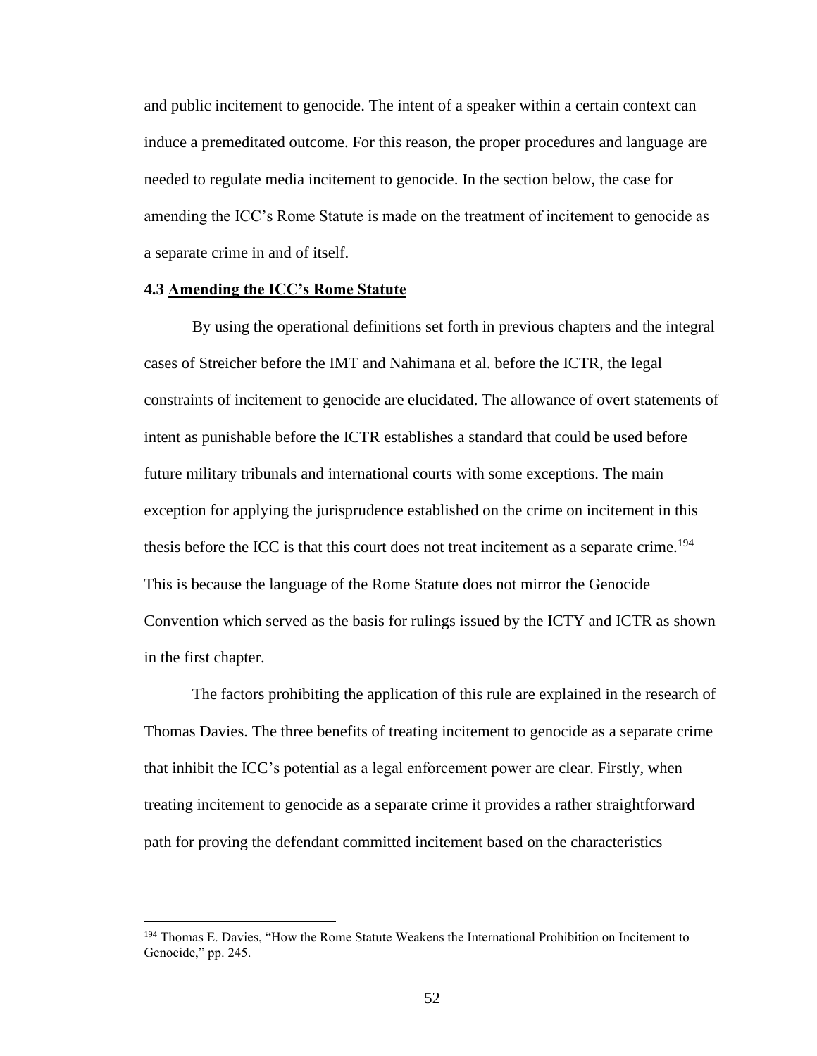and public incitement to genocide. The intent of a speaker within a certain context can induce a premeditated outcome. For this reason, the proper procedures and language are needed to regulate media incitement to genocide. In the section below, the case for amending the ICC's Rome Statute is made on the treatment of incitement to genocide as a separate crime in and of itself.

### 4.3 Amending the ICC's Rome Statute

By using the operational definitions set forth in previous chapters and the integral cases of Streicher before the IMT and Nahimana et al. before the ICTR, the legal constraints of incitement to genocide are elucidated. The allowance of overt statements of intent as punishable before the ICTR establishes a standard that could be used before future military tribunals and international courts with some exceptions. The main exception for applying the jurisprudence established on the crime on incitement in this thesis before the ICC is that this court does not treat incitement as a separate crime.[194] This is because the language of the Rome Statute does not mirror the Genocide Convention which served as the basis for rulings issued by the ICTY and ICTR as shown in the first chapter.

The factors prohibiting the application of this rule are explained in the research of Thomas Davies. The three benefits of treating incitement to genocide as a separate crime that inhibit the ICC's potential as a legal enforcement power are clear. Firstly, when treating incitement to genocide as a separate crime it provides a rather straightforward path for proving the defendant committed incitement based on the characteristics

---

[194] Thomas E. Davies, "How the Rome Statute Weakens the International Prohibition on Incitement to Genocide," pp. 245.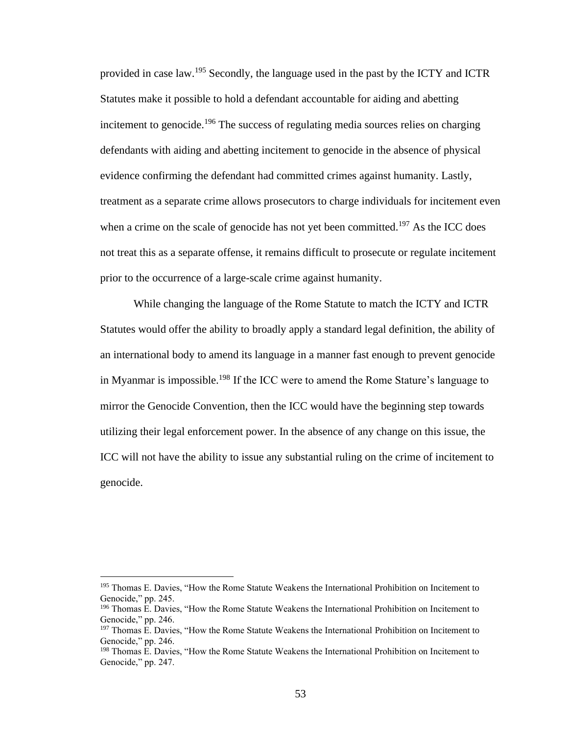provided in case law.[195] Secondly, the language used in the past by the ICTY and ICTR Statutes make it possible to hold a defendant accountable for aiding and abetting incitement to genocide.[196] The success of regulating media sources relies on charging defendants with aiding and abetting incitement to genocide in the absence of physical evidence confirming the defendant had committed crimes against humanity. Lastly, treatment as a separate crime allows prosecutors to charge individuals for incitement even when a crime on the scale of genocide has not yet been committed.[197] As the ICC does not treat this as a separate offense, it remains difficult to prosecute or regulate incitement prior to the occurrence of a large-scale crime against humanity.

While changing the language of the Rome Statute to match the ICTY and ICTR Statutes would offer the ability to broadly apply a standard legal definition, the ability of an international body to amend its language in a manner fast enough to prevent genocide in Myanmar is impossible.[198] If the ICC were to amend the Rome Stature's language to mirror the Genocide Convention, then the ICC would have the beginning step towards utilizing their legal enforcement power. In the absence of any change on this issue, the ICC will not have the ability to issue any substantial ruling on the crime of incitement to genocide.

---

[195] Thomas E. Davies, "How the Rome Statute Weakens the International Prohibition on Incitement to Genocide," pp. 245.

[196] Thomas E. Davies, "How the Rome Statute Weakens the International Prohibition on Incitement to Genocide," pp. 246.

[197] Thomas E. Davies, "How the Rome Statute Weakens the International Prohibition on Incitement to Genocide," pp. 246.

[198] Thomas E. Davies, "How the Rome Statute Weakens the International Prohibition on Incitement to Genocide," pp. 247.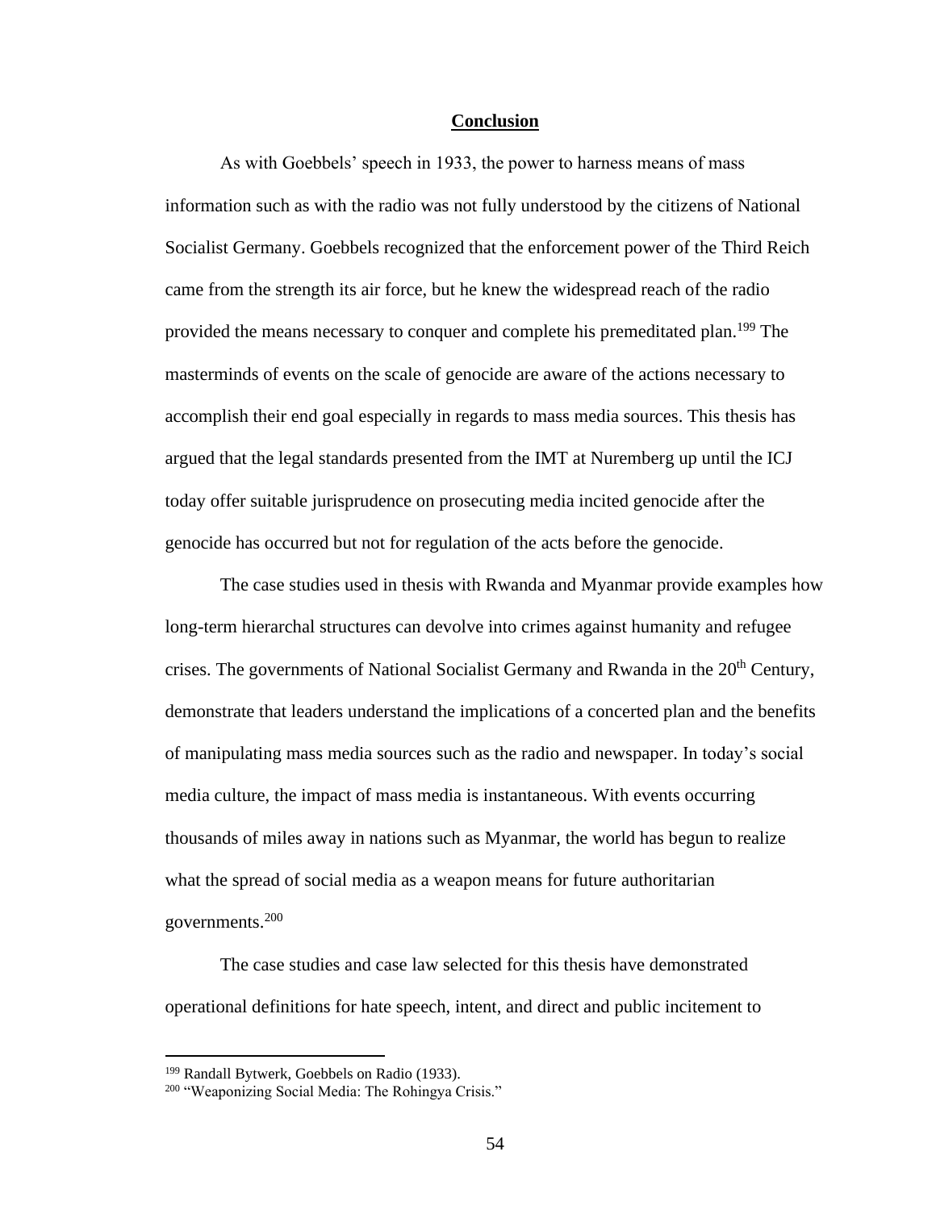## Conclusion

As with Goebbels' speech in 1933, the power to harness means of mass information such as with the radio was not fully understood by the citizens of National Socialist Germany. Goebbels recognized that the enforcement power of the Third Reich came from the strength its air force, but he knew the widespread reach of the radio provided the means necessary to conquer and complete his premeditated plan.[199] The masterminds of events on the scale of genocide are aware of the actions necessary to accomplish their end goal especially in regards to mass media sources. This thesis has argued that the legal standards presented from the IMT at Nuremberg up until the ICJ today offer suitable jurisprudence on prosecuting media incited genocide after the genocide has occurred but not for regulation of the acts before the genocide.

The case studies used in thesis with Rwanda and Myanmar provide examples how long-term hierarchal structures can devolve into crimes against humanity and refugee crises. The governments of National Socialist Germany and Rwanda in the 20th Century, demonstrate that leaders understand the implications of a concerted plan and the benefits of manipulating mass media sources such as the radio and newspaper. In today's social media culture, the impact of mass media is instantaneous. With events occurring thousands of miles away in nations such as Myanmar, the world has begun to realize what the spread of social media as a weapon means for future authoritarian governments.[200]

The case studies and case law selected for this thesis have demonstrated operational definitions for hate speech, intent, and direct and public incitement to

---

[199] Randall Bytwerk, Goebbels on Radio (1933).

[200] "Weaponizing Social Media: The Rohingya Crisis."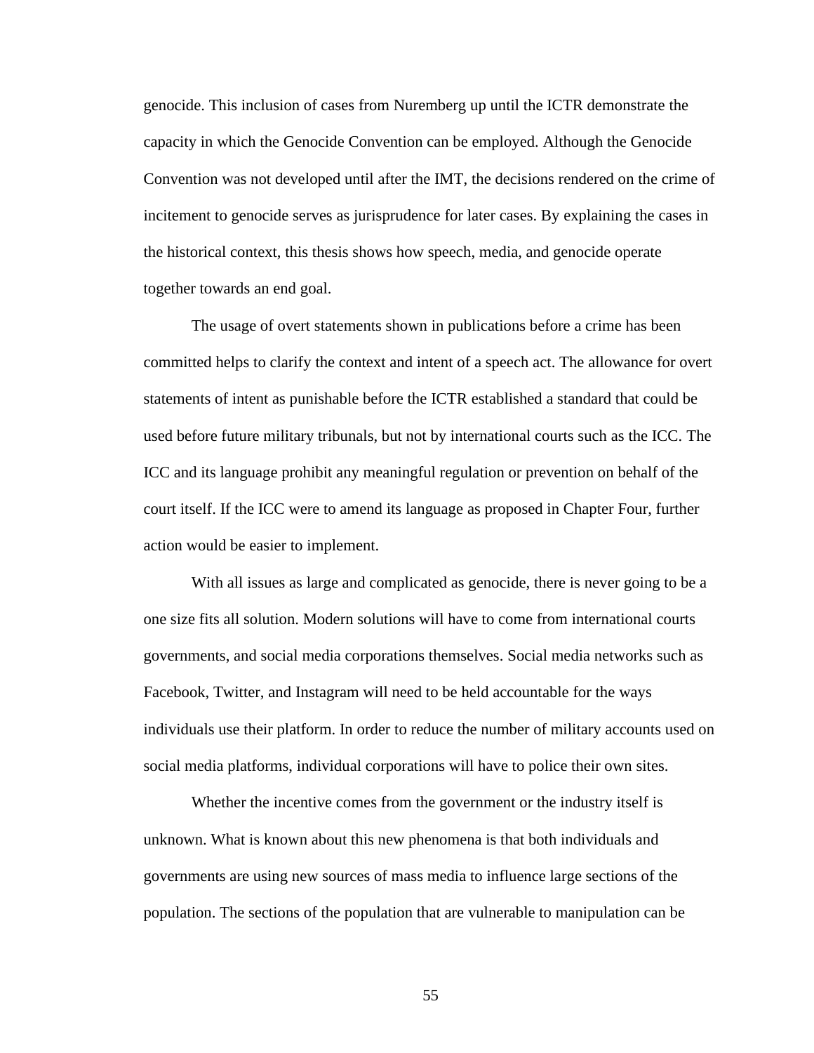genocide. This inclusion of cases from Nuremberg up until the ICTR demonstrate the capacity in which the Genocide Convention can be employed. Although the Genocide Convention was not developed until after the IMT, the decisions rendered on the crime of incitement to genocide serves as jurisprudence for later cases. By explaining the cases in the historical context, this thesis shows how speech, media, and genocide operate together towards an end goal.

The usage of overt statements shown in publications before a crime has been committed helps to clarify the context and intent of a speech act. The allowance for overt statements of intent as punishable before the ICTR established a standard that could be used before future military tribunals, but not by international courts such as the ICC. The ICC and its language prohibit any meaningful regulation or prevention on behalf of the court itself. If the ICC were to amend its language as proposed in Chapter Four, further action would be easier to implement.

With all issues as large and complicated as genocide, there is never going to be a one size fits all solution. Modern solutions will have to come from international courts governments, and social media corporations themselves. Social media networks such as Facebook, Twitter, and Instagram will need to be held accountable for the ways individuals use their platform. In order to reduce the number of military accounts used on social media platforms, individual corporations will have to police their own sites.

Whether the incentive comes from the government or the industry itself is unknown. What is known about this new phenomena is that both individuals and governments are using new sources of mass media to influence large sections of the population. The sections of the population that are vulnerable to manipulation can be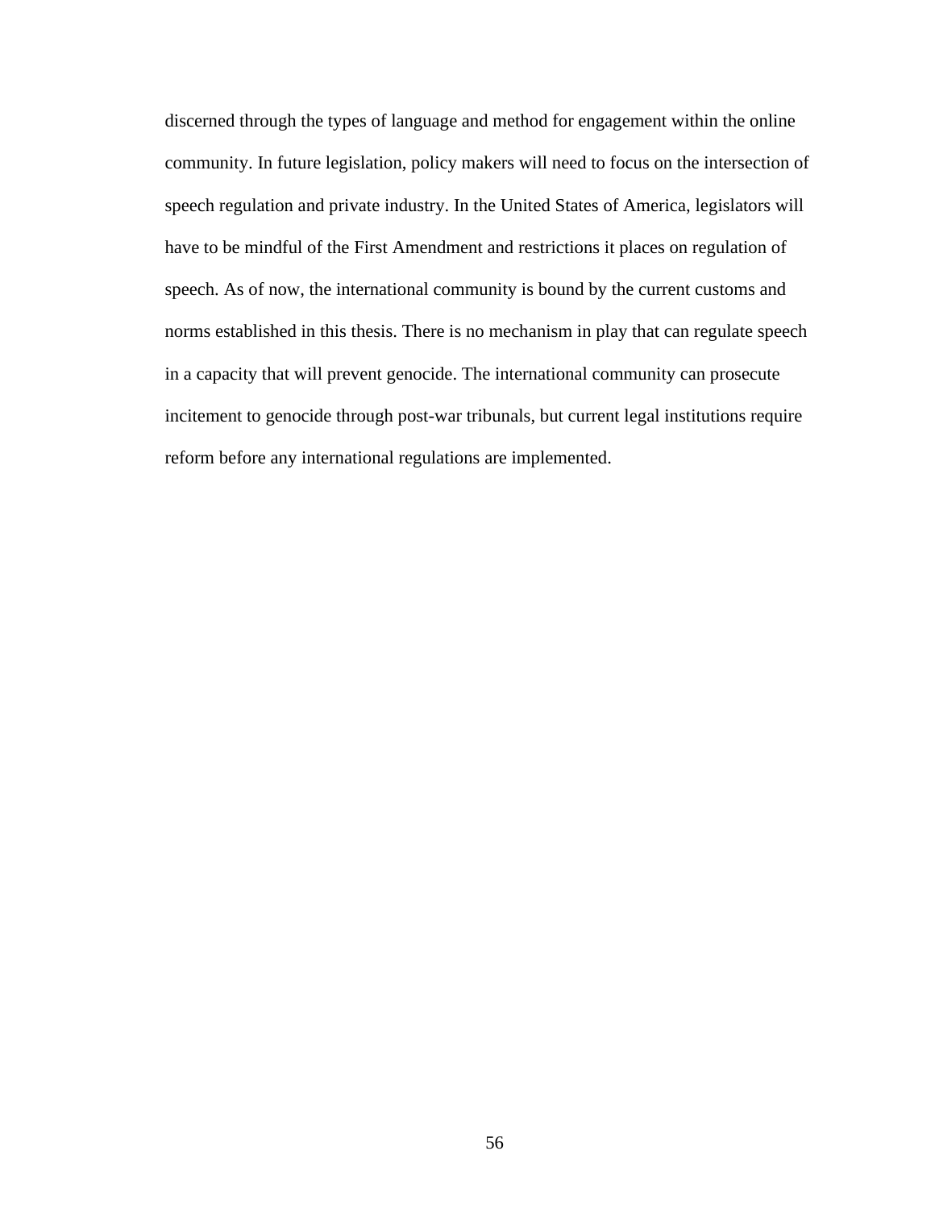discerned through the types of language and method for engagement within the online community. In future legislation, policy makers will need to focus on the intersection of speech regulation and private industry. In the United States of America, legislators will have to be mindful of the First Amendment and restrictions it places on regulation of speech. As of now, the international community is bound by the current customs and norms established in this thesis. There is no mechanism in play that can regulate speech in a capacity that will prevent genocide. The international community can prosecute incitement to genocide through post-war tribunals, but current legal institutions require reform before any international regulations are implemented.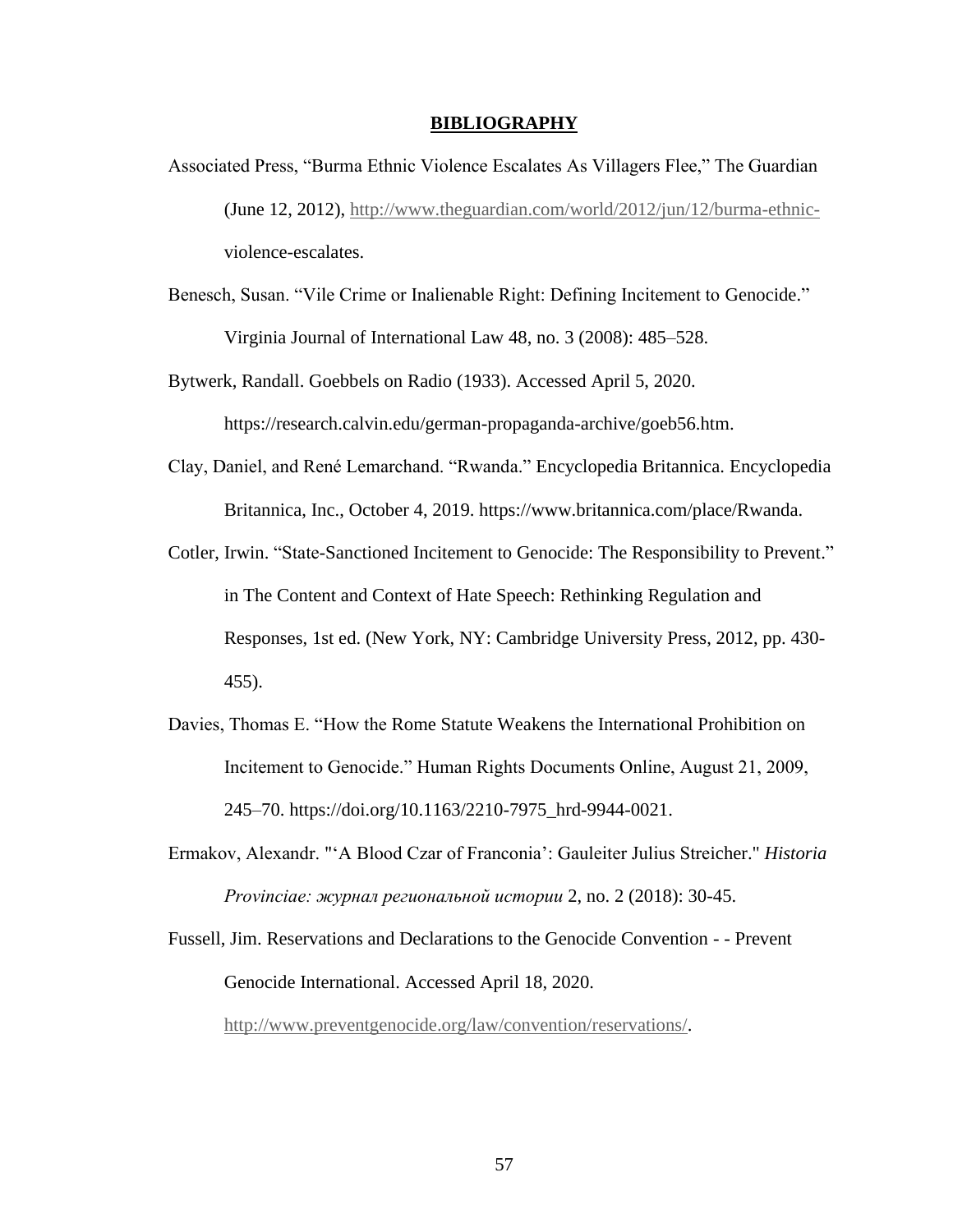# BIBLIOGRAPHY

Associated Press, "Burma Ethnic Violence Escalates As Villagers Flee," The Guardian (June 12, 2012), http://www.theguardian.com/world/2012/jun/12/burma-ethnic-violence-escalates.

Benesch, Susan. "Vile Crime or Inalienable Right: Defining Incitement to Genocide." Virginia Journal of International Law 48, no. 3 (2008): 485–528.

Bytwerk, Randall. Goebbels on Radio (1933). Accessed April 5, 2020. https://research.calvin.edu/german-propaganda-archive/goeb56.htm.

Clay, Daniel, and René Lemarchand. "Rwanda." Encyclopedia Britannica. Encyclopedia Britannica, Inc., October 4, 2019. https://www.britannica.com/place/Rwanda.

Cotler, Irwin. "State-Sanctioned Incitement to Genocide: The Responsibility to Prevent." in The Content and Context of Hate Speech: Rethinking Regulation and Responses, 1st ed. (New York, NY: Cambridge University Press, 2012, pp. 430-455).

Davies, Thomas E. "How the Rome Statute Weakens the International Prohibition on Incitement to Genocide." Human Rights Documents Online, August 21, 2009, 245–70. https://doi.org/10.1163/2210-7975_hrd-9944-0021.

Ermakov, Alexandr. "'A Blood Czar of Franconia': Gauleiter Julius Streicher." *Historia Provinciae: журнал региональной истории* 2, no. 2 (2018): 30-45.

Fussell, Jim. Reservations and Declarations to the Genocide Convention - - Prevent Genocide International. Accessed April 18, 2020. http://www.preventgenocide.org/law/convention/reservations/.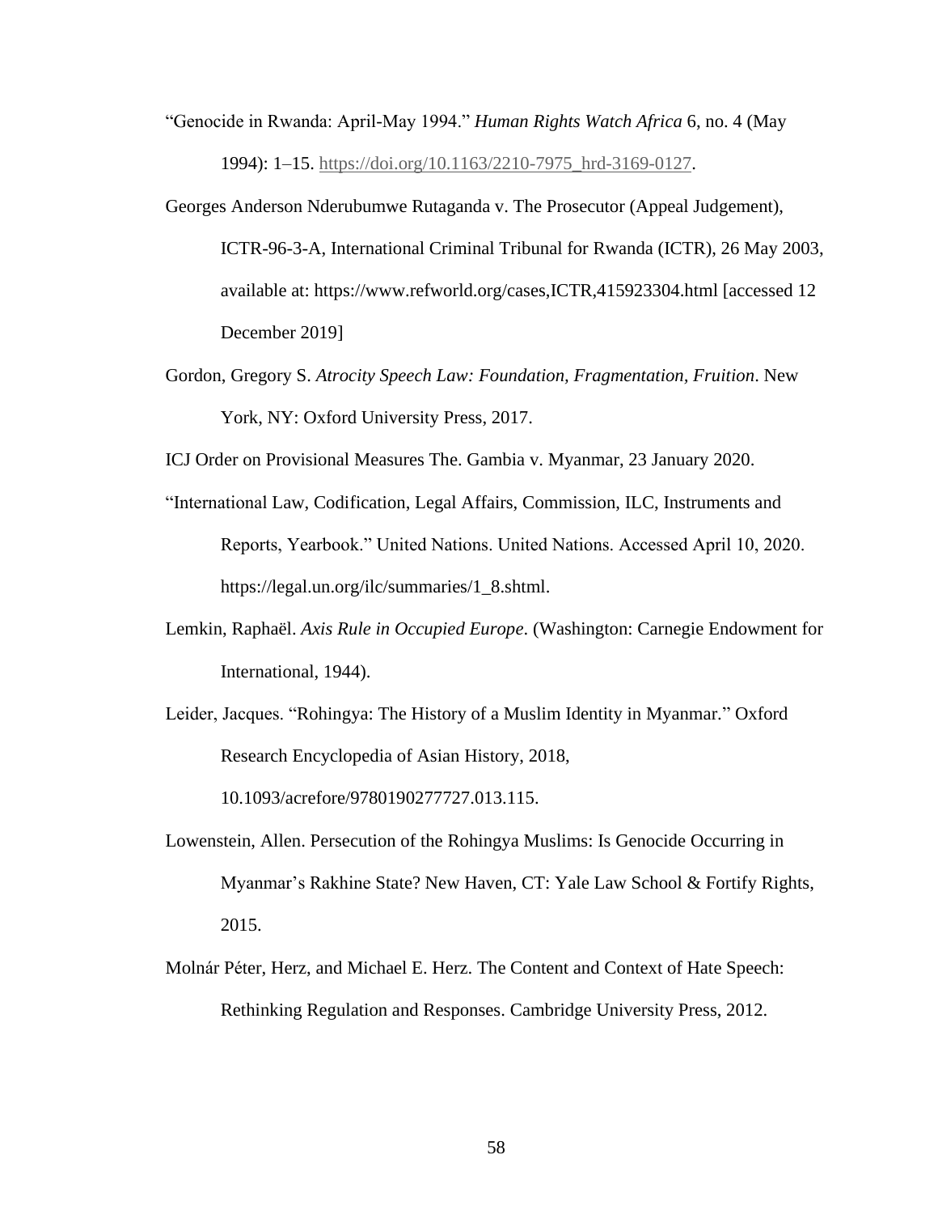"Genocide in Rwanda: April-May 1994." *Human Rights Watch Africa* 6, no. 4 (May 1994): 1–15. https://doi.org/10.1163/2210-7975_hrd-3169-0127.

Georges Anderson Nderubumwe Rutaganda v. The Prosecutor (Appeal Judgement), ICTR-96-3-A, International Criminal Tribunal for Rwanda (ICTR), 26 May 2003, available at: https://www.refworld.org/cases,ICTR,415923304.html [accessed 12 December 2019]

Gordon, Gregory S. *Atrocity Speech Law: Foundation, Fragmentation, Fruition*. New York, NY: Oxford University Press, 2017.

ICJ Order on Provisional Measures The. Gambia v. Myanmar, 23 January 2020.

"International Law, Codification, Legal Affairs, Commission, ILC, Instruments and Reports, Yearbook." United Nations. United Nations. Accessed April 10, 2020. https://legal.un.org/ilc/summaries/1_8.shtml.

Lemkin, Raphaël. *Axis Rule in Occupied Europe*. (Washington: Carnegie Endowment for International, 1944).

Leider, Jacques. "Rohingya: The History of a Muslim Identity in Myanmar." Oxford Research Encyclopedia of Asian History, 2018, 10.1093/acrefore/9780190277727.013.115.

Lowenstein, Allen. Persecution of the Rohingya Muslims: Is Genocide Occurring in Myanmar's Rakhine State? New Haven, CT: Yale Law School & Fortify Rights, 2015.

Molnár Péter, Herz, and Michael E. Herz. The Content and Context of Hate Speech: Rethinking Regulation and Responses. Cambridge University Press, 2012.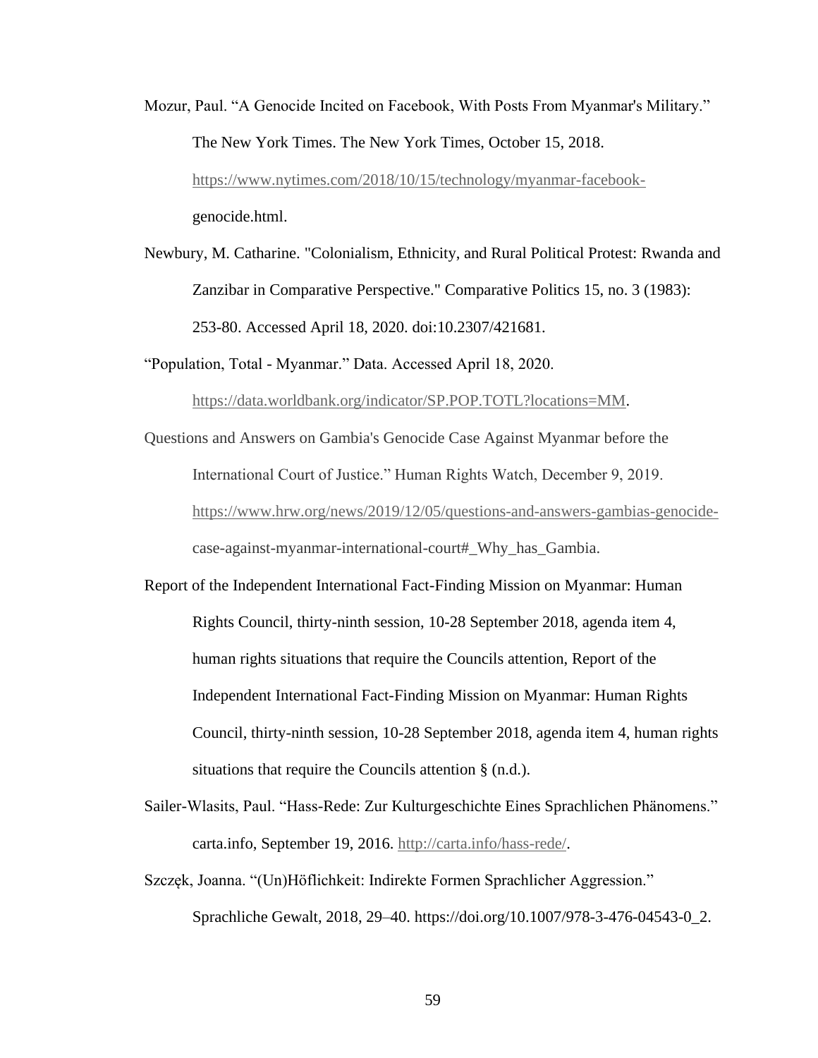Mozur, Paul. “A Genocide Incited on Facebook, With Posts From Myanmar's Military.” The New York Times. The New York Times, October 15, 2018. https://www.nytimes.com/2018/10/15/technology/myanmar-facebook-genocide.html.

Newbury, M. Catharine. "Colonialism, Ethnicity, and Rural Political Protest: Rwanda and Zanzibar in Comparative Perspective." Comparative Politics 15, no. 3 (1983): 253-80. Accessed April 18, 2020. doi:10.2307/421681.

“Population, Total - Myanmar.” Data. Accessed April 18, 2020. https://data.worldbank.org/indicator/SP.POP.TOTL?locations=MM.

Questions and Answers on Gambia's Genocide Case Against Myanmar before the International Court of Justice.” Human Rights Watch, December 9, 2019. https://www.hrw.org/news/2019/12/05/questions-and-answers-gambias-genocide-case-against-myanmar-international-court#_Why_has_Gambia.

Report of the Independent International Fact-Finding Mission on Myanmar: Human Rights Council, thirty-ninth session, 10-28 September 2018, agenda item 4, human rights situations that require the Councils attention, Report of the Independent International Fact-Finding Mission on Myanmar: Human Rights Council, thirty-ninth session, 10-28 September 2018, agenda item 4, human rights situations that require the Councils attention § (n.d.).

Sailer-Wlasits, Paul. “Hass-Rede: Zur Kulturgeschichte Eines Sprachlichen Phänomens.” carta.info, September 19, 2016. http://carta.info/hass-rede/.

Szczęk, Joanna. “(Un)Höflichkeit: Indirekte Formen Sprachlicher Aggression.” Sprachliche Gewalt, 2018, 29–40. https://doi.org/10.1007/978-3-476-04543-0_2.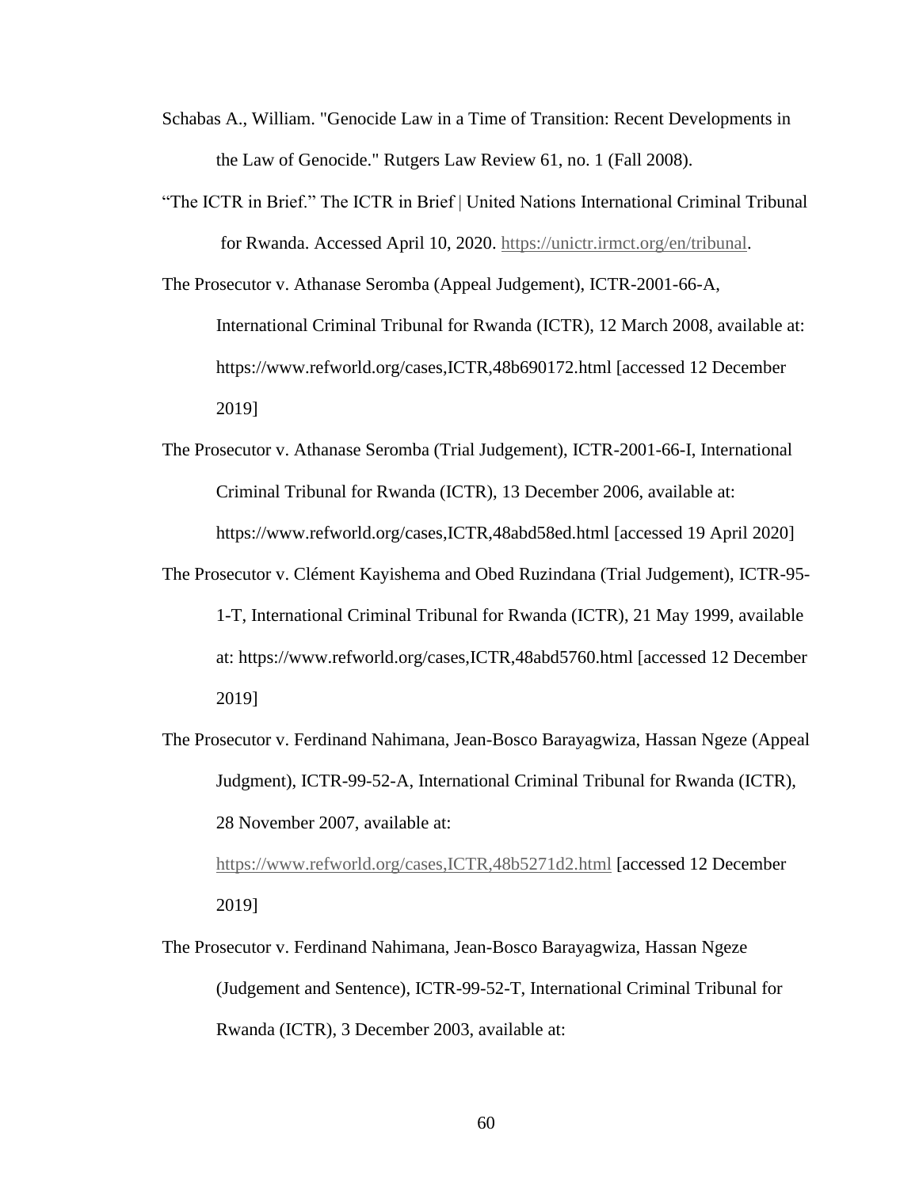Schabas A., William. "Genocide Law in a Time of Transition: Recent Developments in the Law of Genocide." Rutgers Law Review 61, no. 1 (Fall 2008).

"The ICTR in Brief." The ICTR in Brief | United Nations International Criminal Tribunal for Rwanda. Accessed April 10, 2020. https://unictr.irmct.org/en/tribunal.

The Prosecutor v. Athanase Seromba (Appeal Judgement), ICTR-2001-66-A, International Criminal Tribunal for Rwanda (ICTR), 12 March 2008, available at: https://www.refworld.org/cases,ICTR,48b690172.html [accessed 12 December 2019]

The Prosecutor v. Athanase Seromba (Trial Judgement), ICTR-2001-66-I, International Criminal Tribunal for Rwanda (ICTR), 13 December 2006, available at: https://www.refworld.org/cases,ICTR,48abd58ed.html [accessed 19 April 2020]

The Prosecutor v. Clément Kayishema and Obed Ruzindana (Trial Judgement), ICTR-95-1-T, International Criminal Tribunal for Rwanda (ICTR), 21 May 1999, available at: https://www.refworld.org/cases,ICTR,48abd5760.html [accessed 12 December 2019]

The Prosecutor v. Ferdinand Nahimana, Jean-Bosco Barayagwiza, Hassan Ngeze (Appeal Judgment), ICTR-99-52-A, International Criminal Tribunal for Rwanda (ICTR), 28 November 2007, available at: https://www.refworld.org/cases,ICTR,48b5271d2.html [accessed 12 December 2019]

The Prosecutor v. Ferdinand Nahimana, Jean-Bosco Barayagwiza, Hassan Ngeze (Judgement and Sentence), ICTR-99-52-T, International Criminal Tribunal for Rwanda (ICTR), 3 December 2003, available at: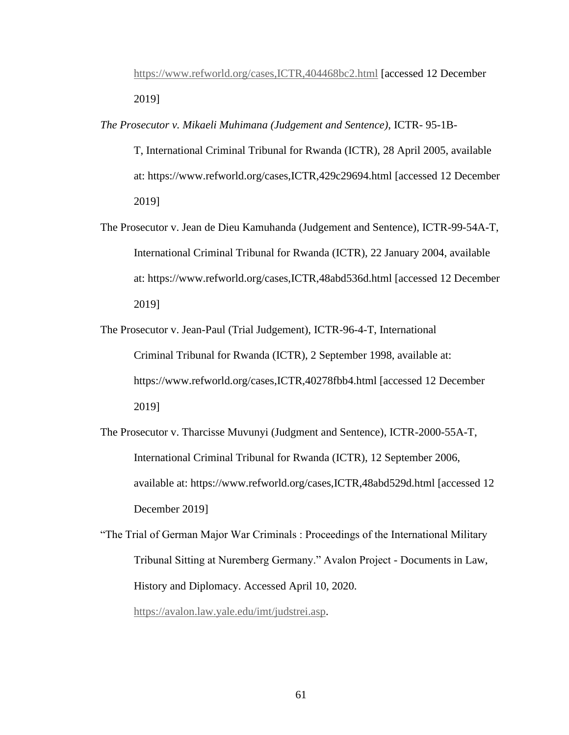https://www.refworld.org/cases,ICTR,404468bc2.html [accessed 12 December 2019]

*The Prosecutor v. Mikaeli Muhimana (Judgement and Sentence)*, ICTR- 95-1B-T, International Criminal Tribunal for Rwanda (ICTR), 28 April 2005, available at: https://www.refworld.org/cases,ICTR,429c29694.html [accessed 12 December 2019]

The Prosecutor v. Jean de Dieu Kamuhanda (Judgement and Sentence), ICTR-99-54A-T, International Criminal Tribunal for Rwanda (ICTR), 22 January 2004, available at: https://www.refworld.org/cases,ICTR,48abd536d.html [accessed 12 December 2019]

The Prosecutor v. Jean-Paul (Trial Judgement), ICTR-96-4-T, International Criminal Tribunal for Rwanda (ICTR), 2 September 1998, available at: https://www.refworld.org/cases,ICTR,40278fbb4.html [accessed 12 December 2019]

The Prosecutor v. Tharcisse Muvunyi (Judgment and Sentence), ICTR-2000-55A-T, International Criminal Tribunal for Rwanda (ICTR), 12 September 2006, available at: https://www.refworld.org/cases,ICTR,48abd529d.html [accessed 12 December 2019]

"The Trial of German Major War Criminals : Proceedings of the International Military Tribunal Sitting at Nuremberg Germany." Avalon Project - Documents in Law, History and Diplomacy. Accessed April 10, 2020. https://avalon.law.yale.edu/imt/judstrei.asp.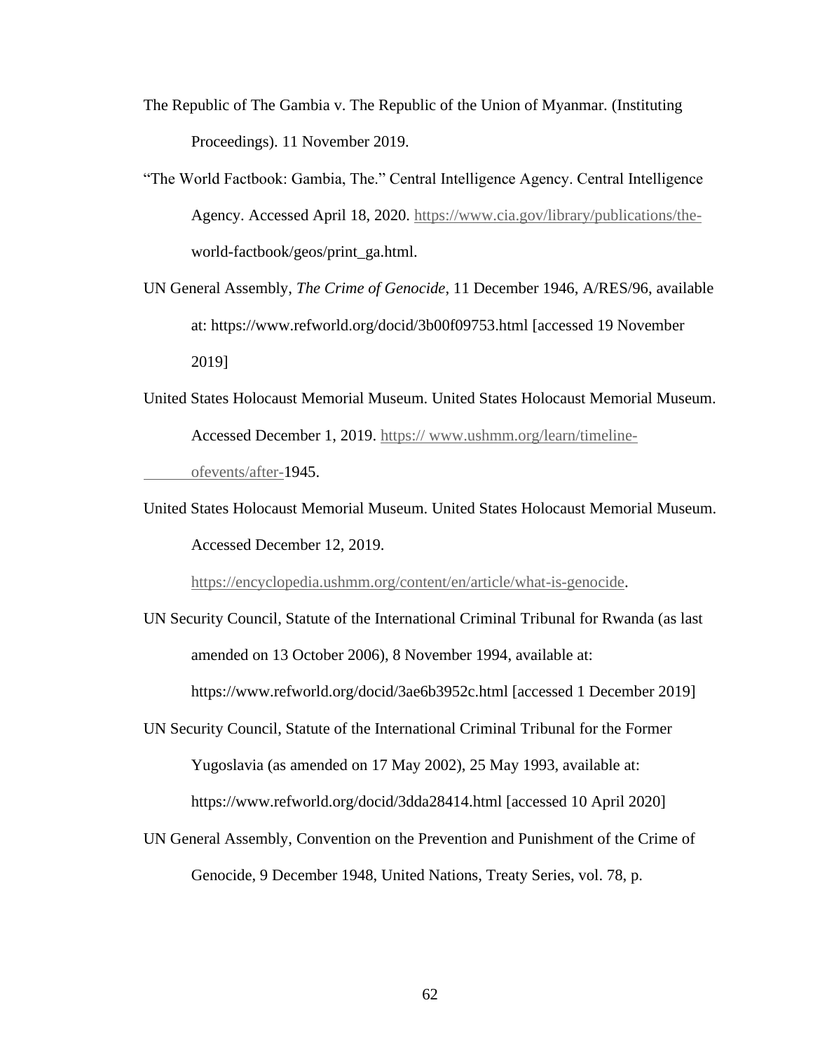The Republic of The Gambia v. The Republic of the Union of Myanmar. (Instituting Proceedings). 11 November 2019.

"The World Factbook: Gambia, The." Central Intelligence Agency. Central Intelligence Agency. Accessed April 18, 2020. https://www.cia.gov/library/publications/the-world-factbook/geos/print_ga.html.

UN General Assembly, *The Crime of Genocide*, 11 December 1946, A/RES/96, available at: https://www.refworld.org/docid/3b00f09753.html [accessed 19 November 2019]

United States Holocaust Memorial Museum. United States Holocaust Memorial Museum. Accessed December 1, 2019. https:// www.ushmm.org/learn/timeline-ofevents/after-1945.

United States Holocaust Memorial Museum. United States Holocaust Memorial Museum. Accessed December 12, 2019. https://encyclopedia.ushmm.org/content/en/article/what-is-genocide.

UN Security Council, Statute of the International Criminal Tribunal for Rwanda (as last amended on 13 October 2006), 8 November 1994, available at: https://www.refworld.org/docid/3ae6b3952c.html [accessed 1 December 2019]

UN Security Council, Statute of the International Criminal Tribunal for the Former Yugoslavia (as amended on 17 May 2002), 25 May 1993, available at: https://www.refworld.org/docid/3dda28414.html [accessed 10 April 2020]

UN General Assembly, Convention on the Prevention and Punishment of the Crime of Genocide, 9 December 1948, United Nations, Treaty Series, vol. 78, p.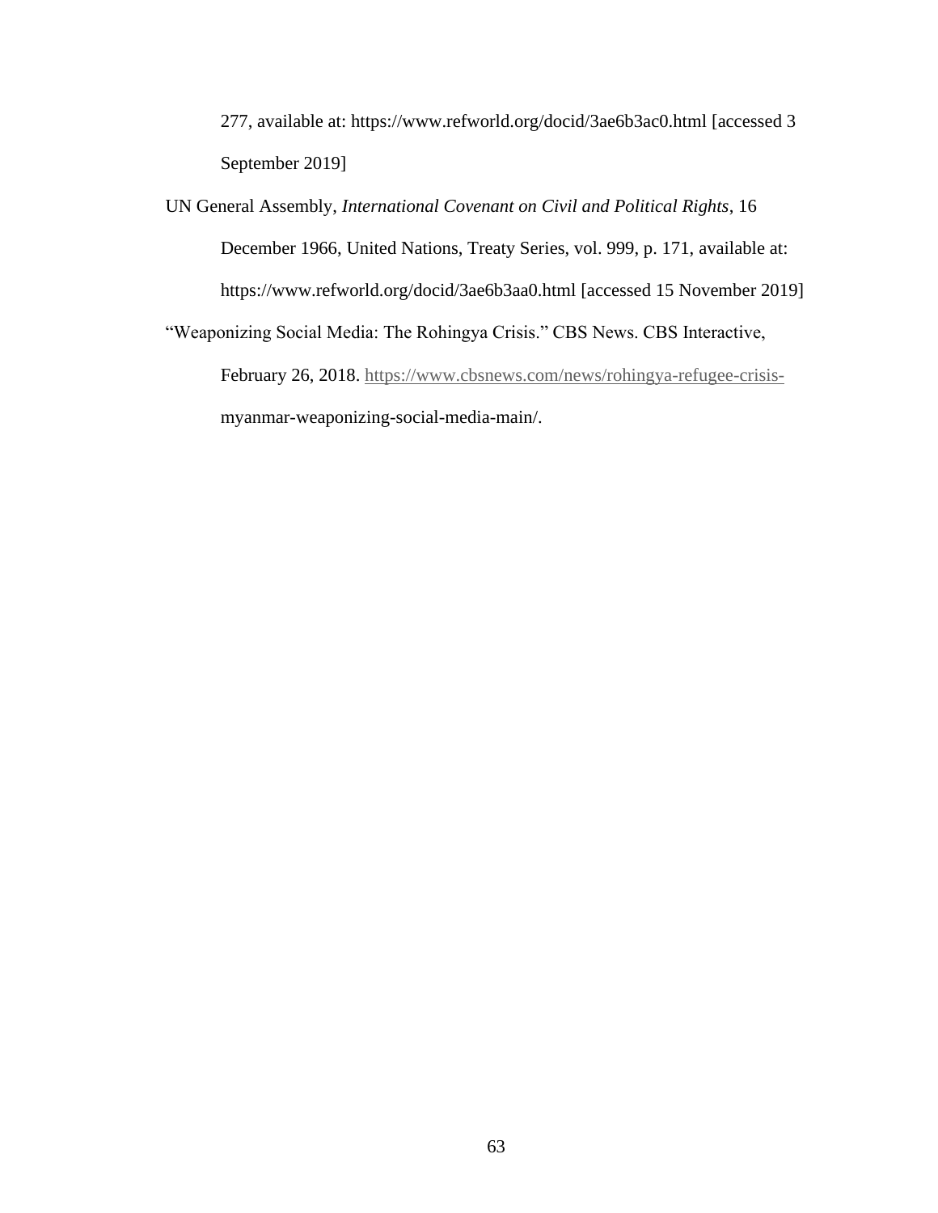277, available at: https://www.refworld.org/docid/3ae6b3ac0.html [accessed 3 September 2019]

UN General Assembly, *International Covenant on Civil and Political Rights*, 16 December 1966, United Nations, Treaty Series, vol. 999, p. 171, available at: https://www.refworld.org/docid/3ae6b3aa0.html [accessed 15 November 2019]

"Weaponizing Social Media: The Rohingya Crisis." CBS News. CBS Interactive, February 26, 2018. https://www.cbsnews.com/news/rohingya-refugee-crisis-myanmar-weaponizing-social-media-main/.